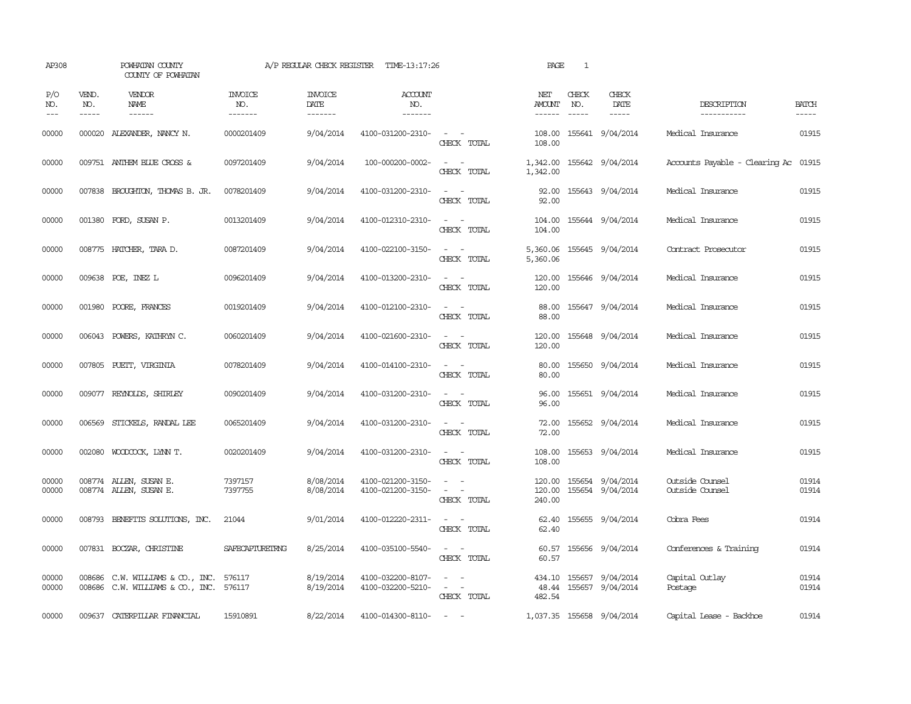AP308 POWHATAN COUNTY A/P REGULAR CHECK REGISTER TIME-13:17:26 PAGE 1

COUNTY OF POWHATAN

| P/O NO. | VEND. NO. | VENDOR NAME | INVOICE NO. | INVOICE DATE | ACCOUNT NO. | | NET AMOUNT | CHECK NO. | CHECK DATE | DESCRIPTION | BATCH |
|---|---|---|---|---|---|---|---|---|---|---|---|
| 00000 | 000020 | ALEXANDER, NANCY N. | 0000201409 | 9/04/2014 | 4100-031200-2310- | - - | 108.00 | 155641 | 9/04/2014 | Medical Insurance | 01915 |
| | | | | | | CHECK TOTAL | 108.00 | | | | |
| 00000 | 009751 | ANTHEM BLUE CROSS & | 0097201409 | 9/04/2014 | 100-000200-0002- | - - | 1,342.00 | 155642 | 9/04/2014 | Accounts Payable - Clearing Ac | 01915 |
| | | | | | | CHECK TOTAL | 1,342.00 | | | | |
| 00000 | 007838 | BROUGHTON, THOMAS B. JR. | 0078201409 | 9/04/2014 | 4100-031200-2310- | - - | 92.00 | 155643 | 9/04/2014 | Medical Insurance | 01915 |
| | | | | | | CHECK TOTAL | 92.00 | | | | |
| 00000 | 001380 | FORD, SUSAN P. | 0013201409 | 9/04/2014 | 4100-012310-2310- | - - | 104.00 | 155644 | 9/04/2014 | Medical Insurance | 01915 |
| | | | | | | CHECK TOTAL | 104.00 | | | | |
| 00000 | 008775 | HATCHER, TARA D. | 0087201409 | 9/04/2014 | 4100-022100-3150- | - - | 5,360.06 | 155645 | 9/04/2014 | Contract Prosecutor | 01915 |
| | | | | | | CHECK TOTAL | 5,360.06 | | | | |
| 00000 | 009638 | POE, INEZ L | 0096201409 | 9/04/2014 | 4100-013200-2310- | - - | 120.00 | 155646 | 9/04/2014 | Medical Insurance | 01915 |
| | | | | | | CHECK TOTAL | 120.00 | | | | |
| 00000 | 001980 | POORE, FRANCES | 0019201409 | 9/04/2014 | 4100-012100-2310- | - - | 88.00 | 155647 | 9/04/2014 | Medical Insurance | 01915 |
| | | | | | | CHECK TOTAL | 88.00 | | | | |
| 00000 | 006043 | POWERS, KATHRYN C. | 0060201409 | 9/04/2014 | 4100-021600-2310- | - - | 120.00 | 155648 | 9/04/2014 | Medical Insurance | 01915 |
| | | | | | | CHECK TOTAL | 120.00 | | | | |
| 00000 | 007805 | PUETT, VIRGINIA | 0078201409 | 9/04/2014 | 4100-014100-2310- | - - | 80.00 | 155650 | 9/04/2014 | Medical Insurance | 01915 |
| | | | | | | CHECK TOTAL | 80.00 | | | | |
| 00000 | 009077 | REYNOLDS, SHIRLEY | 0090201409 | 9/04/2014 | 4100-031200-2310- | - - | 96.00 | 155651 | 9/04/2014 | Medical Insurance | 01915 |
| | | | | | | CHECK TOTAL | 96.00 | | | | |
| 00000 | 006569 | STICKELS, RANDAL LEE | 0065201409 | 9/04/2014 | 4100-031200-2310- | - - | 72.00 | 155652 | 9/04/2014 | Medical Insurance | 01915 |
| | | | | | | CHECK TOTAL | 72.00 | | | | |
| 00000 | 002080 | WOODCOCK, LYNN T. | 0020201409 | 9/04/2014 | 4100-031200-2310- | - - | 108.00 | 155653 | 9/04/2014 | Medical Insurance | 01915 |
| | | | | | | CHECK TOTAL | 108.00 | | | | |
| 00000 | 008774 | ALLEN, SUSAN E. | 7397157 | 8/08/2014 | 4100-021200-3150- | - - | 120.00 | 155654 | 9/04/2014 | Outside Counsel | 01914 |
| 00000 | 008774 | ALLEN, SUSAN E. | 7397755 | 8/08/2014 | 4100-021200-3150- | - - | 120.00 | 155654 | 9/04/2014 | Outside Counsel | 01914 |
| | | | | | | CHECK TOTAL | 240.00 | | | | |
| 00000 | 008793 | BENEFITS SOLUTIONS, INC. | 21044 | 9/01/2014 | 4100-012220-2311- | - - | 62.40 | 155655 | 9/04/2014 | Cobra Fees | 01914 |
| | | | | | | CHECK TOTAL | 62.40 | | | | |
| 00000 | 007831 | BOCZAR, CHRISTINE | SAFECAPTURETRNG | 8/25/2014 | 4100-035100-5540- | - - | 60.57 | 155656 | 9/04/2014 | Conferences & Training | 01914 |
| | | | | | | CHECK TOTAL | 60.57 | | | | |
| 00000 | 008686 | C.W. WILLIAMS & CO., INC. | 576117 | 8/19/2014 | 4100-032200-8107- | - - | 434.10 | 155657 | 9/04/2014 | Capital Outlay | 01914 |
| 00000 | 008686 | C.W. WILLIAMS & CO., INC. | 576117 | 8/19/2014 | 4100-032200-5210- | - - | 48.44 | 155657 | 9/04/2014 | Postage | 01914 |
| | | | | | | CHECK TOTAL | 482.54 | | | | |
| 00000 | 009637 | CATERPILLAR FINANCIAL | 15910891 | 8/22/2014 | 4100-014300-8110- | - - | 1,037.35 | 155658 | 9/04/2014 | Capital Lease - Backhoe | 01914 |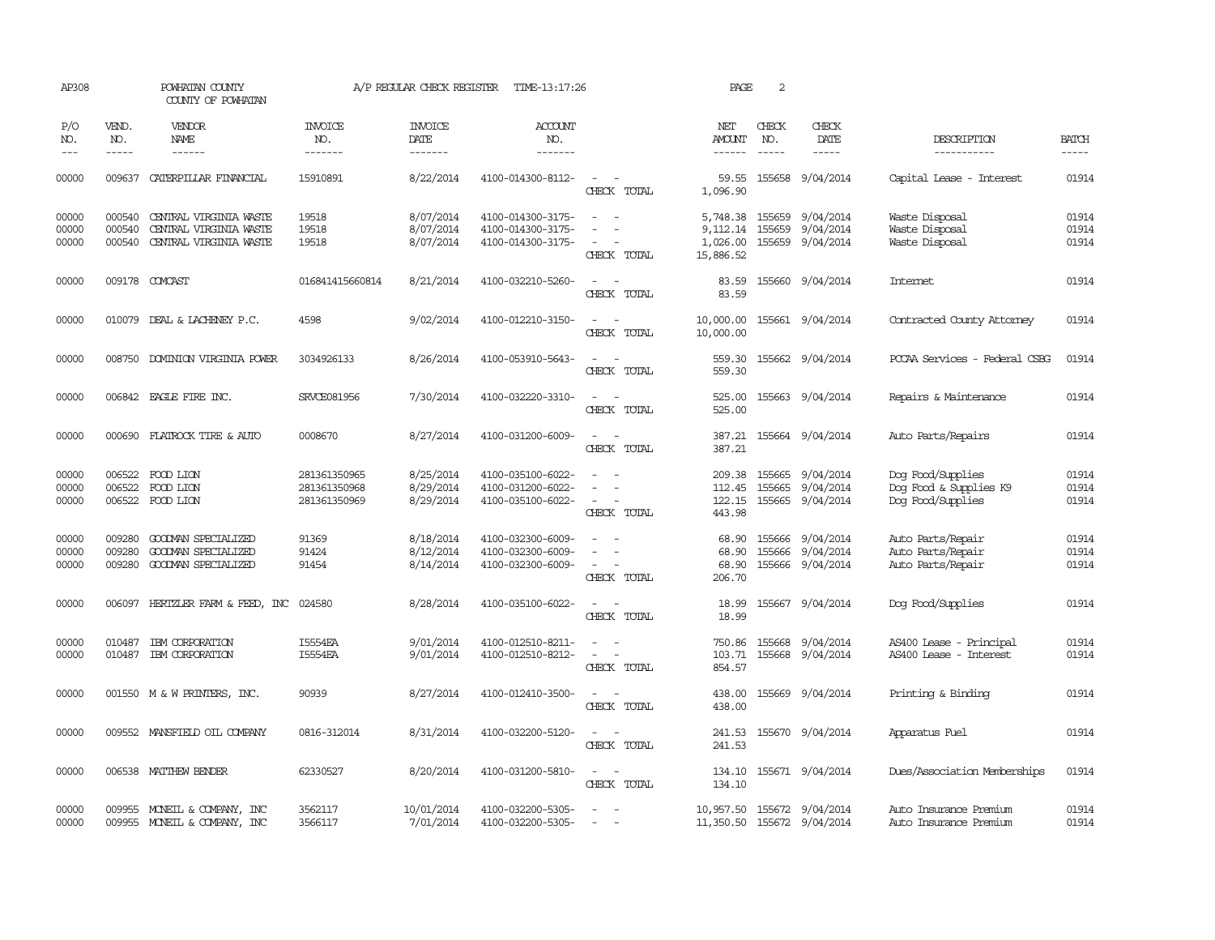AP308 POWHATAN COUNTY A/P REGULAR CHECK REGISTER TIME-13:17:26 PAGE 2

COUNTY OF POWHATAN

| P/O NO. | VEND. NO. | VENDOR NAME | INVOICE NO. | INVOICE DATE | ACCOUNT NO. | | NET AMOUNT | CHECK NO. | CHECK DATE | DESCRIPTION | BATCH |
|---|---|---|---|---|---|---|---|---|---|---|---|
| 00000 | 009637 | CATERPILLAR FINANCIAL | 15910891 | 8/22/2014 | 4100-014300-8112- | - - | 59.55 | 155658 | 9/04/2014 | Capital Lease - Interest | 01914 |
| | | | | | | CHECK TOTAL | 1,096.90 | | | | |
| 00000 | 000540 | CENTRAL VIRGINIA WASTE | 19518 | 8/07/2014 | 4100-014300-3175- | - - | 5,748.38 | 155659 | 9/04/2014 | Waste Disposal | 01914 |
| 00000 | 000540 | CENTRAL VIRGINIA WASTE | 19518 | 8/07/2014 | 4100-014300-3175- | - - | 9,112.14 | 155659 | 9/04/2014 | Waste Disposal | 01914 |
| 00000 | 000540 | CENTRAL VIRGINIA WASTE | 19518 | 8/07/2014 | 4100-014300-3175- | - - | 1,026.00 | 155659 | 9/04/2014 | Waste Disposal | 01914 |
| | | | | | | CHECK TOTAL | 15,886.52 | | | | |
| 00000 | 009178 | COMCAST | 016841415660814 | 8/21/2014 | 4100-032210-5260- | - - | 83.59 | 155660 | 9/04/2014 | Internet | 01914 |
| | | | | | | CHECK TOTAL | 83.59 | | | | |
| 00000 | 010079 | DEAL & LACHENEY P.C. | 4598 | 9/02/2014 | 4100-012210-3150- | - - | 10,000.00 | 155661 | 9/04/2014 | Contracted County Attorney | 01914 |
| | | | | | | CHECK TOTAL | 10,000.00 | | | | |
| 00000 | 008750 | DOMINION VIRGINIA POWER | 3034926133 | 8/26/2014 | 4100-053910-5643- | - - | 559.30 | 155662 | 9/04/2014 | PCCAA Services - Federal CSBG | 01914 |
| | | | | | | CHECK TOTAL | 559.30 | | | | |
| 00000 | 006842 | EAGLE FIRE INC. | SRVCE081956 | 7/30/2014 | 4100-032220-3310- | - - | 525.00 | 155663 | 9/04/2014 | Repairs & Maintenance | 01914 |
| | | | | | | CHECK TOTAL | 525.00 | | | | |
| 00000 | 000690 | FLATROCK TIRE & AUTO | 0008670 | 8/27/2014 | 4100-031200-6009- | - - | 387.21 | 155664 | 9/04/2014 | Auto Parts/Repairs | 01914 |
| | | | | | | CHECK TOTAL | 387.21 | | | | |
| 00000 | 006522 | FOOD LION | 281361350965 | 8/25/2014 | 4100-035100-6022- | - - | 209.38 | 155665 | 9/04/2014 | Dog Food/Supplies | 01914 |
| 00000 | 006522 | FOOD LION | 281361350968 | 8/29/2014 | 4100-031200-6022- | - - | 112.45 | 155665 | 9/04/2014 | Dog Food & Supplies K9 | 01914 |
| 00000 | 006522 | FOOD LION | 281361350969 | 8/29/2014 | 4100-035100-6022- | - - | 122.15 | 155665 | 9/04/2014 | Dog Food/Supplies | 01914 |
| | | | | | | CHECK TOTAL | 443.98 | | | | |
| 00000 | 009280 | GOODMAN SPECIALIZED | 91369 | 8/18/2014 | 4100-032300-6009- | - - | 68.90 | 155666 | 9/04/2014 | Auto Parts/Repair | 01914 |
| 00000 | 009280 | GOODMAN SPECIALIZED | 91424 | 8/12/2014 | 4100-032300-6009- | - - | 68.90 | 155666 | 9/04/2014 | Auto Parts/Repair | 01914 |
| 00000 | 009280 | GOODMAN SPECIALIZED | 91454 | 8/14/2014 | 4100-032300-6009- | - - | 68.90 | 155666 | 9/04/2014 | Auto Parts/Repair | 01914 |
| | | | | | | CHECK TOTAL | 206.70 | | | | |
| 00000 | 006097 | HERTZLER FARM & FEED, INC | 024580 | 8/28/2014 | 4100-035100-6022- | - - | 18.99 | 155667 | 9/04/2014 | Dog Food/Supplies | 01914 |
| | | | | | | CHECK TOTAL | 18.99 | | | | |
| 00000 | 010487 | IBM CORPORATION | I5554EA | 9/01/2014 | 4100-012510-8211- | - - | 750.86 | 155668 | 9/04/2014 | AS400 Lease - Principal | 01914 |
| 00000 | 010487 | IBM CORPORATION | I5554EA | 9/01/2014 | 4100-012510-8212- | - - | 103.71 | 155668 | 9/04/2014 | AS400 Lease - Interest | 01914 |
| | | | | | | CHECK TOTAL | 854.57 | | | | |
| 00000 | 001550 | M & W PRINTERS, INC. | 90939 | 8/27/2014 | 4100-012410-3500- | - - | 438.00 | 155669 | 9/04/2014 | Printing & Binding | 01914 |
| | | | | | | CHECK TOTAL | 438.00 | | | | |
| 00000 | 009552 | MANSFIELD OIL COMPANY | 0816-312014 | 8/31/2014 | 4100-032200-5120- | - - | 241.53 | 155670 | 9/04/2014 | Apparatus Fuel | 01914 |
| | | | | | | CHECK TOTAL | 241.53 | | | | |
| 00000 | 006538 | MATTHEW BENDER | 62330527 | 8/20/2014 | 4100-031200-5810- | - - | 134.10 | 155671 | 9/04/2014 | Dues/Association Memberships | 01914 |
| | | | | | | CHECK TOTAL | 134.10 | | | | |
| 00000 | 009955 | MCNEIL & COMPANY, INC | 3562117 | 10/01/2014 | 4100-032200-5305- | - - | 10,957.50 | 155672 | 9/04/2014 | Auto Insurance Premium | 01914 |
| 00000 | 009955 | MCNEIL & COMPANY, INC | 3566117 | 7/01/2014 | 4100-032200-5305- | - - | 11,350.50 | 155672 | 9/04/2014 | Auto Insurance Premium | 01914 |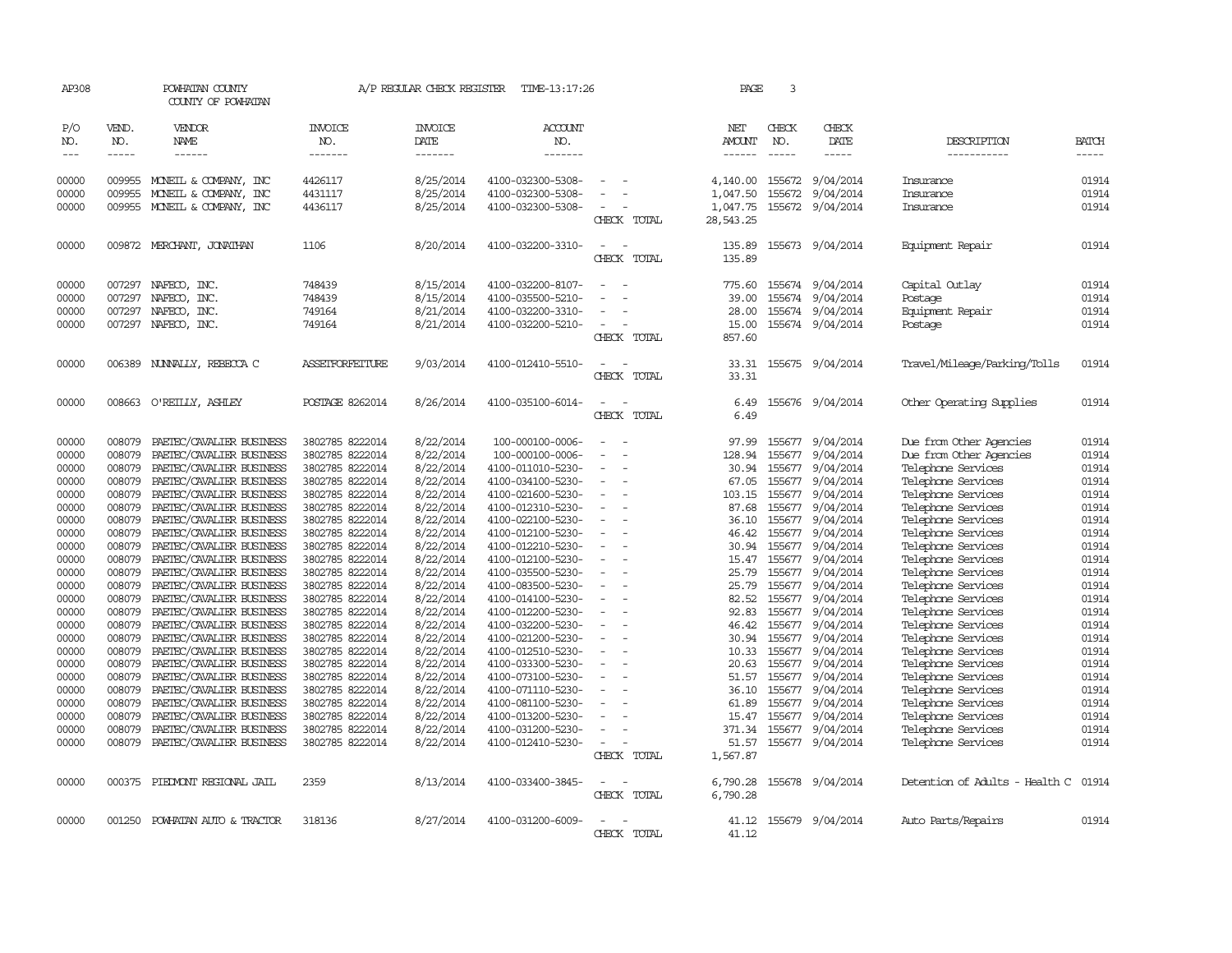AP308 POWHATAN COUNTY A/P REGULAR CHECK REGISTER TIME-13:17:26 PAGE 3
COUNTY OF POWHATAN

| P/O NO. | VEND. NO. | VENDOR NAME | INVOICE NO. | INVOICE DATE | ACCOUNT NO. | | NET AMOUNT | CHECK NO. | CHECK DATE | DESCRIPTION | BATCH |
|---|---|---|---|---|---|---|---|---|---|---|---|
| 00000 | 009955 | MCNEIL & COMPANY, INC | 4426117 | 8/25/2014 | 4100-032300-5308- | - - | 4,140.00 | 155672 | 9/04/2014 | Insurance | 01914 |
| 00000 | 009955 | MCNEIL & COMPANY, INC | 4431117 | 8/25/2014 | 4100-032300-5308- | - - | 1,047.50 | 155672 | 9/04/2014 | Insurance | 01914 |
| 00000 | 009955 | MCNEIL & COMPANY, INC | 4436117 | 8/25/2014 | 4100-032300-5308- | - - | 1,047.75 | 155672 | 9/04/2014 | Insurance | 01914 |
| | | | | | | CHECK TOTAL | 28,543.25 | | | | |
| 00000 | 009872 | MERCHANT, JONATHAN | 1106 | 8/20/2014 | 4100-032200-3310- | - - | 135.89 | 155673 | 9/04/2014 | Equipment Repair | 01914 |
| | | | | | | CHECK TOTAL | 135.89 | | | | |
| 00000 | 007297 | NAFECO, INC. | 748439 | 8/15/2014 | 4100-032200-8107- | - - | 775.60 | 155674 | 9/04/2014 | Capital Outlay | 01914 |
| 00000 | 007297 | NAFECO, INC. | 748439 | 8/15/2014 | 4100-035500-5210- | - - | 39.00 | 155674 | 9/04/2014 | Postage | 01914 |
| 00000 | 007297 | NAFECO, INC. | 749164 | 8/21/2014 | 4100-032200-3310- | - - | 28.00 | 155674 | 9/04/2014 | Equipment Repair | 01914 |
| 00000 | 007297 | NAFECO, INC. | 749164 | 8/21/2014 | 4100-032200-5210- | - - | 15.00 | 155674 | 9/04/2014 | Postage | 01914 |
| | | | | | | CHECK TOTAL | 857.60 | | | | |
| 00000 | 006389 | NUNNALLY, REBECCA C | ASSETFORFEITURE | 9/03/2014 | 4100-012410-5510- | - - | 33.31 | 155675 | 9/04/2014 | Travel/Mileage/Parking/Tolls | 01914 |
| | | | | | | CHECK TOTAL | 33.31 | | | | |
| 00000 | 008663 | O'REILLY, ASHLEY | POSTAGE 8262014 | 8/26/2014 | 4100-035100-6014- | - - | 6.49 | 155676 | 9/04/2014 | Other Operating Supplies | 01914 |
| | | | | | | CHECK TOTAL | 6.49 | | | | |
| 00000 | 008079 | PAETEC/CAVALIER BUSINESS | 3802785 8222014 | 8/22/2014 | 100-000100-0006- | - - | 97.99 | 155677 | 9/04/2014 | Due from Other Agencies | 01914 |
| 00000 | 008079 | PAETEC/CAVALIER BUSINESS | 3802785 8222014 | 8/22/2014 | 100-000100-0006- | - - | 128.94 | 155677 | 9/04/2014 | Due from Other Agencies | 01914 |
| 00000 | 008079 | PAETEC/CAVALIER BUSINESS | 3802785 8222014 | 8/22/2014 | 4100-011010-5230- | - - | 30.94 | 155677 | 9/04/2014 | Telephone Services | 01914 |
| 00000 | 008079 | PAETEC/CAVALIER BUSINESS | 3802785 8222014 | 8/22/2014 | 4100-034100-5230- | - - | 67.05 | 155677 | 9/04/2014 | Telephone Services | 01914 |
| 00000 | 008079 | PAETEC/CAVALIER BUSINESS | 3802785 8222014 | 8/22/2014 | 4100-021600-5230- | - - | 103.15 | 155677 | 9/04/2014 | Telephone Services | 01914 |
| 00000 | 008079 | PAETEC/CAVALIER BUSINESS | 3802785 8222014 | 8/22/2014 | 4100-012310-5230- | - - | 87.68 | 155677 | 9/04/2014 | Telephone Services | 01914 |
| 00000 | 008079 | PAETEC/CAVALIER BUSINESS | 3802785 8222014 | 8/22/2014 | 4100-022100-5230- | - - | 36.10 | 155677 | 9/04/2014 | Telephone Services | 01914 |
| 00000 | 008079 | PAETEC/CAVALIER BUSINESS | 3802785 8222014 | 8/22/2014 | 4100-012100-5230- | - - | 46.42 | 155677 | 9/04/2014 | Telephone Services | 01914 |
| 00000 | 008079 | PAETEC/CAVALIER BUSINESS | 3802785 8222014 | 8/22/2014 | 4100-012210-5230- | - - | 30.94 | 155677 | 9/04/2014 | Telephone Services | 01914 |
| 00000 | 008079 | PAETEC/CAVALIER BUSINESS | 3802785 8222014 | 8/22/2014 | 4100-012100-5230- | - - | 15.47 | 155677 | 9/04/2014 | Telephone Services | 01914 |
| 00000 | 008079 | PAETEC/CAVALIER BUSINESS | 3802785 8222014 | 8/22/2014 | 4100-035500-5230- | - - | 25.79 | 155677 | 9/04/2014 | Telephone Services | 01914 |
| 00000 | 008079 | PAETEC/CAVALIER BUSINESS | 3802785 8222014 | 8/22/2014 | 4100-083500-5230- | - - | 25.79 | 155677 | 9/04/2014 | Telephone Services | 01914 |
| 00000 | 008079 | PAETEC/CAVALIER BUSINESS | 3802785 8222014 | 8/22/2014 | 4100-014100-5230- | - - | 82.52 | 155677 | 9/04/2014 | Telephone Services | 01914 |
| 00000 | 008079 | PAETEC/CAVALIER BUSINESS | 3802785 8222014 | 8/22/2014 | 4100-012200-5230- | - - | 92.83 | 155677 | 9/04/2014 | Telephone Services | 01914 |
| 00000 | 008079 | PAETEC/CAVALIER BUSINESS | 3802785 8222014 | 8/22/2014 | 4100-032200-5230- | - - | 46.42 | 155677 | 9/04/2014 | Telephone Services | 01914 |
| 00000 | 008079 | PAETEC/CAVALIER BUSINESS | 3802785 8222014 | 8/22/2014 | 4100-021200-5230- | - - | 30.94 | 155677 | 9/04/2014 | Telephone Services | 01914 |
| 00000 | 008079 | PAETEC/CAVALIER BUSINESS | 3802785 8222014 | 8/22/2014 | 4100-012510-5230- | - - | 10.33 | 155677 | 9/04/2014 | Telephone Services | 01914 |
| 00000 | 008079 | PAETEC/CAVALIER BUSINESS | 3802785 8222014 | 8/22/2014 | 4100-033300-5230- | - - | 20.63 | 155677 | 9/04/2014 | Telephone Services | 01914 |
| 00000 | 008079 | PAETEC/CAVALIER BUSINESS | 3802785 8222014 | 8/22/2014 | 4100-073100-5230- | - - | 51.57 | 155677 | 9/04/2014 | Telephone Services | 01914 |
| 00000 | 008079 | PAETEC/CAVALIER BUSINESS | 3802785 8222014 | 8/22/2014 | 4100-071110-5230- | - - | 36.10 | 155677 | 9/04/2014 | Telephone Services | 01914 |
| 00000 | 008079 | PAETEC/CAVALIER BUSINESS | 3802785 8222014 | 8/22/2014 | 4100-081100-5230- | - - | 61.89 | 155677 | 9/04/2014 | Telephone Services | 01914 |
| 00000 | 008079 | PAETEC/CAVALIER BUSINESS | 3802785 8222014 | 8/22/2014 | 4100-013200-5230- | - - | 15.47 | 155677 | 9/04/2014 | Telephone Services | 01914 |
| 00000 | 008079 | PAETEC/CAVALIER BUSINESS | 3802785 8222014 | 8/22/2014 | 4100-031200-5230- | - - | 371.34 | 155677 | 9/04/2014 | Telephone Services | 01914 |
| 00000 | 008079 | PAETEC/CAVALIER BUSINESS | 3802785 8222014 | 8/22/2014 | 4100-012410-5230- | - - | 51.57 | 155677 | 9/04/2014 | Telephone Services | 01914 |
| | | | | | | CHECK TOTAL | 1,567.87 | | | | |
| 00000 | 000375 | PIEDMONT REGIONAL JAIL | 2359 | 8/13/2014 | 4100-033400-3845- | - - | 6,790.28 | 155678 | 9/04/2014 | Detention of Adults - Health C | 01914 |
| | | | | | | CHECK TOTAL | 6,790.28 | | | | |
| 00000 | 001250 | POWHATAN AUTO & TRACTOR | 318136 | 8/27/2014 | 4100-031200-6009- | - - | 41.12 | 155679 | 9/04/2014 | Auto Parts/Repairs | 01914 |
| | | | | | | CHECK TOTAL | 41.12 | | | | |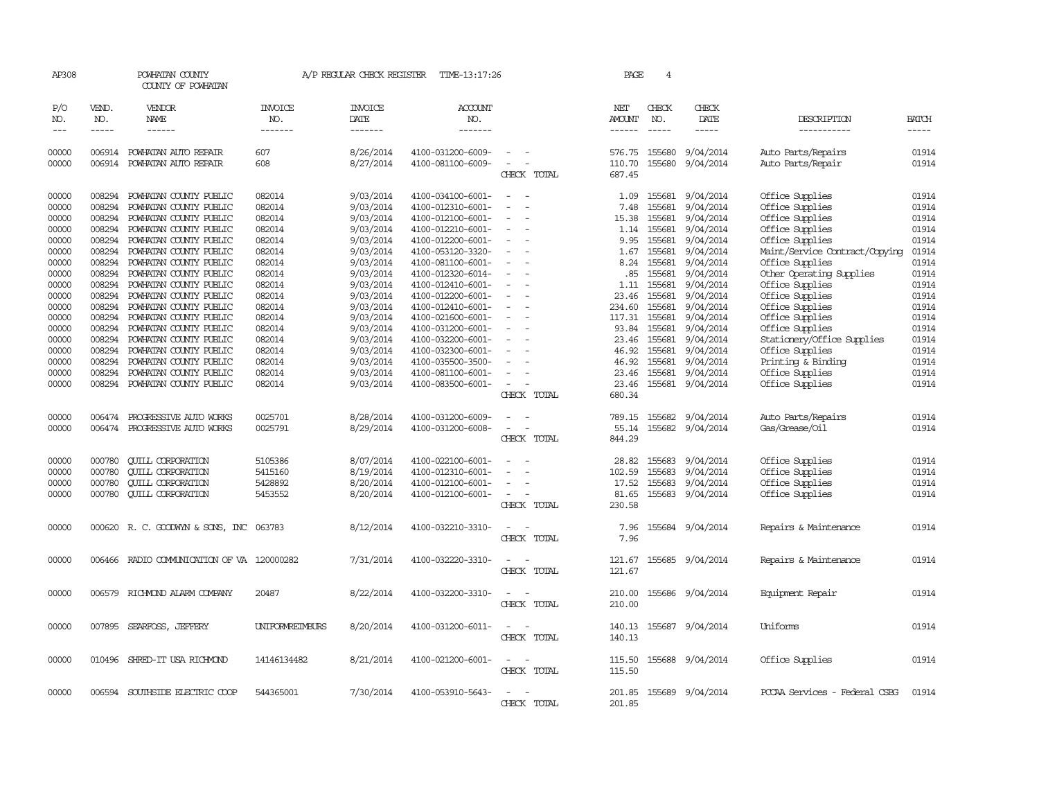AP308 POWHATAN COUNTY A/P REGULAR CHECK REGISTER TIME-13:17:26

COUNTY OF POWHATAN

| P/O NO. | VEND. NO. | VENDOR NAME | INVOICE NO. | INVOICE DATE | ACCOUNT NO. | | NET AMOUNT | CHECK NO. | CHECK DATE | DESCRIPTION | BATCH |
|---|---|---|---|---|---|---|---|---|---|---|---|
| 00000 | 006914 | POWHATAN AUTO REPAIR | 607 | 8/26/2014 | 4100-031200-6009- | - - | 576.75 | 155680 | 9/04/2014 | Auto Parts/Repairs | 01914 |
| 00000 | 006914 | POWHATAN AUTO REPAIR | 608 | 8/27/2014 | 4100-081100-6009- | - - | 110.70 | 155680 | 9/04/2014 | Auto Parts/Repair | 01914 |
| | | | | | | CHECK TOTAL | 687.45 | | | | |
| 00000 | 008294 | POWHATAN COUNTY PUBLIC | 082014 | 9/03/2014 | 4100-034100-6001- | - - | 1.09 | 155681 | 9/04/2014 | Office Supplies | 01914 |
| 00000 | 008294 | POWHATAN COUNTY PUBLIC | 082014 | 9/03/2014 | 4100-012310-6001- | - - | 7.48 | 155681 | 9/04/2014 | Office Supplies | 01914 |
| 00000 | 008294 | POWHATAN COUNTY PUBLIC | 082014 | 9/03/2014 | 4100-012100-6001- | - - | 15.38 | 155681 | 9/04/2014 | Office Supplies | 01914 |
| 00000 | 008294 | POWHATAN COUNTY PUBLIC | 082014 | 9/03/2014 | 4100-012210-6001- | - - | 1.14 | 155681 | 9/04/2014 | Office Supplies | 01914 |
| 00000 | 008294 | POWHATAN COUNTY PUBLIC | 082014 | 9/03/2014 | 4100-012200-6001- | - - | 9.95 | 155681 | 9/04/2014 | Office Supplies | 01914 |
| 00000 | 008294 | POWHATAN COUNTY PUBLIC | 082014 | 9/03/2014 | 4100-053120-3320- | - - | 1.67 | 155681 | 9/04/2014 | Maint/Service Contract/Copying | 01914 |
| 00000 | 008294 | POWHATAN COUNTY PUBLIC | 082014 | 9/03/2014 | 4100-081100-6001- | - - | 8.24 | 155681 | 9/04/2014 | Office Supplies | 01914 |
| 00000 | 008294 | POWHATAN COUNTY PUBLIC | 082014 | 9/03/2014 | 4100-012320-6014- | - - | .85 | 155681 | 9/04/2014 | Other Operating Supplies | 01914 |
| 00000 | 008294 | POWHATAN COUNTY PUBLIC | 082014 | 9/03/2014 | 4100-012410-6001- | - - | 1.11 | 155681 | 9/04/2014 | Office Supplies | 01914 |
| 00000 | 008294 | POWHATAN COUNTY PUBLIC | 082014 | 9/03/2014 | 4100-012200-6001- | - - | 23.46 | 155681 | 9/04/2014 | Office Supplies | 01914 |
| 00000 | 008294 | POWHATAN COUNTY PUBLIC | 082014 | 9/03/2014 | 4100-012410-6001- | - - | 234.60 | 155681 | 9/04/2014 | Office Supplies | 01914 |
| 00000 | 008294 | POWHATAN COUNTY PUBLIC | 082014 | 9/03/2014 | 4100-021600-6001- | - - | 117.31 | 155681 | 9/04/2014 | Office Supplies | 01914 |
| 00000 | 008294 | POWHATAN COUNTY PUBLIC | 082014 | 9/03/2014 | 4100-031200-6001- | - - | 93.84 | 155681 | 9/04/2014 | Office Supplies | 01914 |
| 00000 | 008294 | POWHATAN COUNTY PUBLIC | 082014 | 9/03/2014 | 4100-032200-6001- | - - | 23.46 | 155681 | 9/04/2014 | Stationery/Office Supplies | 01914 |
| 00000 | 008294 | POWHATAN COUNTY PUBLIC | 082014 | 9/03/2014 | 4100-032300-6001- | - - | 46.92 | 155681 | 9/04/2014 | Office Supplies | 01914 |
| 00000 | 008294 | POWHATAN COUNTY PUBLIC | 082014 | 9/03/2014 | 4100-035500-3500- | - - | 46.92 | 155681 | 9/04/2014 | Printing & Binding | 01914 |
| 00000 | 008294 | POWHATAN COUNTY PUBLIC | 082014 | 9/03/2014 | 4100-081100-6001- | - - | 23.46 | 155681 | 9/04/2014 | Office Supplies | 01914 |
| 00000 | 008294 | POWHATAN COUNTY PUBLIC | 082014 | 9/03/2014 | 4100-083500-6001- | - - | 23.46 | 155681 | 9/04/2014 | Office Supplies | 01914 |
| | | | | | | CHECK TOTAL | 680.34 | | | | |
| 00000 | 006474 | PROGRESSIVE AUTO WORKS | 0025701 | 8/28/2014 | 4100-031200-6009- | - - | 789.15 | 155682 | 9/04/2014 | Auto Parts/Repairs | 01914 |
| 00000 | 006474 | PROGRESSIVE AUTO WORKS | 0025791 | 8/29/2014 | 4100-031200-6008- | - - | 55.14 | 155682 | 9/04/2014 | Gas/Grease/Oil | 01914 |
| | | | | | | CHECK TOTAL | 844.29 | | | | |
| 00000 | 000780 | QUILL CORPORATION | 5105386 | 8/07/2014 | 4100-022100-6001- | - - | 28.82 | 155683 | 9/04/2014 | Office Supplies | 01914 |
| 00000 | 000780 | QUILL CORPORATION | 5415160 | 8/19/2014 | 4100-012310-6001- | - - | 102.59 | 155683 | 9/04/2014 | Office Supplies | 01914 |
| 00000 | 000780 | QUILL CORPORATION | 5428892 | 8/20/2014 | 4100-012100-6001- | - - | 17.52 | 155683 | 9/04/2014 | Office Supplies | 01914 |
| 00000 | 000780 | QUILL CORPORATION | 5453552 | 8/20/2014 | 4100-012100-6001- | - - | 81.65 | 155683 | 9/04/2014 | Office Supplies | 01914 |
| | | | | | | CHECK TOTAL | 230.58 | | | | |
| 00000 | 000620 | R. C. GOODWYN & SONS, INC | 063783 | 8/12/2014 | 4100-032210-3310- | - - | 7.96 | 155684 | 9/04/2014 | Repairs & Maintenance | 01914 |
| | | | | | | CHECK TOTAL | 7.96 | | | | |
| 00000 | 006466 | RADIO COMMUNICATION OF VA | 120000282 | 7/31/2014 | 4100-032220-3310- | - - | 121.67 | 155685 | 9/04/2014 | Repairs & Maintenance | 01914 |
| | | | | | | CHECK TOTAL | 121.67 | | | | |
| 00000 | 006579 | RICHMOND ALARM COMPANY | 20487 | 8/22/2014 | 4100-032200-3310- | - - | 210.00 | 155686 | 9/04/2014 | Equipment Repair | 01914 |
| | | | | | | CHECK TOTAL | 210.00 | | | | |
| 00000 | 007895 | SEARFOSS, JEFFERY | UNIFORMREIMBURS | 8/20/2014 | 4100-031200-6011- | - - | 140.13 | 155687 | 9/04/2014 | Uniforms | 01914 |
| | | | | | | CHECK TOTAL | 140.13 | | | | |
| 00000 | 010496 | SHRED-IT USA RICHMOND | 14146134482 | 8/21/2014 | 4100-021200-6001- | - - | 115.50 | 155688 | 9/04/2014 | Office Supplies | 01914 |
| | | | | | | CHECK TOTAL | 115.50 | | | | |
| 00000 | 006594 | SOUTHSIDE ELECTRIC COOP | 544365001 | 7/30/2014 | 4100-053910-5643- | - - | 201.85 | 155689 | 9/04/2014 | PCCAA Services - Federal CSBG | 01914 |
| | | | | | | CHECK TOTAL | 201.85 | | | | |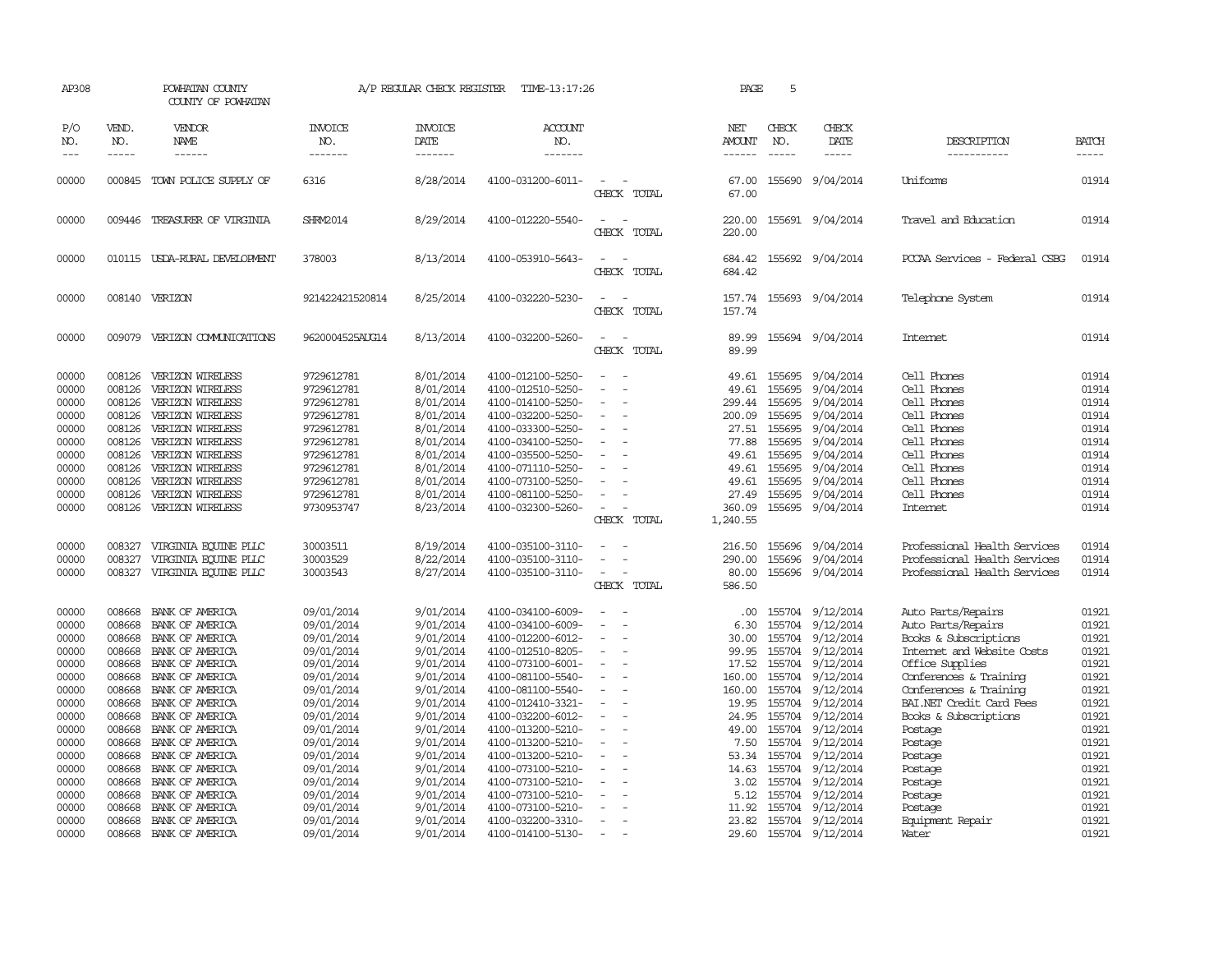AP308 POWHATAN COUNTY A/P REGULAR CHECK REGISTER TIME-13:17:26 PAGE 5
COUNTY OF POWHATAN

| P/O NO. | VEND. NO. | VENDOR NAME | INVOICE NO. | INVOICE DATE | ACCOUNT NO. | | NET AMOUNT | CHECK NO. | CHECK DATE | DESCRIPTION | BATCH |
|---|---|---|---|---|---|---|---|---|---|---|---|
| 00000 | 000845 | TOWN POLICE SUPPLY OF | 6316 | 8/28/2014 | 4100-031200-6011- | - - | 67.00 | 155690 | 9/04/2014 | Uniforms | 01914 |
| | | | | | | CHECK TOTAL | 67.00 | | | | |
| 00000 | 009446 | TREASURER OF VIRGINIA | SHRM2014 | 8/29/2014 | 4100-012220-5540- | - - | 220.00 | 155691 | 9/04/2014 | Travel and Education | 01914 |
| | | | | | | CHECK TOTAL | 220.00 | | | | |
| 00000 | 010115 | USDA-RURAL DEVELOPMENT | 378003 | 8/13/2014 | 4100-053910-5643- | - - | 684.42 | 155692 | 9/04/2014 | PCCAA Services - Federal CSBG | 01914 |
| | | | | | | CHECK TOTAL | 684.42 | | | | |
| 00000 | 008140 | VERIZON | 921422421520814 | 8/25/2014 | 4100-032220-5230- | - - | 157.74 | 155693 | 9/04/2014 | Telephone System | 01914 |
| | | | | | | CHECK TOTAL | 157.74 | | | | |
| 00000 | 009079 | VERIZON COMMUNICATIONS | 9620004525AUG14 | 8/13/2014 | 4100-032200-5260- | - - | 89.99 | 155694 | 9/04/2014 | Internet | 01914 |
| | | | | | | CHECK TOTAL | 89.99 | | | | |
| 00000 | 008126 | VERIZON WIRELESS | 9729612781 | 8/01/2014 | 4100-012100-5250- | - - | 49.61 | 155695 | 9/04/2014 | Cell Phones | 01914 |
| 00000 | 008126 | VERIZON WIRELESS | 9729612781 | 8/01/2014 | 4100-012510-5250- | - - | 49.61 | 155695 | 9/04/2014 | Cell Phones | 01914 |
| 00000 | 008126 | VERIZON WIRELESS | 9729612781 | 8/01/2014 | 4100-014100-5250- | - - | 299.44 | 155695 | 9/04/2014 | Cell Phones | 01914 |
| 00000 | 008126 | VERIZON WIRELESS | 9729612781 | 8/01/2014 | 4100-032200-5250- | - - | 200.09 | 155695 | 9/04/2014 | Cell Phones | 01914 |
| 00000 | 008126 | VERIZON WIRELESS | 9729612781 | 8/01/2014 | 4100-033300-5250- | - - | 27.51 | 155695 | 9/04/2014 | Cell Phones | 01914 |
| 00000 | 008126 | VERIZON WIRELESS | 9729612781 | 8/01/2014 | 4100-034100-5250- | - - | 77.88 | 155695 | 9/04/2014 | Cell Phones | 01914 |
| 00000 | 008126 | VERIZON WIRELESS | 9729612781 | 8/01/2014 | 4100-035500-5250- | - - | 49.61 | 155695 | 9/04/2014 | Cell Phones | 01914 |
| 00000 | 008126 | VERIZON WIRELESS | 9729612781 | 8/01/2014 | 4100-071110-5250- | - - | 49.61 | 155695 | 9/04/2014 | Cell Phones | 01914 |
| 00000 | 008126 | VERIZON WIRELESS | 9729612781 | 8/01/2014 | 4100-073100-5250- | - - | 49.61 | 155695 | 9/04/2014 | Cell Phones | 01914 |
| 00000 | 008126 | VERIZON WIRELESS | 9729612781 | 8/01/2014 | 4100-081100-5250- | - - | 27.49 | 155695 | 9/04/2014 | Cell Phones | 01914 |
| 00000 | 008126 | VERIZON WIRELESS | 9730953747 | 8/23/2014 | 4100-032300-5260- | - - | 360.09 | 155695 | 9/04/2014 | Internet | 01914 |
| | | | | | | CHECK TOTAL | 1,240.55 | | | | |
| 00000 | 008327 | VIRGINIA EQUINE PLLC | 30003511 | 8/19/2014 | 4100-035100-3110- | - - | 216.50 | 155696 | 9/04/2014 | Professional Health Services | 01914 |
| 00000 | 008327 | VIRGINIA EQUINE PLLC | 30003529 | 8/22/2014 | 4100-035100-3110- | - - | 290.00 | 155696 | 9/04/2014 | Professional Health Services | 01914 |
| 00000 | 008327 | VIRGINIA EQUINE PLLC | 30003543 | 8/27/2014 | 4100-035100-3110- | - - | 80.00 | 155696 | 9/04/2014 | Professional Health Services | 01914 |
| | | | | | | CHECK TOTAL | 586.50 | | | | |
| 00000 | 008668 | BANK OF AMERICA | 09/01/2014 | 9/01/2014 | 4100-034100-6009- | - - | .00 | 155704 | 9/12/2014 | Auto Parts/Repairs | 01921 |
| 00000 | 008668 | BANK OF AMERICA | 09/01/2014 | 9/01/2014 | 4100-034100-6009- | - - | 6.30 | 155704 | 9/12/2014 | Auto Parts/Repairs | 01921 |
| 00000 | 008668 | BANK OF AMERICA | 09/01/2014 | 9/01/2014 | 4100-012200-6012- | - - | 30.00 | 155704 | 9/12/2014 | Books & Subscriptions | 01921 |
| 00000 | 008668 | BANK OF AMERICA | 09/01/2014 | 9/01/2014 | 4100-012510-8205- | - - | 99.95 | 155704 | 9/12/2014 | Internet and Website Costs | 01921 |
| 00000 | 008668 | BANK OF AMERICA | 09/01/2014 | 9/01/2014 | 4100-073100-6001- | - - | 17.52 | 155704 | 9/12/2014 | Office Supplies | 01921 |
| 00000 | 008668 | BANK OF AMERICA | 09/01/2014 | 9/01/2014 | 4100-081100-5540- | - - | 160.00 | 155704 | 9/12/2014 | Conferences & Training | 01921 |
| 00000 | 008668 | BANK OF AMERICA | 09/01/2014 | 9/01/2014 | 4100-081100-5540- | - - | 160.00 | 155704 | 9/12/2014 | Conferences & Training | 01921 |
| 00000 | 008668 | BANK OF AMERICA | 09/01/2014 | 9/01/2014 | 4100-012410-3321- | - - | 19.95 | 155704 | 9/12/2014 | BAI.NET Credit Card Fees | 01921 |
| 00000 | 008668 | BANK OF AMERICA | 09/01/2014 | 9/01/2014 | 4100-032200-6012- | - - | 24.95 | 155704 | 9/12/2014 | Books & Subscriptions | 01921 |
| 00000 | 008668 | BANK OF AMERICA | 09/01/2014 | 9/01/2014 | 4100-013200-5210- | - - | 49.00 | 155704 | 9/12/2014 | Postage | 01921 |
| 00000 | 008668 | BANK OF AMERICA | 09/01/2014 | 9/01/2014 | 4100-013200-5210- | - - | 7.50 | 155704 | 9/12/2014 | Postage | 01921 |
| 00000 | 008668 | BANK OF AMERICA | 09/01/2014 | 9/01/2014 | 4100-013200-5210- | - - | 53.34 | 155704 | 9/12/2014 | Postage | 01921 |
| 00000 | 008668 | BANK OF AMERICA | 09/01/2014 | 9/01/2014 | 4100-073100-5210- | - - | 14.63 | 155704 | 9/12/2014 | Postage | 01921 |
| 00000 | 008668 | BANK OF AMERICA | 09/01/2014 | 9/01/2014 | 4100-073100-5210- | - - | 3.02 | 155704 | 9/12/2014 | Postage | 01921 |
| 00000 | 008668 | BANK OF AMERICA | 09/01/2014 | 9/01/2014 | 4100-073100-5210- | - - | 5.12 | 155704 | 9/12/2014 | Postage | 01921 |
| 00000 | 008668 | BANK OF AMERICA | 09/01/2014 | 9/01/2014 | 4100-073100-5210- | - - | 11.92 | 155704 | 9/12/2014 | Postage | 01921 |
| 00000 | 008668 | BANK OF AMERICA | 09/01/2014 | 9/01/2014 | 4100-032200-3310- | - - | 23.82 | 155704 | 9/12/2014 | Equipment Repair | 01921 |
| 00000 | 008668 | BANK OF AMERICA | 09/01/2014 | 9/01/2014 | 4100-014100-5130- | - - | 29.60 | 155704 | 9/12/2014 | Water | 01921 |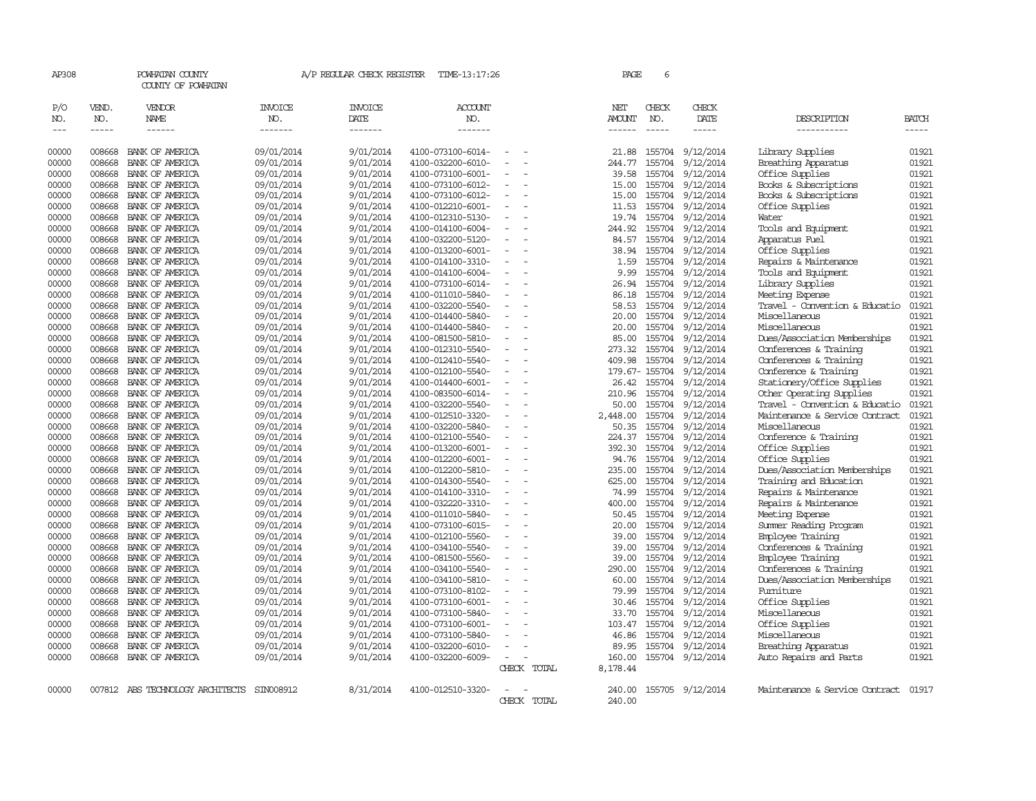AP308 POWHATAN COUNTY A/P REGULAR CHECK REGISTER TIME-13:17:26 PAGE 6

COUNTY OF POWHATAN

| P/O NO. | VEND. NO. | VENDOR NAME | INVOICE NO. | INVOICE DATE | ACCOUNT NO. | | NET AMOUNT | CHECK NO. | CHECK DATE | DESCRIPTION | BATCH |
|---|---|---|---|---|---|---|---|---|---|---|---|
| --- | ----- | ------ | ------- | ------- | ------- | | ------ | ----- | ----- | ----------- | ----- |
| 00000 | 008668 | BANK OF AMERICA | 09/01/2014 | 9/01/2014 | 4100-073100-6014- | - - | 21.88 | 155704 | 9/12/2014 | Library Supplies | 01921 |
| 00000 | 008668 | BANK OF AMERICA | 09/01/2014 | 9/01/2014 | 4100-032200-6010- | - - | 244.77 | 155704 | 9/12/2014 | Breathing Apparatus | 01921 |
| 00000 | 008668 | BANK OF AMERICA | 09/01/2014 | 9/01/2014 | 4100-073100-6001- | - - | 39.58 | 155704 | 9/12/2014 | Office Supplies | 01921 |
| 00000 | 008668 | BANK OF AMERICA | 09/01/2014 | 9/01/2014 | 4100-073100-6012- | - - | 15.00 | 155704 | 9/12/2014 | Books & Subscriptions | 01921 |
| 00000 | 008668 | BANK OF AMERICA | 09/01/2014 | 9/01/2014 | 4100-073100-6012- | - - | 15.00 | 155704 | 9/12/2014 | Books & Subscriptions | 01921 |
| 00000 | 008668 | BANK OF AMERICA | 09/01/2014 | 9/01/2014 | 4100-012210-6001- | - - | 11.53 | 155704 | 9/12/2014 | Office Supplies | 01921 |
| 00000 | 008668 | BANK OF AMERICA | 09/01/2014 | 9/01/2014 | 4100-012310-5130- | - - | 19.74 | 155704 | 9/12/2014 | Water | 01921 |
| 00000 | 008668 | BANK OF AMERICA | 09/01/2014 | 9/01/2014 | 4100-014100-6004- | - - | 244.92 | 155704 | 9/12/2014 | Tools and Equipment | 01921 |
| 00000 | 008668 | BANK OF AMERICA | 09/01/2014 | 9/01/2014 | 4100-032200-5120- | - - | 84.57 | 155704 | 9/12/2014 | Apparatus Fuel | 01921 |
| 00000 | 008668 | BANK OF AMERICA | 09/01/2014 | 9/01/2014 | 4100-013200-6001- | - - | 38.94 | 155704 | 9/12/2014 | Office Supplies | 01921 |
| 00000 | 008668 | BANK OF AMERICA | 09/01/2014 | 9/01/2014 | 4100-014100-3310- | - - | 1.59 | 155704 | 9/12/2014 | Repairs & Maintenance | 01921 |
| 00000 | 008668 | BANK OF AMERICA | 09/01/2014 | 9/01/2014 | 4100-014100-6004- | - - | 9.99 | 155704 | 9/12/2014 | Tools and Equipment | 01921 |
| 00000 | 008668 | BANK OF AMERICA | 09/01/2014 | 9/01/2014 | 4100-073100-6014- | - - | 26.94 | 155704 | 9/12/2014 | Library Supplies | 01921 |
| 00000 | 008668 | BANK OF AMERICA | 09/01/2014 | 9/01/2014 | 4100-011010-5840- | - - | 86.18 | 155704 | 9/12/2014 | Meeting Expense | 01921 |
| 00000 | 008668 | BANK OF AMERICA | 09/01/2014 | 9/01/2014 | 4100-032200-5540- | - - | 58.53 | 155704 | 9/12/2014 | Travel - Convention & Educatio | 01921 |
| 00000 | 008668 | BANK OF AMERICA | 09/01/2014 | 9/01/2014 | 4100-014400-5840- | - - | 20.00 | 155704 | 9/12/2014 | Miscellaneous | 01921 |
| 00000 | 008668 | BANK OF AMERICA | 09/01/2014 | 9/01/2014 | 4100-014400-5840- | - - | 20.00 | 155704 | 9/12/2014 | Miscellaneous | 01921 |
| 00000 | 008668 | BANK OF AMERICA | 09/01/2014 | 9/01/2014 | 4100-081500-5810- | - - | 85.00 | 155704 | 9/12/2014 | Dues/Association Memberships | 01921 |
| 00000 | 008668 | BANK OF AMERICA | 09/01/2014 | 9/01/2014 | 4100-012310-5540- | - - | 273.32 | 155704 | 9/12/2014 | Conferences & Training | 01921 |
| 00000 | 008668 | BANK OF AMERICA | 09/01/2014 | 9/01/2014 | 4100-012410-5540- | - - | 409.98 | 155704 | 9/12/2014 | Conferences & Training | 01921 |
| 00000 | 008668 | BANK OF AMERICA | 09/01/2014 | 9/01/2014 | 4100-012100-5540- | - - | 179.67- | 155704 | 9/12/2014 | Conference & Training | 01921 |
| 00000 | 008668 | BANK OF AMERICA | 09/01/2014 | 9/01/2014 | 4100-014400-6001- | - - | 26.42 | 155704 | 9/12/2014 | Stationery/Office Supplies | 01921 |
| 00000 | 008668 | BANK OF AMERICA | 09/01/2014 | 9/01/2014 | 4100-083500-6014- | - - | 210.96 | 155704 | 9/12/2014 | Other Operating Supplies | 01921 |
| 00000 | 008668 | BANK OF AMERICA | 09/01/2014 | 9/01/2014 | 4100-032200-5540- | - - | 50.00 | 155704 | 9/12/2014 | Travel - Convention & Educatio | 01921 |
| 00000 | 008668 | BANK OF AMERICA | 09/01/2014 | 9/01/2014 | 4100-012510-3320- | - - | 2,448.00 | 155704 | 9/12/2014 | Maintenance & Service Contract | 01921 |
| 00000 | 008668 | BANK OF AMERICA | 09/01/2014 | 9/01/2014 | 4100-032200-5840- | - - | 50.35 | 155704 | 9/12/2014 | Miscellaneous | 01921 |
| 00000 | 008668 | BANK OF AMERICA | 09/01/2014 | 9/01/2014 | 4100-012100-5540- | - - | 224.37 | 155704 | 9/12/2014 | Conference & Training | 01921 |
| 00000 | 008668 | BANK OF AMERICA | 09/01/2014 | 9/01/2014 | 4100-013200-6001- | - - | 392.30 | 155704 | 9/12/2014 | Office Supplies | 01921 |
| 00000 | 008668 | BANK OF AMERICA | 09/01/2014 | 9/01/2014 | 4100-012200-6001- | - - | 94.76 | 155704 | 9/12/2014 | Office Supplies | 01921 |
| 00000 | 008668 | BANK OF AMERICA | 09/01/2014 | 9/01/2014 | 4100-012200-5810- | - - | 235.00 | 155704 | 9/12/2014 | Dues/Association Memberships | 01921 |
| 00000 | 008668 | BANK OF AMERICA | 09/01/2014 | 9/01/2014 | 4100-014300-5540- | - - | 625.00 | 155704 | 9/12/2014 | Training and Education | 01921 |
| 00000 | 008668 | BANK OF AMERICA | 09/01/2014 | 9/01/2014 | 4100-014100-3310- | - - | 74.99 | 155704 | 9/12/2014 | Repairs & Maintenance | 01921 |
| 00000 | 008668 | BANK OF AMERICA | 09/01/2014 | 9/01/2014 | 4100-032220-3310- | - - | 400.00 | 155704 | 9/12/2014 | Repairs & Maintenance | 01921 |
| 00000 | 008668 | BANK OF AMERICA | 09/01/2014 | 9/01/2014 | 4100-011010-5840- | - - | 50.45 | 155704 | 9/12/2014 | Meeting Expense | 01921 |
| 00000 | 008668 | BANK OF AMERICA | 09/01/2014 | 9/01/2014 | 4100-073100-6015- | - - | 20.00 | 155704 | 9/12/2014 | Summer Reading Program | 01921 |
| 00000 | 008668 | BANK OF AMERICA | 09/01/2014 | 9/01/2014 | 4100-012100-5560- | - - | 39.00 | 155704 | 9/12/2014 | Employee Training | 01921 |
| 00000 | 008668 | BANK OF AMERICA | 09/01/2014 | 9/01/2014 | 4100-034100-5540- | - - | 39.00 | 155704 | 9/12/2014 | Conferences & Training | 01921 |
| 00000 | 008668 | BANK OF AMERICA | 09/01/2014 | 9/01/2014 | 4100-081500-5560- | - - | 39.00 | 155704 | 9/12/2014 | Employee Training | 01921 |
| 00000 | 008668 | BANK OF AMERICA | 09/01/2014 | 9/01/2014 | 4100-034100-5540- | - - | 290.00 | 155704 | 9/12/2014 | Conferences & Training | 01921 |
| 00000 | 008668 | BANK OF AMERICA | 09/01/2014 | 9/01/2014 | 4100-034100-5810- | - - | 60.00 | 155704 | 9/12/2014 | Dues/Association Memberships | 01921 |
| 00000 | 008668 | BANK OF AMERICA | 09/01/2014 | 9/01/2014 | 4100-073100-8102- | - - | 79.99 | 155704 | 9/12/2014 | Furniture | 01921 |
| 00000 | 008668 | BANK OF AMERICA | 09/01/2014 | 9/01/2014 | 4100-073100-6001- | - - | 30.46 | 155704 | 9/12/2014 | Office Supplies | 01921 |
| 00000 | 008668 | BANK OF AMERICA | 09/01/2014 | 9/01/2014 | 4100-073100-5840- | - - | 33.70 | 155704 | 9/12/2014 | Miscellaneous | 01921 |
| 00000 | 008668 | BANK OF AMERICA | 09/01/2014 | 9/01/2014 | 4100-073100-6001- | - - | 103.47 | 155704 | 9/12/2014 | Office Supplies | 01921 |
| 00000 | 008668 | BANK OF AMERICA | 09/01/2014 | 9/01/2014 | 4100-073100-5840- | - - | 46.86 | 155704 | 9/12/2014 | Miscellaneous | 01921 |
| 00000 | 008668 | BANK OF AMERICA | 09/01/2014 | 9/01/2014 | 4100-032200-6010- | - - | 89.95 | 155704 | 9/12/2014 | Breathing Apparatus | 01921 |
| 00000 | 008668 | BANK OF AMERICA | 09/01/2014 | 9/01/2014 | 4100-032200-6009- | - - | 160.00 | 155704 | 9/12/2014 | Auto Repairs and Parts | 01921 |
| | | | | | | CHECK TOTAL | 8,178.44 | | | | |
| 00000 | 007812 | ABS TECHNOLOGY ARCHITECTS | SIN008912 | 8/31/2014 | 4100-012510-3320- | - - | 240.00 | 155705 | 9/12/2014 | Maintenance & Service Contract | 01917 |
| | | | | | | CHECK TOTAL | 240.00 | | | | |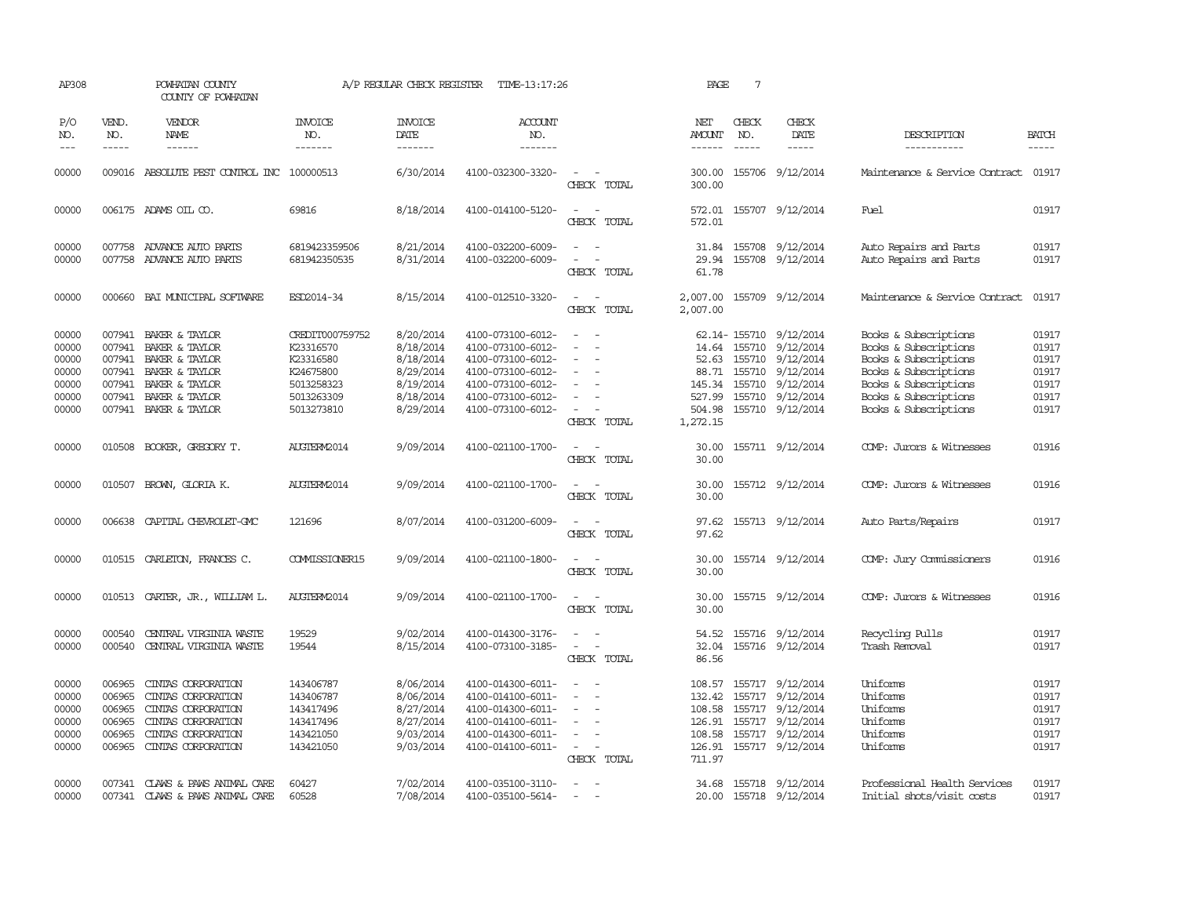AP308 POWHATAN COUNTY A/P REGULAR CHECK REGISTER TIME-13:17:26 PAGE 7
COUNTY OF POWHATAN

| P/O NO. | VEND. NO. | VENDOR NAME | INVOICE NO. | INVOICE DATE | ACCOUNT NO. | | NET AMOUNT | CHECK NO. | CHECK DATE | DESCRIPTION | BATCH |
|---|---|---|---|---|---|---|---|---|---|---|---|
| 00000 | 009016 | ABSOLUTE PEST CONTROL INC | 100000513 | 6/30/2014 | 4100-032300-3320- | - - | 300.00 | 155706 | 9/12/2014 | Maintenance & Service Contract | 01917 |
| | | | | | | CHECK TOTAL | 300.00 | | | | |
| 00000 | 006175 | ADAMS OIL CO. | 69816 | 8/18/2014 | 4100-014100-5120- | - - | 572.01 | 155707 | 9/12/2014 | Fuel | 01917 |
| | | | | | | CHECK TOTAL | 572.01 | | | | |
| 00000 | 007758 | ADVANCE AUTO PARTS | 6819423359506 | 8/21/2014 | 4100-032200-6009- | - - | 31.84 | 155708 | 9/12/2014 | Auto Repairs and Parts | 01917 |
| 00000 | 007758 | ADVANCE AUTO PARTS | 681942350535 | 8/31/2014 | 4100-032200-6009- | - - | 29.94 | 155708 | 9/12/2014 | Auto Repairs and Parts | 01917 |
| | | | | | | CHECK TOTAL | 61.78 | | | | |
| 00000 | 000660 | BAI MUNICIPAL SOFTWARE | ESD2014-34 | 8/15/2014 | 4100-012510-3320- | - - | 2,007.00 | 155709 | 9/12/2014 | Maintenance & Service Contract | 01917 |
| | | | | | | CHECK TOTAL | 2,007.00 | | | | |
| 00000 | 007941 | BAKER & TAYLOR | CREDIT000759752 | 8/20/2014 | 4100-073100-6012- | - - | 62.14- | 155710 | 9/12/2014 | Books & Subscriptions | 01917 |
| 00000 | 007941 | BAKER & TAYLOR | K23316570 | 8/18/2014 | 4100-073100-6012- | - - | 14.64 | 155710 | 9/12/2014 | Books & Subscriptions | 01917 |
| 00000 | 007941 | BAKER & TAYLOR | K23316580 | 8/18/2014 | 4100-073100-6012- | - - | 52.63 | 155710 | 9/12/2014 | Books & Subscriptions | 01917 |
| 00000 | 007941 | BAKER & TAYLOR | K24675800 | 8/29/2014 | 4100-073100-6012- | - - | 88.71 | 155710 | 9/12/2014 | Books & Subscriptions | 01917 |
| 00000 | 007941 | BAKER & TAYLOR | 5013258323 | 8/19/2014 | 4100-073100-6012- | - - | 145.34 | 155710 | 9/12/2014 | Books & Subscriptions | 01917 |
| 00000 | 007941 | BAKER & TAYLOR | 5013263309 | 8/18/2014 | 4100-073100-6012- | - - | 527.99 | 155710 | 9/12/2014 | Books & Subscriptions | 01917 |
| 00000 | 007941 | BAKER & TAYLOR | 5013273810 | 8/29/2014 | 4100-073100-6012- | - - | 504.98 | 155710 | 9/12/2014 | Books & Subscriptions | 01917 |
| | | | | | | CHECK TOTAL | 1,272.15 | | | | |
| 00000 | 010508 | BOOKER, GREGORY T. | AUGTERM2014 | 9/09/2014 | 4100-021100-1700- | - - | 30.00 | 155711 | 9/12/2014 | COMP: Jurors & Witnesses | 01916 |
| | | | | | | CHECK TOTAL | 30.00 | | | | |
| 00000 | 010507 | BROWN, GLORIA K. | AUGTERM2014 | 9/09/2014 | 4100-021100-1700- | - - | 30.00 | 155712 | 9/12/2014 | COMP: Jurors & Witnesses | 01916 |
| | | | | | | CHECK TOTAL | 30.00 | | | | |
| 00000 | 006638 | CAPITAL CHEVROLET-GMC | 121696 | 8/07/2014 | 4100-031200-6009- | - - | 97.62 | 155713 | 9/12/2014 | Auto Parts/Repairs | 01917 |
| | | | | | | CHECK TOTAL | 97.62 | | | | |
| 00000 | 010515 | CARLETON, FRANCES C. | COMMISSIONER15 | 9/09/2014 | 4100-021100-1800- | - - | 30.00 | 155714 | 9/12/2014 | COMP: Jury Commissioners | 01916 |
| | | | | | | CHECK TOTAL | 30.00 | | | | |
| 00000 | 010513 | CARTER, JR., WILLIAM L. | AUGTERM2014 | 9/09/2014 | 4100-021100-1700- | - - | 30.00 | 155715 | 9/12/2014 | COMP: Jurors & Witnesses | 01916 |
| | | | | | | CHECK TOTAL | 30.00 | | | | |
| 00000 | 000540 | CENTRAL VIRGINIA WASTE | 19529 | 9/02/2014 | 4100-014300-3176- | - - | 54.52 | 155716 | 9/12/2014 | Recycling Pulls | 01917 |
| 00000 | 000540 | CENTRAL VIRGINIA WASTE | 19544 | 8/15/2014 | 4100-073100-3185- | - - | 32.04 | 155716 | 9/12/2014 | Trash Removal | 01917 |
| | | | | | | CHECK TOTAL | 86.56 | | | | |
| 00000 | 006965 | CINTAS CORPORATION | 143406787 | 8/06/2014 | 4100-014300-6011- | - - | 108.57 | 155717 | 9/12/2014 | Uniforms | 01917 |
| 00000 | 006965 | CINTAS CORPORATION | 143406787 | 8/06/2014 | 4100-014100-6011- | - - | 132.42 | 155717 | 9/12/2014 | Uniforms | 01917 |
| 00000 | 006965 | CINTAS CORPORATION | 143417496 | 8/27/2014 | 4100-014300-6011- | - - | 108.58 | 155717 | 9/12/2014 | Uniforms | 01917 |
| 00000 | 006965 | CINTAS CORPORATION | 143417496 | 8/27/2014 | 4100-014100-6011- | - - | 126.91 | 155717 | 9/12/2014 | Uniforms | 01917 |
| 00000 | 006965 | CINTAS CORPORATION | 143421050 | 9/03/2014 | 4100-014300-6011- | - - | 108.58 | 155717 | 9/12/2014 | Uniforms | 01917 |
| 00000 | 006965 | CINTAS CORPORATION | 143421050 | 9/03/2014 | 4100-014100-6011- | - - | 126.91 | 155717 | 9/12/2014 | Uniforms | 01917 |
| | | | | | | CHECK TOTAL | 711.97 | | | | |
| 00000 | 007341 | CLAWS & PAWS ANIMAL CARE | 60427 | 7/02/2014 | 4100-035100-3110- | - - | 34.68 | 155718 | 9/12/2014 | Professional Health Services | 01917 |
| 00000 | 007341 | CLAWS & PAWS ANIMAL CARE | 60528 | 7/08/2014 | 4100-035100-5614- | - - | 20.00 | 155718 | 9/12/2014 | Initial shots/visit costs | 01917 |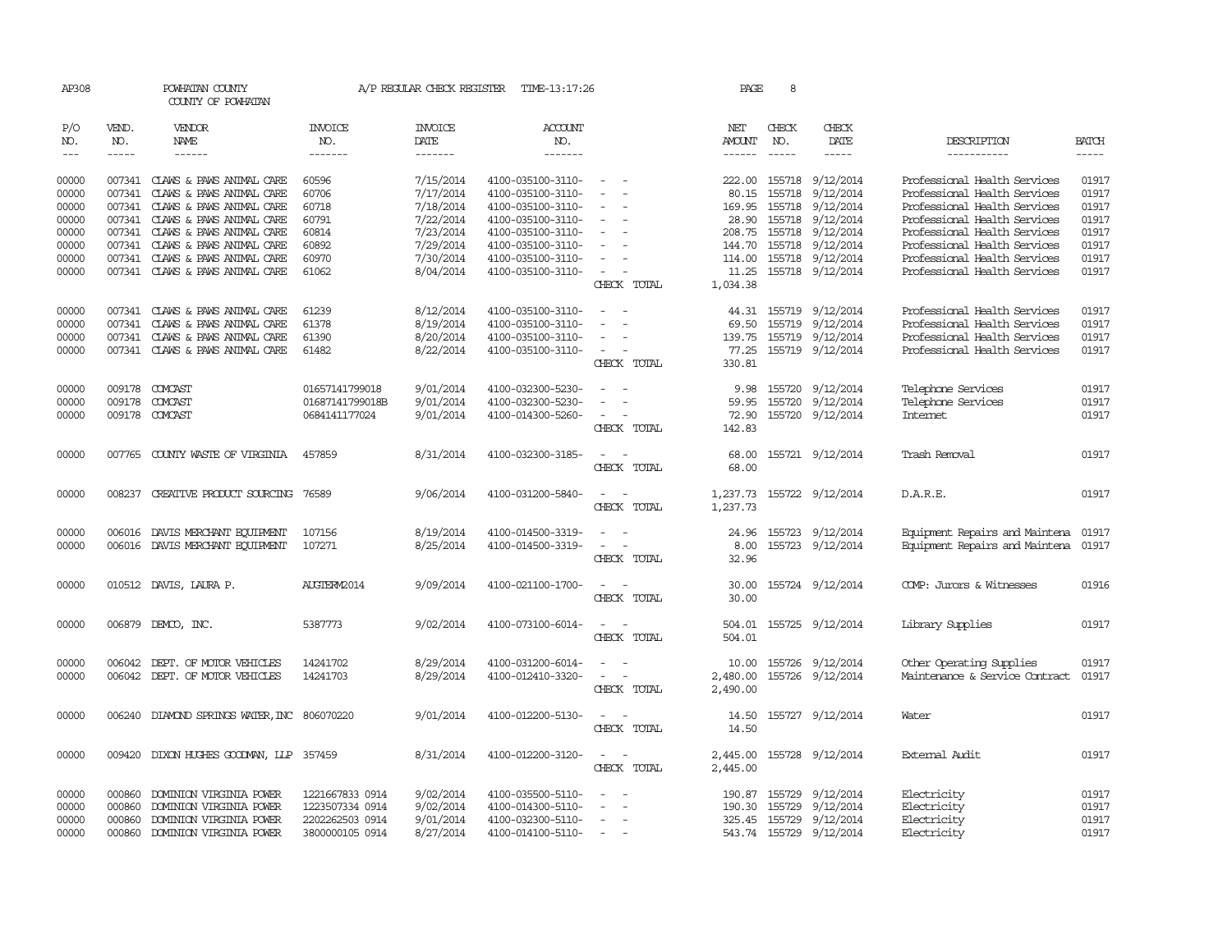AP308 POWHATAN COUNTY A/P REGULAR CHECK REGISTER TIME-13:17:26

COUNTY OF POWHATAN

| P/O NO. | VEND. NO. | VENDOR NAME | INVOICE NO. | INVOICE DATE | ACCOUNT NO. | | NET AMOUNT | CHECK NO. | CHECK DATE | DESCRIPTION | BATCH |
|---|---|---|---|---|---|---|---|---|---|---|---|
| 00000 | 007341 | CLAWS & PAWS ANIMAL CARE | 60596 | 7/15/2014 | 4100-035100-3110- | - - | 222.00 | 155718 | 9/12/2014 | Professional Health Services | 01917 |
| 00000 | 007341 | CLAWS & PAWS ANIMAL CARE | 60706 | 7/17/2014 | 4100-035100-3110- | - - | 80.15 | 155718 | 9/12/2014 | Professional Health Services | 01917 |
| 00000 | 007341 | CLAWS & PAWS ANIMAL CARE | 60718 | 7/18/2014 | 4100-035100-3110- | - - | 169.95 | 155718 | 9/12/2014 | Professional Health Services | 01917 |
| 00000 | 007341 | CLAWS & PAWS ANIMAL CARE | 60791 | 7/22/2014 | 4100-035100-3110- | - - | 28.90 | 155718 | 9/12/2014 | Professional Health Services | 01917 |
| 00000 | 007341 | CLAWS & PAWS ANIMAL CARE | 60814 | 7/23/2014 | 4100-035100-3110- | - - | 208.75 | 155718 | 9/12/2014 | Professional Health Services | 01917 |
| 00000 | 007341 | CLAWS & PAWS ANIMAL CARE | 60892 | 7/29/2014 | 4100-035100-3110- | - - | 144.70 | 155718 | 9/12/2014 | Professional Health Services | 01917 |
| 00000 | 007341 | CLAWS & PAWS ANIMAL CARE | 60970 | 7/30/2014 | 4100-035100-3110- | - - | 114.00 | 155718 | 9/12/2014 | Professional Health Services | 01917 |
| 00000 | 007341 | CLAWS & PAWS ANIMAL CARE | 61062 | 8/04/2014 | 4100-035100-3110- | - - | 11.25 | 155718 | 9/12/2014 | Professional Health Services | 01917 |
| | | | | | | CHECK TOTAL | 1,034.38 | | | | |
| 00000 | 007341 | CLAWS & PAWS ANIMAL CARE | 61239 | 8/12/2014 | 4100-035100-3110- | - - | 44.31 | 155719 | 9/12/2014 | Professional Health Services | 01917 |
| 00000 | 007341 | CLAWS & PAWS ANIMAL CARE | 61378 | 8/19/2014 | 4100-035100-3110- | - - | 69.50 | 155719 | 9/12/2014 | Professional Health Services | 01917 |
| 00000 | 007341 | CLAWS & PAWS ANIMAL CARE | 61390 | 8/20/2014 | 4100-035100-3110- | - - | 139.75 | 155719 | 9/12/2014 | Professional Health Services | 01917 |
| 00000 | 007341 | CLAWS & PAWS ANIMAL CARE | 61482 | 8/22/2014 | 4100-035100-3110- | - - | 77.25 | 155719 | 9/12/2014 | Professional Health Services | 01917 |
| | | | | | | CHECK TOTAL | 330.81 | | | | |
| 00000 | 009178 | COMCAST | 01657141799018 | 9/01/2014 | 4100-032300-5230- | - - | 9.98 | 155720 | 9/12/2014 | Telephone Services | 01917 |
| 00000 | 009178 | COMCAST | 01687141799018B | 9/01/2014 | 4100-032300-5230- | - - | 59.95 | 155720 | 9/12/2014 | Telephone Services | 01917 |
| 00000 | 009178 | COMCAST | 0684141177024 | 9/01/2014 | 4100-014300-5260- | - - | 72.90 | 155720 | 9/12/2014 | Internet | 01917 |
| | | | | | | CHECK TOTAL | 142.83 | | | | |
| 00000 | 007765 | COUNTY WASTE OF VIRGINIA | 457859 | 8/31/2014 | 4100-032300-3185- | - - | 68.00 | 155721 | 9/12/2014 | Trash Removal | 01917 |
| | | | | | | CHECK TOTAL | 68.00 | | | | |
| 00000 | 008237 | CREATIVE PRODUCT SOURCING | 76589 | 9/06/2014 | 4100-031200-5840- | - - | 1,237.73 | 155722 | 9/12/2014 | D.A.R.E. | 01917 |
| | | | | | | CHECK TOTAL | 1,237.73 | | | | |
| 00000 | 006016 | DAVIS MERCHANT EQUIPMENT | 107156 | 8/19/2014 | 4100-014500-3319- | - - | 24.96 | 155723 | 9/12/2014 | Equipment Repairs and Maintena | 01917 |
| 00000 | 006016 | DAVIS MERCHANT EQUIPMENT | 107271 | 8/25/2014 | 4100-014500-3319- | - - | 8.00 | 155723 | 9/12/2014 | Equipment Repairs and Maintena | 01917 |
| | | | | | | CHECK TOTAL | 32.96 | | | | |
| 00000 | 010512 | DAVIS, LAURA P. | AUGTERM2014 | 9/09/2014 | 4100-021100-1700- | - - | 30.00 | 155724 | 9/12/2014 | COMP: Jurors & Witnesses | 01916 |
| | | | | | | CHECK TOTAL | 30.00 | | | | |
| 00000 | 006879 | DEMCO, INC. | 5387773 | 9/02/2014 | 4100-073100-6014- | - - | 504.01 | 155725 | 9/12/2014 | Library Supplies | 01917 |
| | | | | | | CHECK TOTAL | 504.01 | | | | |
| 00000 | 006042 | DEPT. OF MOTOR VEHICLES | 14241702 | 8/29/2014 | 4100-031200-6014- | - - | 10.00 | 155726 | 9/12/2014 | Other Operating Supplies | 01917 |
| 00000 | 006042 | DEPT. OF MOTOR VEHICLES | 14241703 | 8/29/2014 | 4100-012410-3320- | - - | 2,480.00 | 155726 | 9/12/2014 | Maintenance & Service Contract | 01917 |
| | | | | | | CHECK TOTAL | 2,490.00 | | | | |
| 00000 | 006240 | DIAMOND SPRINGS WATER, INC | 806070220 | 9/01/2014 | 4100-012200-5130- | - - | 14.50 | 155727 | 9/12/2014 | Water | 01917 |
| | | | | | | CHECK TOTAL | 14.50 | | | | |
| 00000 | 009420 | DIXON HUGHES GOODMAN, LLP | 357459 | 8/31/2014 | 4100-012200-3120- | - - | 2,445.00 | 155728 | 9/12/2014 | External Audit | 01917 |
| | | | | | | CHECK TOTAL | 2,445.00 | | | | |
| 00000 | 000860 | DOMINION VIRGINIA POWER | 1221667833 0914 | 9/02/2014 | 4100-035500-5110- | - - | 190.87 | 155729 | 9/12/2014 | Electricity | 01917 |
| 00000 | 000860 | DOMINION VIRGINIA POWER | 1223507334 0914 | 9/02/2014 | 4100-014300-5110- | - - | 190.30 | 155729 | 9/12/2014 | Electricity | 01917 |
| 00000 | 000860 | DOMINION VIRGINIA POWER | 2202262503 0914 | 9/01/2014 | 4100-032300-5110- | - - | 325.45 | 155729 | 9/12/2014 | Electricity | 01917 |
| 00000 | 000860 | DOMINION VIRGINIA POWER | 3800000105 0914 | 8/27/2014 | 4100-014100-5110- | - - | 543.74 | 155729 | 9/12/2014 | Electricity | 01917 |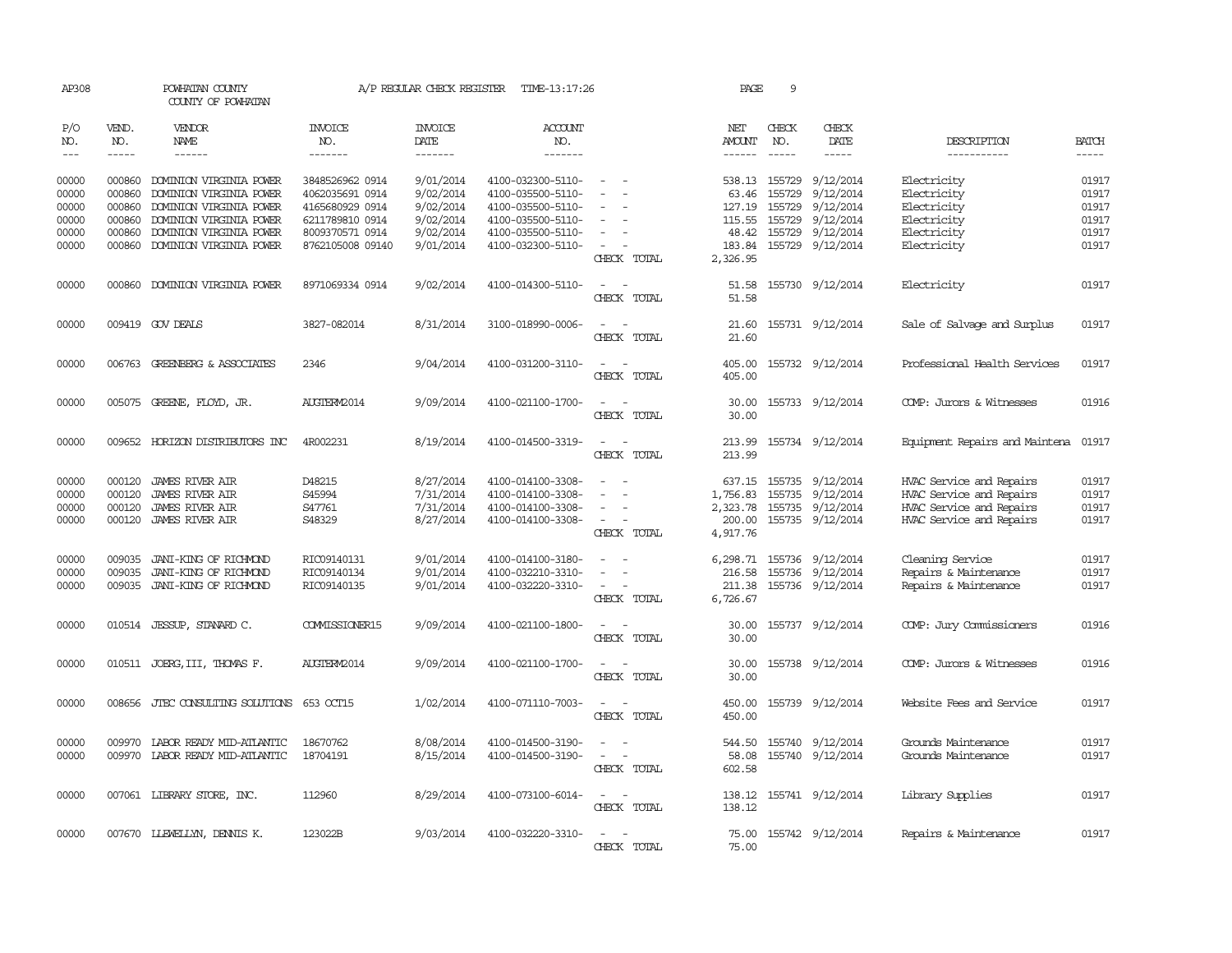AP308 POWHATAN COUNTY A/P REGULAR CHECK REGISTER TIME-13:17:26

COUNTY OF POWHATAN

| P/O NO. | VEND. NO. | VENDOR NAME | INVOICE NO. | INVOICE DATE | ACCOUNT NO. | | NET AMOUNT | CHECK NO. | CHECK DATE | DESCRIPTION | BATCH |
|---|---|---|---|---|---|---|---|---|---|---|---|
| 00000 | 000860 | DOMINION VIRGINIA POWER | 3848526962 0914 | 9/01/2014 | 4100-032300-5110- | - - | 538.13 | 155729 | 9/12/2014 | Electricity | 01917 |
| 00000 | 000860 | DOMINION VIRGINIA POWER | 4062035691 0914 | 9/02/2014 | 4100-035500-5110- | - - | 63.46 | 155729 | 9/12/2014 | Electricity | 01917 |
| 00000 | 000860 | DOMINION VIRGINIA POWER | 4165680929 0914 | 9/02/2014 | 4100-035500-5110- | - - | 127.19 | 155729 | 9/12/2014 | Electricity | 01917 |
| 00000 | 000860 | DOMINION VIRGINIA POWER | 6211789810 0914 | 9/02/2014 | 4100-035500-5110- | - - | 115.55 | 155729 | 9/12/2014 | Electricity | 01917 |
| 00000 | 000860 | DOMINION VIRGINIA POWER | 8009370571 0914 | 9/02/2014 | 4100-035500-5110- | - - | 48.42 | 155729 | 9/12/2014 | Electricity | 01917 |
| 00000 | 000860 | DOMINION VIRGINIA POWER | 8762105008 09140 | 9/01/2014 | 4100-032300-5110- | - - | 183.84 | 155729 | 9/12/2014 | Electricity | 01917 |
| | | | | | | CHECK TOTAL | 2,326.95 | | | | |
| 00000 | 000860 | DOMINION VIRGINIA POWER | 8971069334 0914 | 9/02/2014 | 4100-014300-5110- | - - | 51.58 | 155730 | 9/12/2014 | Electricity | 01917 |
| | | | | | | CHECK TOTAL | 51.58 | | | | |
| 00000 | 009419 | GOV DEALS | 3827-082014 | 8/31/2014 | 3100-018990-0006- | - - | 21.60 | 155731 | 9/12/2014 | Sale of Salvage and Surplus | 01917 |
| | | | | | | CHECK TOTAL | 21.60 | | | | |
| 00000 | 006763 | GREENBERG & ASSOCIATES | 2346 | 9/04/2014 | 4100-031200-3110- | - - | 405.00 | 155732 | 9/12/2014 | Professional Health Services | 01917 |
| | | | | | | CHECK TOTAL | 405.00 | | | | |
| 00000 | 005075 | GREENE, FLOYD, JR. | AUGTERM2014 | 9/09/2014 | 4100-021100-1700- | - - | 30.00 | 155733 | 9/12/2014 | COMP: Jurors & Witnesses | 01916 |
| | | | | | | CHECK TOTAL | 30.00 | | | | |
| 00000 | 009652 | HORIZON DISTRIBUTORS INC | 4R002231 | 8/19/2014 | 4100-014500-3319- | - - | 213.99 | 155734 | 9/12/2014 | Equipment Repairs and Maintena | 01917 |
| | | | | | | CHECK TOTAL | 213.99 | | | | |
| 00000 | 000120 | JAMES RIVER AIR | D48215 | 8/27/2014 | 4100-014100-3308- | - - | 637.15 | 155735 | 9/12/2014 | HVAC Service and Repairs | 01917 |
| 00000 | 000120 | JAMES RIVER AIR | S45994 | 7/31/2014 | 4100-014100-3308- | - - | 1,756.83 | 155735 | 9/12/2014 | HVAC Service and Repairs | 01917 |
| 00000 | 000120 | JAMES RIVER AIR | S47761 | 7/31/2014 | 4100-014100-3308- | - - | 2,323.78 | 155735 | 9/12/2014 | HVAC Service and Repairs | 01917 |
| 00000 | 000120 | JAMES RIVER AIR | S48329 | 8/27/2014 | 4100-014100-3308- | - - | 200.00 | 155735 | 9/12/2014 | HVAC Service and Repairs | 01917 |
| | | | | | | CHECK TOTAL | 4,917.76 | | | | |
| 00000 | 009035 | JANI-KING OF RICHMOND | RIC09140131 | 9/01/2014 | 4100-014100-3180- | - - | 6,298.71 | 155736 | 9/12/2014 | Cleaning Service | 01917 |
| 00000 | 009035 | JANI-KING OF RICHMOND | RIC09140134 | 9/01/2014 | 4100-032210-3310- | - - | 216.58 | 155736 | 9/12/2014 | Repairs & Maintenance | 01917 |
| 00000 | 009035 | JANI-KING OF RICHMOND | RIC09140135 | 9/01/2014 | 4100-032220-3310- | - - | 211.38 | 155736 | 9/12/2014 | Repairs & Maintenance | 01917 |
| | | | | | | CHECK TOTAL | 6,726.67 | | | | |
| 00000 | 010514 | JESSUP, STANARD C. | COMMISSIONER15 | 9/09/2014 | 4100-021100-1800- | - - | 30.00 | 155737 | 9/12/2014 | COMP: Jury Commissioners | 01916 |
| | | | | | | CHECK TOTAL | 30.00 | | | | |
| 00000 | 010511 | JOERG,III, THOMAS F. | AUGTERM2014 | 9/09/2014 | 4100-021100-1700- | - - | 30.00 | 155738 | 9/12/2014 | COMP: Jurors & Witnesses | 01916 |
| | | | | | | CHECK TOTAL | 30.00 | | | | |
| 00000 | 008656 | JTEC CONSULTING SOLUTIONS | 653 OCT15 | 1/02/2014 | 4100-071110-7003- | - - | 450.00 | 155739 | 9/12/2014 | Website Fees and Service | 01917 |
| | | | | | | CHECK TOTAL | 450.00 | | | | |
| 00000 | 009970 | LABOR READY MID-ATLANTIC | 18670762 | 8/08/2014 | 4100-014500-3190- | - - | 544.50 | 155740 | 9/12/2014 | Grounds Maintenance | 01917 |
| 00000 | 009970 | LABOR READY MID-ATLANTIC | 18704191 | 8/15/2014 | 4100-014500-3190- | - - | 58.08 | 155740 | 9/12/2014 | Grounds Maintenance | 01917 |
| | | | | | | CHECK TOTAL | 602.58 | | | | |
| 00000 | 007061 | LIBRARY STORE, INC. | 112960 | 8/29/2014 | 4100-073100-6014- | - - | 138.12 | 155741 | 9/12/2014 | Library Supplies | 01917 |
| | | | | | | CHECK TOTAL | 138.12 | | | | |
| 00000 | 007670 | LLEWELLYN, DENNIS K. | 123022B | 9/03/2014 | 4100-032220-3310- | - - | 75.00 | 155742 | 9/12/2014 | Repairs & Maintenance | 01917 |
| | | | | | | CHECK TOTAL | 75.00 | | | | |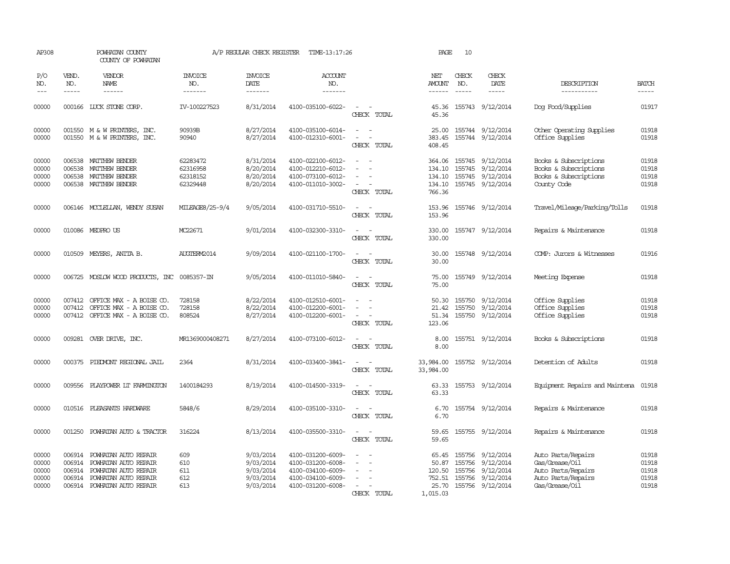AP308 POWHATAN COUNTY A/P REGULAR CHECK REGISTER TIME-13:17:26

COUNTY OF POWHATAN

| P/O NO. | VEND. NO. | VENDOR NAME | INVOICE NO. | INVOICE DATE | ACCOUNT NO. | | NET AMOUNT | CHECK NO. | CHECK DATE | DESCRIPTION | BATCH |
|---|---|---|---|---|---|---|---|---|---|---|---|
| --- | ----- | ------ | ------- | ------- | ------- | | ------ | ----- | ----- | ----------- | ----- |
| 00000 | 000166 | LUCK STONE CORP. | IV-100227523 | 8/31/2014 | 4100-035100-6022- | - - | 45.36 | 155743 | 9/12/2014 | Dog Food/Supplies | 01917 |
| | | | | | | CHECK TOTAL | 45.36 | | | | |
| 00000 | 001550 | M & W PRINTERS, INC. | 90939B | 8/27/2014 | 4100-035100-6014- | - - | 25.00 | 155744 | 9/12/2014 | Other Operating Supplies | 01918 |
| 00000 | 001550 | M & W PRINTERS, INC. | 90940 | 8/27/2014 | 4100-012310-6001- | - - | 383.45 | 155744 | 9/12/2014 | Office Supplies | 01918 |
| | | | | | | CHECK TOTAL | 408.45 | | | | |
| 00000 | 006538 | MATTHEW BENDER | 62283472 | 8/31/2014 | 4100-022100-6012- | - - | 364.06 | 155745 | 9/12/2014 | Books & Subscriptions | 01918 |
| 00000 | 006538 | MATTHEW BENDER | 62316958 | 8/20/2014 | 4100-012210-6012- | - - | 134.10 | 155745 | 9/12/2014 | Books & Subscriptions | 01918 |
| 00000 | 006538 | MATTHEW BENDER | 62318152 | 8/20/2014 | 4100-073100-6012- | - - | 134.10 | 155745 | 9/12/2014 | Books & Subscriptions | 01918 |
| 00000 | 006538 | MATTHEW BENDER | 62329448 | 8/20/2014 | 4100-011010-3002- | - - | 134.10 | 155745 | 9/12/2014 | County Code | 01918 |
| | | | | | | CHECK TOTAL | 766.36 | | | | |
| 00000 | 006146 | MCCLELLAN, WENDY SUSAN | MILEAGE8/25-9/4 | 9/05/2014 | 4100-031710-5510- | - - | 153.96 | 155746 | 9/12/2014 | Travel/Mileage/Parking/Tolls | 01918 |
| | | | | | | CHECK TOTAL | 153.96 | | | | |
| 00000 | 010086 | MEDPRO US | MC22671 | 9/01/2014 | 4100-032300-3310- | - - | 330.00 | 155747 | 9/12/2014 | Repairs & Maintenance | 01918 |
| | | | | | | CHECK TOTAL | 330.00 | | | | |
| 00000 | 010509 | MEYERS, ANITA B. | AUGTERM2014 | 9/09/2014 | 4100-021100-1700- | - - | 30.00 | 155748 | 9/12/2014 | COMP: Jurors & Witnesses | 01916 |
| | | | | | | CHECK TOTAL | 30.00 | | | | |
| 00000 | 006725 | MOSLOW WOOD PRODUCTS, INC | 0085357-IN | 9/05/2014 | 4100-011010-5840- | - - | 75.00 | 155749 | 9/12/2014 | Meeting Expense | 01918 |
| | | | | | | CHECK TOTAL | 75.00 | | | | |
| 00000 | 007412 | OFFICE MAX - A BOISE CO. | 728158 | 8/22/2014 | 4100-012510-6001- | - - | 50.30 | 155750 | 9/12/2014 | Office Supplies | 01918 |
| 00000 | 007412 | OFFICE MAX - A BOISE CO. | 728158 | 8/22/2014 | 4100-012200-6001- | - - | 21.42 | 155750 | 9/12/2014 | Office Supplies | 01918 |
| 00000 | 007412 | OFFICE MAX - A BOISE CO. | 808524 | 8/27/2014 | 4100-012200-6001- | - - | 51.34 | 155750 | 9/12/2014 | Office Supplies | 01918 |
| | | | | | | CHECK TOTAL | 123.06 | | | | |
| 00000 | 009281 | OVER DRIVE, INC. | MR1369000408271 | 8/27/2014 | 4100-073100-6012- | - - | 8.00 | 155751 | 9/12/2014 | Books & Subscriptions | 01918 |
| | | | | | | CHECK TOTAL | 8.00 | | | | |
| 00000 | 000375 | PIEDMONT REGIONAL JAIL | 2364 | 8/31/2014 | 4100-033400-3841- | - - | 33,984.00 | 155752 | 9/12/2014 | Detention of Adults | 01918 |
| | | | | | | CHECK TOTAL | 33,984.00 | | | | |
| 00000 | 009556 | PLAYPOWER LT FARMINGTON | 1400184293 | 8/19/2014 | 4100-014500-3319- | - - | 63.33 | 155753 | 9/12/2014 | Equipment Repairs and Maintena | 01918 |
| | | | | | | CHECK TOTAL | 63.33 | | | | |
| 00000 | 010516 | PLEASANTS HARDWARE | 5848/6 | 8/29/2014 | 4100-035100-3310- | - - | 6.70 | 155754 | 9/12/2014 | Repairs & Maintenance | 01918 |
| | | | | | | CHECK TOTAL | 6.70 | | | | |
| 00000 | 001250 | POWHATAN AUTO & TRACTOR | 316224 | 8/13/2014 | 4100-035500-3310- | - - | 59.65 | 155755 | 9/12/2014 | Repairs & Maintenance | 01918 |
| | | | | | | CHECK TOTAL | 59.65 | | | | |
| 00000 | 006914 | POWHATAN AUTO REPAIR | 609 | 9/03/2014 | 4100-031200-6009- | - - | 65.45 | 155756 | 9/12/2014 | Auto Parts/Repairs | 01918 |
| 00000 | 006914 | POWHATAN AUTO REPAIR | 610 | 9/03/2014 | 4100-031200-6008- | - - | 50.87 | 155756 | 9/12/2014 | Gas/Grease/Oil | 01918 |
| 00000 | 006914 | POWHATAN AUTO REPAIR | 611 | 9/03/2014 | 4100-034100-6009- | - - | 120.50 | 155756 | 9/12/2014 | Auto Parts/Repairs | 01918 |
| 00000 | 006914 | POWHATAN AUTO REPAIR | 612 | 9/03/2014 | 4100-034100-6009- | - - | 752.51 | 155756 | 9/12/2014 | Auto Parts/Repairs | 01918 |
| 00000 | 006914 | POWHATAN AUTO REPAIR | 613 | 9/03/2014 | 4100-031200-6008- | - - | 25.70 | 155756 | 9/12/2014 | Gas/Grease/Oil | 01918 |
| | | | | | | CHECK TOTAL | 1,015.03 | | | | |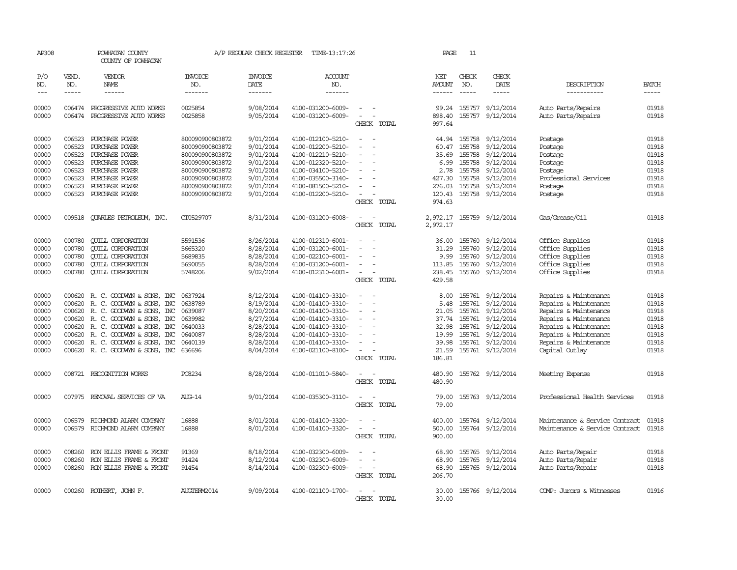AP308 POWHATAN COUNTY A/P REGULAR CHECK REGISTER TIME-13:17:26 PAGE 11

COUNTY OF POWHATAN

| P/O NO. | VEND. NO. | VENDOR NAME | INVOICE NO. | INVOICE DATE | ACCOUNT NO. | | NET AMOUNT | CHECK NO. | CHECK DATE | DESCRIPTION | BATCH |
|---|---|---|---|---|---|---|---|---|---|---|---|
| 00000 | 006474 | PROGRESSIVE AUTO WORKS | 0025854 | 9/08/2014 | 4100-031200-6009- | - - | 99.24 | 155757 | 9/12/2014 | Auto Parts/Repairs | 01918 |
| 00000 | 006474 | PROGRESSIVE AUTO WORKS | 0025858 | 9/05/2014 | 4100-031200-6009- | - - | 898.40 | 155757 | 9/12/2014 | Auto Parts/Repairs | 01918 |
| | | | | | | CHECK TOTAL | 997.64 | | | | |
| 00000 | 006523 | PURCHASE POWER | 800090900803872 | 9/01/2014 | 4100-012100-5210- | - - | 44.94 | 155758 | 9/12/2014 | Postage | 01918 |
| 00000 | 006523 | PURCHASE POWER | 800090900803872 | 9/01/2014 | 4100-012200-5210- | - - | 60.47 | 155758 | 9/12/2014 | Postage | 01918 |
| 00000 | 006523 | PURCHASE POWER | 800090900803872 | 9/01/2014 | 4100-012210-5210- | - - | 35.69 | 155758 | 9/12/2014 | Postage | 01918 |
| 00000 | 006523 | PURCHASE POWER | 800090900803872 | 9/01/2014 | 4100-012320-5210- | - - | 6.99 | 155758 | 9/12/2014 | Postage | 01918 |
| 00000 | 006523 | PURCHASE POWER | 800090900803872 | 9/01/2014 | 4100-034100-5210- | - - | 2.78 | 155758 | 9/12/2014 | Postage | 01918 |
| 00000 | 006523 | PURCHASE POWER | 800090900803872 | 9/01/2014 | 4100-035500-3140- | - - | 427.30 | 155758 | 9/12/2014 | Professional Services | 01918 |
| 00000 | 006523 | PURCHASE POWER | 800090900803872 | 9/01/2014 | 4100-081500-5210- | - - | 276.03 | 155758 | 9/12/2014 | Postage | 01918 |
| 00000 | 006523 | PURCHASE POWER | 800090900803872 | 9/01/2014 | 4100-012200-5210- | - - | 120.43 | 155758 | 9/12/2014 | Postage | 01918 |
| | | | | | | CHECK TOTAL | 974.63 | | | | |
| 00000 | 009518 | QUARLES PETROLEUM, INC. | CT0529707 | 8/31/2014 | 4100-031200-6008- | - - | 2,972.17 | 155759 | 9/12/2014 | Gas/Grease/Oil | 01918 |
| | | | | | | CHECK TOTAL | 2,972.17 | | | | |
| 00000 | 000780 | QUILL CORPORATION | 5591536 | 8/26/2014 | 4100-012310-6001- | - - | 36.00 | 155760 | 9/12/2014 | Office Supplies | 01918 |
| 00000 | 000780 | QUILL CORPORATION | 5665320 | 8/28/2014 | 4100-031200-6001- | - - | 31.29 | 155760 | 9/12/2014 | Office Supplies | 01918 |
| 00000 | 000780 | QUILL CORPORATION | 5689835 | 8/28/2014 | 4100-022100-6001- | - - | 9.99 | 155760 | 9/12/2014 | Office Supplies | 01918 |
| 00000 | 000780 | QUILL CORPORATION | 5690055 | 8/28/2014 | 4100-031200-6001- | - - | 113.85 | 155760 | 9/12/2014 | Office Supplies | 01918 |
| 00000 | 000780 | QUILL CORPORATION | 5748206 | 9/02/2014 | 4100-012310-6001- | - - | 238.45 | 155760 | 9/12/2014 | Office Supplies | 01918 |
| | | | | | | CHECK TOTAL | 429.58 | | | | |
| 00000 | 000620 | R. C. GOODWYN & SONS, INC | 0637924 | 8/12/2014 | 4100-014100-3310- | - - | 8.00 | 155761 | 9/12/2014 | Repairs & Maintenance | 01918 |
| 00000 | 000620 | R. C. GOODWYN & SONS, INC | 0638789 | 8/19/2014 | 4100-014100-3310- | - - | 5.48 | 155761 | 9/12/2014 | Repairs & Maintenance | 01918 |
| 00000 | 000620 | R. C. GOODWYN & SONS, INC | 0639087 | 8/20/2014 | 4100-014100-3310- | - - | 21.05 | 155761 | 9/12/2014 | Repairs & Maintenance | 01918 |
| 00000 | 000620 | R. C. GOODWYN & SONS, INC | 0639982 | 8/27/2014 | 4100-014100-3310- | - - | 37.74 | 155761 | 9/12/2014 | Repairs & Maintenance | 01918 |
| 00000 | 000620 | R. C. GOODWYN & SONS, INC | 0640033 | 8/28/2014 | 4100-014100-3310- | - - | 32.98 | 155761 | 9/12/2014 | Repairs & Maintenance | 01918 |
| 00000 | 000620 | R. C. GOODWYN & SONS, INC | 0640087 | 8/28/2014 | 4100-014100-3310- | - - | 19.99 | 155761 | 9/12/2014 | Repairs & Maintenance | 01918 |
| 00000 | 000620 | R. C. GOODWYN & SONS, INC | 0640139 | 8/28/2014 | 4100-014100-3310- | - - | 39.98 | 155761 | 9/12/2014 | Repairs & Maintenance | 01918 |
| 00000 | 000620 | R. C. GOODWYN & SONS, INC | 636696 | 8/04/2014 | 4100-021100-8100- | - - | 21.59 | 155761 | 9/12/2014 | Capital Outlay | 01918 |
| | | | | | | CHECK TOTAL | 186.81 | | | | |
| 00000 | 008721 | RECOGNITION WORKS | PC8234 | 8/28/2014 | 4100-011010-5840- | - - | 480.90 | 155762 | 9/12/2014 | Meeting Expense | 01918 |
| | | | | | | CHECK TOTAL | 480.90 | | | | |
| 00000 | 007975 | REMOVAL SERVICES OF VA | AUG-14 | 9/01/2014 | 4100-035300-3110- | - - | 79.00 | 155763 | 9/12/2014 | Professional Health Services | 01918 |
| | | | | | | CHECK TOTAL | 79.00 | | | | |
| 00000 | 006579 | RICHMOND ALARM COMPANY | 16888 | 8/01/2014 | 4100-014100-3320- | - - | 400.00 | 155764 | 9/12/2014 | Maintenance & Service Contract | 01918 |
| 00000 | 006579 | RICHMOND ALARM COMPANY | 16888 | 8/01/2014 | 4100-014100-3320- | - - | 500.00 | 155764 | 9/12/2014 | Maintenance & Service Contract | 01918 |
| | | | | | | CHECK TOTAL | 900.00 | | | | |
| 00000 | 008260 | RON ELLIS FRAME & FRONT | 91369 | 8/18/2014 | 4100-032300-6009- | - - | 68.90 | 155765 | 9/12/2014 | Auto Parts/Repair | 01918 |
| 00000 | 008260 | RON ELLIS FRAME & FRONT | 91424 | 8/12/2014 | 4100-032300-6009- | - - | 68.90 | 155765 | 9/12/2014 | Auto Parts/Repair | 01918 |
| 00000 | 008260 | RON ELLIS FRAME & FRONT | 91454 | 8/14/2014 | 4100-032300-6009- | - - | 68.90 | 155765 | 9/12/2014 | Auto Parts/Repair | 01918 |
| | | | | | | CHECK TOTAL | 206.70 | | | | |
| 00000 | 000260 | ROTHERT, JOHN F. | AUGTERM2014 | 9/09/2014 | 4100-021100-1700- | - - | 30.00 | 155766 | 9/12/2014 | COMP: Jurors & Witnesses | 01916 |
| | | | | | | CHECK TOTAL | 30.00 | | | | |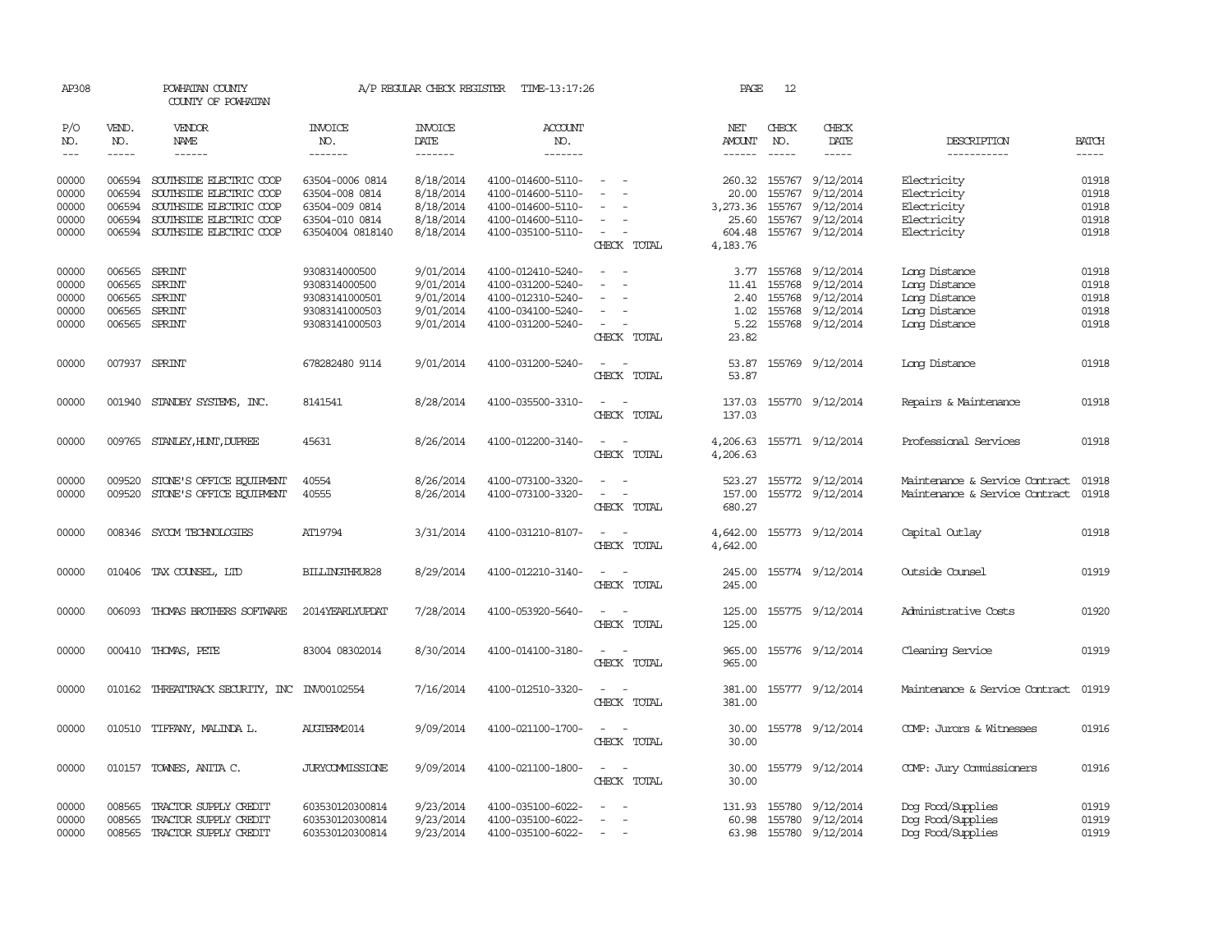AP308 POWHATAN COUNTY A/P REGULAR CHECK REGISTER TIME-13:17:26

COUNTY OF POWHATAN

| P/O NO. | VEND. NO. | VENDOR NAME | INVOICE NO. | INVOICE DATE | ACCOUNT NO. | | NET AMOUNT | CHECK NO. | CHECK DATE | DESCRIPTION | BATCH |
|---|---|---|---|---|---|---|---|---|---|---|---|
| 00000 | 006594 | SOUTHSIDE ELECTRIC COOP | 63504-0006 0814 | 8/18/2014 | 4100-014600-5110- | - - | 260.32 | 155767 | 9/12/2014 | Electricity | 01918 |
| 00000 | 006594 | SOUTHSIDE ELECTRIC COOP | 63504-008 0814 | 8/18/2014 | 4100-014600-5110- | - - | 20.00 | 155767 | 9/12/2014 | Electricity | 01918 |
| 00000 | 006594 | SOUTHSIDE ELECTRIC COOP | 63504-009 0814 | 8/18/2014 | 4100-014600-5110- | - - | 3,273.36 | 155767 | 9/12/2014 | Electricity | 01918 |
| 00000 | 006594 | SOUTHSIDE ELECTRIC COOP | 63504-010 0814 | 8/18/2014 | 4100-014600-5110- | - - | 25.60 | 155767 | 9/12/2014 | Electricity | 01918 |
| 00000 | 006594 | SOUTHSIDE ELECTRIC COOP | 63504004 0818140 | 8/18/2014 | 4100-035100-5110- | - - | 604.48 | 155767 | 9/12/2014 | Electricity | 01918 |
| | | | | | | CHECK TOTAL | 4,183.76 | | | | |
| 00000 | 006565 | SPRINT | 9308314000500 | 9/01/2014 | 4100-012410-5240- | - - | 3.77 | 155768 | 9/12/2014 | Long Distance | 01918 |
| 00000 | 006565 | SPRINT | 9308314000500 | 9/01/2014 | 4100-031200-5240- | - - | 11.41 | 155768 | 9/12/2014 | Long Distance | 01918 |
| 00000 | 006565 | SPRINT | 93083141000501 | 9/01/2014 | 4100-012310-5240- | - - | 2.40 | 155768 | 9/12/2014 | Long Distance | 01918 |
| 00000 | 006565 | SPRINT | 93083141000503 | 9/01/2014 | 4100-034100-5240- | - - | 1.02 | 155768 | 9/12/2014 | Long Distance | 01918 |
| 00000 | 006565 | SPRINT | 93083141000503 | 9/01/2014 | 4100-031200-5240- | - - | 5.22 | 155768 | 9/12/2014 | Long Distance | 01918 |
| | | | | | | CHECK TOTAL | 23.82 | | | | |
| 00000 | 007937 | SPRINT | 678282480 9114 | 9/01/2014 | 4100-031200-5240- | - - | 53.87 | 155769 | 9/12/2014 | Long Distance | 01918 |
| | | | | | | CHECK TOTAL | 53.87 | | | | |
| 00000 | 001940 | STANDBY SYSTEMS, INC. | 8141541 | 8/28/2014 | 4100-035500-3310- | - - | 137.03 | 155770 | 9/12/2014 | Repairs & Maintenance | 01918 |
| | | | | | | CHECK TOTAL | 137.03 | | | | |
| 00000 | 009765 | STANLEY,HUNT,DUPREE | 45631 | 8/26/2014 | 4100-012200-3140- | - - | 4,206.63 | 155771 | 9/12/2014 | Professional Services | 01918 |
| | | | | | | CHECK TOTAL | 4,206.63 | | | | |
| 00000 | 009520 | STONE'S OFFICE EQUIPMENT | 40554 | 8/26/2014 | 4100-073100-3320- | - - | 523.27 | 155772 | 9/12/2014 | Maintenance & Service Contract | 01918 |
| 00000 | 009520 | STONE'S OFFICE EQUIPMENT | 40555 | 8/26/2014 | 4100-073100-3320- | - - | 157.00 | 155772 | 9/12/2014 | Maintenance & Service Contract | 01918 |
| | | | | | | CHECK TOTAL | 680.27 | | | | |
| 00000 | 008346 | SYCOM TECHNOLOGIES | AT19794 | 3/31/2014 | 4100-031210-8107- | - - | 4,642.00 | 155773 | 9/12/2014 | Capital Outlay | 01918 |
| | | | | | | CHECK TOTAL | 4,642.00 | | | | |
| 00000 | 010406 | TAX COUNSEL, LTD | BILLINGTHRU828 | 8/29/2014 | 4100-012210-3140- | - - | 245.00 | 155774 | 9/12/2014 | Outside Counsel | 01919 |
| | | | | | | CHECK TOTAL | 245.00 | | | | |
| 00000 | 006093 | THOMAS BROTHERS SOFTWARE | 2014YEARLYUPDAT | 7/28/2014 | 4100-053920-5640- | - - | 125.00 | 155775 | 9/12/2014 | Administrative Costs | 01920 |
| | | | | | | CHECK TOTAL | 125.00 | | | | |
| 00000 | 000410 | THOMAS, PETE | 83004 08302014 | 8/30/2014 | 4100-014100-3180- | - - | 965.00 | 155776 | 9/12/2014 | Cleaning Service | 01919 |
| | | | | | | CHECK TOTAL | 965.00 | | | | |
| 00000 | 010162 | THREATTRACK SECURITY, INC | INV00102554 | 7/16/2014 | 4100-012510-3320- | - - | 381.00 | 155777 | 9/12/2014 | Maintenance & Service Contract | 01919 |
| | | | | | | CHECK TOTAL | 381.00 | | | | |
| 00000 | 010510 | TIFFANY, MALINDA L. | AUGTERM2014 | 9/09/2014 | 4100-021100-1700- | - - | 30.00 | 155778 | 9/12/2014 | COMP: Jurors & Witnesses | 01916 |
| | | | | | | CHECK TOTAL | 30.00 | | | | |
| 00000 | 010157 | TOWNES, ANITA C. | JURYCOMMISSIONE | 9/09/2014 | 4100-021100-1800- | - - | 30.00 | 155779 | 9/12/2014 | COMP: Jury Commissioners | 01916 |
| | | | | | | CHECK TOTAL | 30.00 | | | | |
| 00000 | 008565 | TRACTOR SUPPLY CREDIT | 603530120300814 | 9/23/2014 | 4100-035100-6022- | - - | 131.93 | 155780 | 9/12/2014 | Dog Food/Supplies | 01919 |
| 00000 | 008565 | TRACTOR SUPPLY CREDIT | 603530120300814 | 9/23/2014 | 4100-035100-6022- | - - | 60.98 | 155780 | 9/12/2014 | Dog Food/Supplies | 01919 |
| 00000 | 008565 | TRACTOR SUPPLY CREDIT | 603530120300814 | 9/23/2014 | 4100-035100-6022- | - - | 63.98 | 155780 | 9/12/2014 | Dog Food/Supplies | 01919 |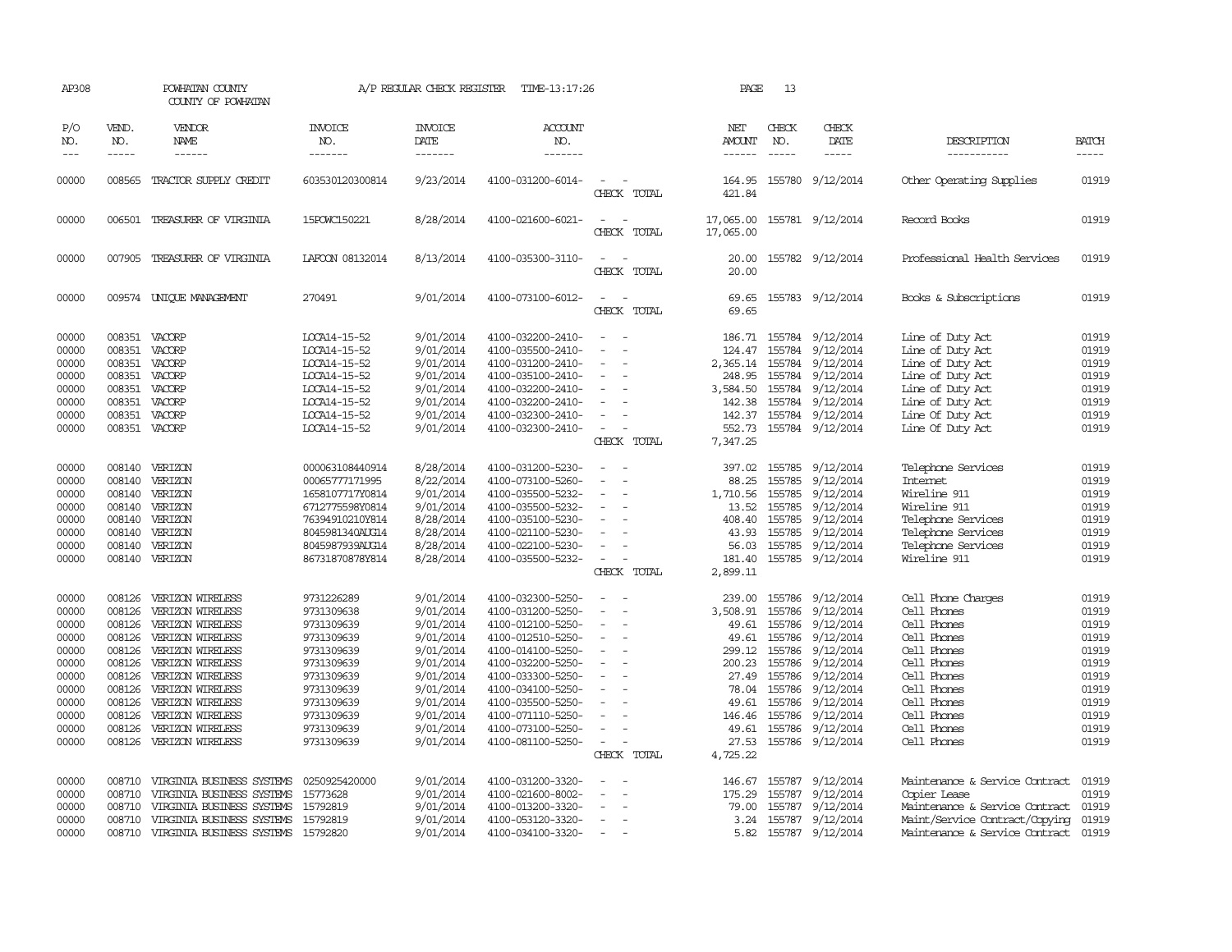| P/O NO. | VEND. NO. | VENDOR NAME | INVOICE NO. | INVOICE DATE | ACCOUNT NO. | | NET AMOUNT | CHECK NO. | CHECK DATE | DESCRIPTION | BATCH |
|---|---|---|---|---|---|---|---|---|---|---|---|
| 00000 | 008565 | TRACTOR SUPPLY CREDIT | 603530120300814 | 9/23/2014 | 4100-031200-6014- | - - | 164.95 | 155780 | 9/12/2014 | Other Operating Supplies | 01919 |
| | | | | | | CHECK TOTAL | 421.84 | | | | |
| 00000 | 006501 | TREASURER OF VIRGINIA | 15POWC150221 | 8/28/2014 | 4100-021600-6021- | - - | 17,065.00 | 155781 | 9/12/2014 | Record Books | 01919 |
| | | | | | | CHECK TOTAL | 17,065.00 | | | | |
| 00000 | 007905 | TREASURER OF VIRGINIA | LAFOON 08132014 | 8/13/2014 | 4100-035300-3110- | - - | 20.00 | 155782 | 9/12/2014 | Professional Health Services | 01919 |
| | | | | | | CHECK TOTAL | 20.00 | | | | |
| 00000 | 009574 | UNIQUE MANAGEMENT | 270491 | 9/01/2014 | 4100-073100-6012- | - - | 69.65 | 155783 | 9/12/2014 | Books & Subscriptions | 01919 |
| | | | | | | CHECK TOTAL | 69.65 | | | | |
| 00000 | 008351 | VACORP | LOCA14-15-52 | 9/01/2014 | 4100-032200-2410- | - - | 186.71 | 155784 | 9/12/2014 | Line of Duty Act | 01919 |
| 00000 | 008351 | VACORP | LOCA14-15-52 | 9/01/2014 | 4100-035500-2410- | - - | 124.47 | 155784 | 9/12/2014 | Line of Duty Act | 01919 |
| 00000 | 008351 | VACORP | LOCA14-15-52 | 9/01/2014 | 4100-031200-2410- | - - | 2,365.14 | 155784 | 9/12/2014 | Line of Duty Act | 01919 |
| 00000 | 008351 | VACORP | LOCA14-15-52 | 9/01/2014 | 4100-035100-2410- | - - | 248.95 | 155784 | 9/12/2014 | Line of Duty Act | 01919 |
| 00000 | 008351 | VACORP | LOCA14-15-52 | 9/01/2014 | 4100-032200-2410- | - - | 3,584.50 | 155784 | 9/12/2014 | Line of Duty Act | 01919 |
| 00000 | 008351 | VACORP | LOCA14-15-52 | 9/01/2014 | 4100-032200-2410- | - - | 142.38 | 155784 | 9/12/2014 | Line of Duty Act | 01919 |
| 00000 | 008351 | VACORP | LOCA14-15-52 | 9/01/2014 | 4100-032300-2410- | - - | 142.37 | 155784 | 9/12/2014 | Line Of Duty Act | 01919 |
| 00000 | 008351 | VACORP | LOCA14-15-52 | 9/01/2014 | 4100-032300-2410- | - - | 552.73 | 155784 | 9/12/2014 | Line Of Duty Act | 01919 |
| | | | | | | CHECK TOTAL | 7,347.25 | | | | |
| 00000 | 008140 | VERIZON | 000063108440914 | 8/28/2014 | 4100-031200-5230- | - - | 397.02 | 155785 | 9/12/2014 | Telephone Services | 01919 |
| 00000 | 008140 | VERIZON | 00065777171995 | 8/22/2014 | 4100-073100-5260- | - - | 88.25 | 155785 | 9/12/2014 | Internet | 01919 |
| 00000 | 008140 | VERIZON | 1658107717Y0814 | 9/01/2014 | 4100-035500-5232- | - - | 1,710.56 | 155785 | 9/12/2014 | Wireline 911 | 01919 |
| 00000 | 008140 | VERIZON | 6712775598Y0814 | 9/01/2014 | 4100-035500-5232- | - - | 13.52 | 155785 | 9/12/2014 | Wireline 911 | 01919 |
| 00000 | 008140 | VERIZON | 76394910210Y814 | 8/28/2014 | 4100-035100-5230- | - - | 408.40 | 155785 | 9/12/2014 | Telephone Services | 01919 |
| 00000 | 008140 | VERIZON | 8045981340AUG14 | 8/28/2014 | 4100-021100-5230- | - - | 43.93 | 155785 | 9/12/2014 | Telephone Services | 01919 |
| 00000 | 008140 | VERIZON | 8045987939AUG14 | 8/28/2014 | 4100-022100-5230- | - - | 56.03 | 155785 | 9/12/2014 | Telephone Services | 01919 |
| 00000 | 008140 | VERIZON | 86731870878Y814 | 8/28/2014 | 4100-035500-5232- | - - | 181.40 | 155785 | 9/12/2014 | Wireline 911 | 01919 |
| | | | | | | CHECK TOTAL | 2,899.11 | | | | |
| 00000 | 008126 | VERIZON WIRELESS | 9731226289 | 9/01/2014 | 4100-032300-5250- | - - | 239.00 | 155786 | 9/12/2014 | Cell Phone Charges | 01919 |
| 00000 | 008126 | VERIZON WIRELESS | 9731309638 | 9/01/2014 | 4100-031200-5250- | - - | 3,508.91 | 155786 | 9/12/2014 | Cell Phones | 01919 |
| 00000 | 008126 | VERIZON WIRELESS | 9731309639 | 9/01/2014 | 4100-012100-5250- | - - | 49.61 | 155786 | 9/12/2014 | Cell Phones | 01919 |
| 00000 | 008126 | VERIZON WIRELESS | 9731309639 | 9/01/2014 | 4100-012510-5250- | - - | 49.61 | 155786 | 9/12/2014 | Cell Phones | 01919 |
| 00000 | 008126 | VERIZON WIRELESS | 9731309639 | 9/01/2014 | 4100-014100-5250- | - - | 299.12 | 155786 | 9/12/2014 | Cell Phones | 01919 |
| 00000 | 008126 | VERIZON WIRELESS | 9731309639 | 9/01/2014 | 4100-032200-5250- | - - | 200.23 | 155786 | 9/12/2014 | Cell Phones | 01919 |
| 00000 | 008126 | VERIZON WIRELESS | 9731309639 | 9/01/2014 | 4100-033300-5250- | - - | 27.49 | 155786 | 9/12/2014 | Cell Phones | 01919 |
| 00000 | 008126 | VERIZON WIRELESS | 9731309639 | 9/01/2014 | 4100-034100-5250- | - - | 78.04 | 155786 | 9/12/2014 | Cell Phones | 01919 |
| 00000 | 008126 | VERIZON WIRELESS | 9731309639 | 9/01/2014 | 4100-035500-5250- | - - | 49.61 | 155786 | 9/12/2014 | Cell Phones | 01919 |
| 00000 | 008126 | VERIZON WIRELESS | 9731309639 | 9/01/2014 | 4100-071110-5250- | - - | 146.46 | 155786 | 9/12/2014 | Cell Phones | 01919 |
| 00000 | 008126 | VERIZON WIRELESS | 9731309639 | 9/01/2014 | 4100-073100-5250- | - - | 49.61 | 155786 | 9/12/2014 | Cell Phones | 01919 |
| 00000 | 008126 | VERIZON WIRELESS | 9731309639 | 9/01/2014 | 4100-081100-5250- | - - | 27.53 | 155786 | 9/12/2014 | Cell Phones | 01919 |
| | | | | | | CHECK TOTAL | 4,725.22 | | | | |
| 00000 | 008710 | VIRGINIA BUSINESS SYSTEMS | 0250925420000 | 9/01/2014 | 4100-031200-3320- | - - | 146.67 | 155787 | 9/12/2014 | Maintenance & Service Contract | 01919 |
| 00000 | 008710 | VIRGINIA BUSINESS SYSTEMS | 15773628 | 9/01/2014 | 4100-021600-8002- | - - | 175.29 | 155787 | 9/12/2014 | Copier Lease | 01919 |
| 00000 | 008710 | VIRGINIA BUSINESS SYSTEMS | 15792819 | 9/01/2014 | 4100-013200-3320- | - - | 79.00 | 155787 | 9/12/2014 | Maintenance & Service Contract | 01919 |
| 00000 | 008710 | VIRGINIA BUSINESS SYSTEMS | 15792819 | 9/01/2014 | 4100-053120-3320- | - - | 3.24 | 155787 | 9/12/2014 | Maint/Service Contract/Copying | 01919 |
| 00000 | 008710 | VIRGINIA BUSINESS SYSTEMS | 15792820 | 9/01/2014 | 4100-034100-3320- | - - | 5.82 | 155787 | 9/12/2014 | Maintenance & Service Contract | 01919 |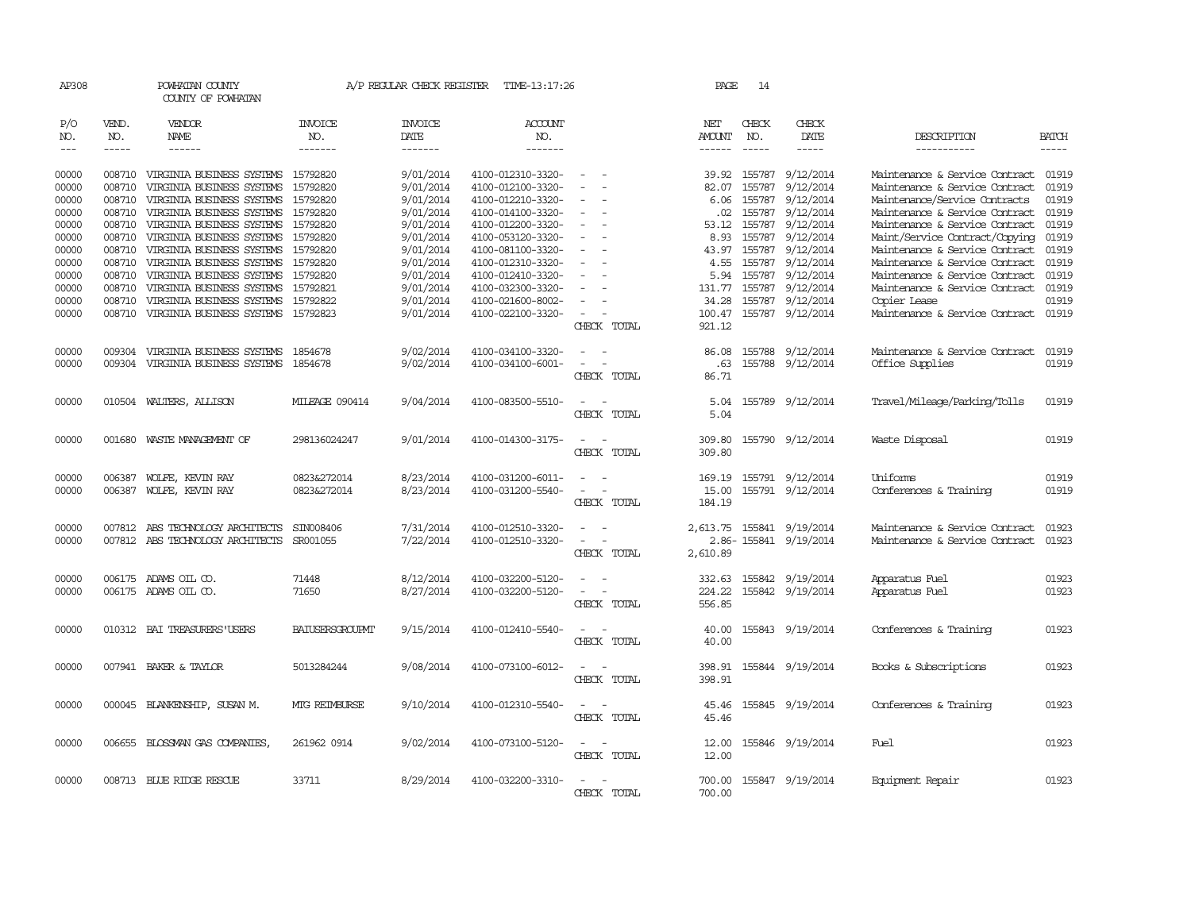AP308 POWHATAN COUNTY A/P REGULAR CHECK REGISTER TIME-13:17:26 PAGE 14

COUNTY OF POWHATAN

| P/O NO. | VEND. NO. | VENDOR NAME | INVOICE NO. | INVOICE DATE | ACCOUNT NO. | | NET AMOUNT | CHECK NO. | CHECK DATE | DESCRIPTION | BATCH |
|---|---|---|---|---|---|---|---|---|---|---|---|
| 00000 | 008710 | VIRGINIA BUSINESS SYSTEMS | 15792820 | 9/01/2014 | 4100-012310-3320- | - - | 39.92 | 155787 | 9/12/2014 | Maintenance & Service Contract | 01919 |
| 00000 | 008710 | VIRGINIA BUSINESS SYSTEMS | 15792820 | 9/01/2014 | 4100-012100-3320- | - - | 82.07 | 155787 | 9/12/2014 | Maintenance & Service Contract | 01919 |
| 00000 | 008710 | VIRGINIA BUSINESS SYSTEMS | 15792820 | 9/01/2014 | 4100-012210-3320- | - - | 6.06 | 155787 | 9/12/2014 | Maintenance/Service Contracts | 01919 |
| 00000 | 008710 | VIRGINIA BUSINESS SYSTEMS | 15792820 | 9/01/2014 | 4100-014100-3320- | - - | .02 | 155787 | 9/12/2014 | Maintenance & Service Contract | 01919 |
| 00000 | 008710 | VIRGINIA BUSINESS SYSTEMS | 15792820 | 9/01/2014 | 4100-012200-3320- | - - | 53.12 | 155787 | 9/12/2014 | Maintenance & Service Contract | 01919 |
| 00000 | 008710 | VIRGINIA BUSINESS SYSTEMS | 15792820 | 9/01/2014 | 4100-053120-3320- | - - | 8.93 | 155787 | 9/12/2014 | Maint/Service Contract/Copying | 01919 |
| 00000 | 008710 | VIRGINIA BUSINESS SYSTEMS | 15792820 | 9/01/2014 | 4100-081100-3320- | - - | 43.97 | 155787 | 9/12/2014 | Maintenance & Service Contract | 01919 |
| 00000 | 008710 | VIRGINIA BUSINESS SYSTEMS | 15792820 | 9/01/2014 | 4100-012310-3320- | - - | 4.55 | 155787 | 9/12/2014 | Maintenance & Service Contract | 01919 |
| 00000 | 008710 | VIRGINIA BUSINESS SYSTEMS | 15792820 | 9/01/2014 | 4100-012410-3320- | - - | 5.94 | 155787 | 9/12/2014 | Maintenance & Service Contract | 01919 |
| 00000 | 008710 | VIRGINIA BUSINESS SYSTEMS | 15792821 | 9/01/2014 | 4100-032300-3320- | - - | 131.77 | 155787 | 9/12/2014 | Maintenance & Service Contract | 01919 |
| 00000 | 008710 | VIRGINIA BUSINESS SYSTEMS | 15792822 | 9/01/2014 | 4100-021600-8002- | - - | 34.28 | 155787 | 9/12/2014 | Copier Lease | 01919 |
| 00000 | 008710 | VIRGINIA BUSINESS SYSTEMS | 15792823 | 9/01/2014 | 4100-022100-3320- | - - | 100.47 | 155787 | 9/12/2014 | Maintenance & Service Contract | 01919 |
| | | | | | | CHECK TOTAL | 921.12 | | | | |
| 00000 | 009304 | VIRGINIA BUSINESS SYSTEMS | 1854678 | 9/02/2014 | 4100-034100-3320- | - - | 86.08 | 155788 | 9/12/2014 | Maintenance & Service Contract | 01919 |
| 00000 | 009304 | VIRGINIA BUSINESS SYSTEMS | 1854678 | 9/02/2014 | 4100-034100-6001- | - - | .63 | 155788 | 9/12/2014 | Office Supplies | 01919 |
| | | | | | | CHECK TOTAL | 86.71 | | | | |
| 00000 | 010504 | WALTERS, ALLISON | MILEAGE 090414 | 9/04/2014 | 4100-083500-5510- | - - | 5.04 | 155789 | 9/12/2014 | Travel/Mileage/Parking/Tolls | 01919 |
| | | | | | | CHECK TOTAL | 5.04 | | | | |
| 00000 | 001680 | WASTE MANAGEMENT OF | 298136024247 | 9/01/2014 | 4100-014300-3175- | - - | 309.80 | 155790 | 9/12/2014 | Waste Disposal | 01919 |
| | | | | | | CHECK TOTAL | 309.80 | | | | |
| 00000 | 006387 | WOLFE, KEVIN RAY | 0823&272014 | 8/23/2014 | 4100-031200-6011- | - - | 169.19 | 155791 | 9/12/2014 | Uniforms | 01919 |
| 00000 | 006387 | WOLFE, KEVIN RAY | 0823&272014 | 8/23/2014 | 4100-031200-5540- | - - | 15.00 | 155791 | 9/12/2014 | Conferences & Training | 01919 |
| | | | | | | CHECK TOTAL | 184.19 | | | | |
| 00000 | 007812 | ABS TECHNOLOGY ARCHITECTS | SIN008406 | 7/31/2014 | 4100-012510-3320- | - - | 2,613.75 | 155841 | 9/19/2014 | Maintenance & Service Contract | 01923 |
| 00000 | 007812 | ABS TECHNOLOGY ARCHITECTS | SR001055 | 7/22/2014 | 4100-012510-3320- | - - | 2.86- | 155841 | 9/19/2014 | Maintenance & Service Contract | 01923 |
| | | | | | | CHECK TOTAL | 2,610.89 | | | | |
| 00000 | 006175 | ADAMS OIL CO. | 71448 | 8/12/2014 | 4100-032200-5120- | - - | 332.63 | 155842 | 9/19/2014 | Apparatus Fuel | 01923 |
| 00000 | 006175 | ADAMS OIL CO. | 71650 | 8/27/2014 | 4100-032200-5120- | - - | 224.22 | 155842 | 9/19/2014 | Apparatus Fuel | 01923 |
| | | | | | | CHECK TOTAL | 556.85 | | | | |
| 00000 | 010312 | BAI TREASURERS'USERS | BAIUSERSGROUPMT | 9/15/2014 | 4100-012410-5540- | - - | 40.00 | 155843 | 9/19/2014 | Conferences & Training | 01923 |
| | | | | | | CHECK TOTAL | 40.00 | | | | |
| 00000 | 007941 | BAKER & TAYLOR | 5013284244 | 9/08/2014 | 4100-073100-6012- | - - | 398.91 | 155844 | 9/19/2014 | Books & Subscriptions | 01923 |
| | | | | | | CHECK TOTAL | 398.91 | | | | |
| 00000 | 000045 | BLANKENSHIP, SUSAN M. | MTG REIMBURSE | 9/10/2014 | 4100-012310-5540- | - - | 45.46 | 155845 | 9/19/2014 | Conferences & Training | 01923 |
| | | | | | | CHECK TOTAL | 45.46 | | | | |
| 00000 | 006655 | BLOSSMAN GAS COMPANIES, | 261962 0914 | 9/02/2014 | 4100-073100-5120- | - - | 12.00 | 155846 | 9/19/2014 | Fuel | 01923 |
| | | | | | | CHECK TOTAL | 12.00 | | | | |
| 00000 | 008713 | BLUE RIDGE RESCUE | 33711 | 8/29/2014 | 4100-032200-3310- | - - | 700.00 | 155847 | 9/19/2014 | Equipment Repair | 01923 |
| | | | | | | CHECK TOTAL | 700.00 | | | | |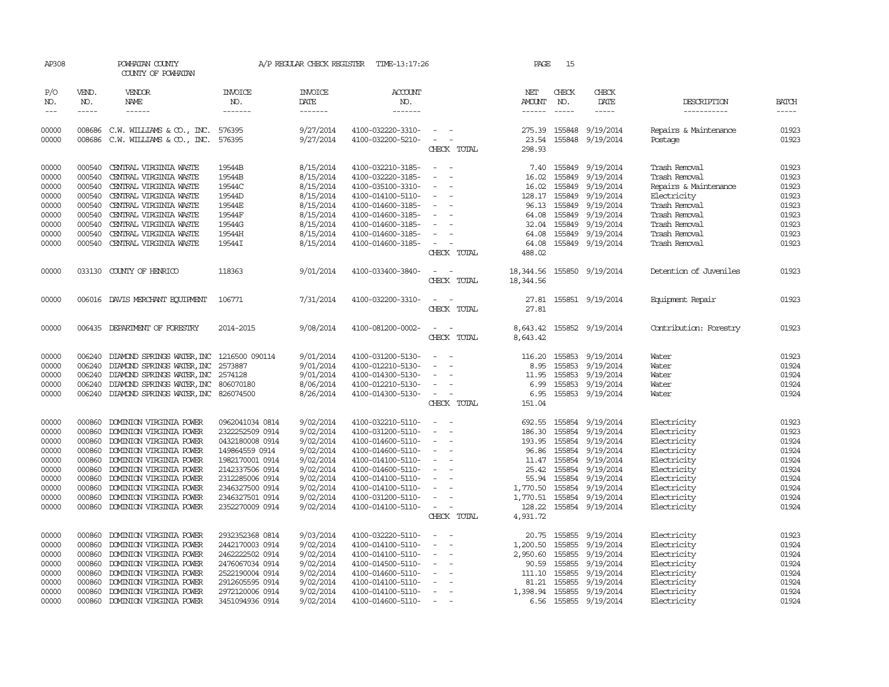AP308 POWHATAN COUNTY A/P REGULAR CHECK REGISTER TIME-13:17:26

COUNTY OF POWHATAN

| P/O NO. | VEND. NO. | VENDOR NAME | INVOICE NO. | INVOICE DATE | ACCOUNT NO. | | NET AMOUNT | CHECK NO. | CHECK DATE | DESCRIPTION | BATCH |
|---|---|---|---|---|---|---|---|---|---|---|---|
| --- | ----- | ------ | ------- | ------- | ------- | | ------ | ----- | ----- | ----------- | ----- |
| 00000 | 008686 | C.W. WILLIAMS & CO., INC. | 576395 | 9/27/2014 | 4100-032220-3310- | - - | 275.39 | 155848 | 9/19/2014 | Repairs & Maintenance | 01923 |
| 00000 | 008686 | C.W. WILLIAMS & CO., INC. | 576395 | 9/27/2014 | 4100-032200-5210- | - - | 23.54 | 155848 | 9/19/2014 | Postage | 01923 |
| | | | | | | CHECK TOTAL | 298.93 | | | | |
| 00000 | 000540 | CENTRAL VIRGINIA WASTE | 19544B | 8/15/2014 | 4100-032210-3185- | - - | 7.40 | 155849 | 9/19/2014 | Trash Removal | 01923 |
| 00000 | 000540 | CENTRAL VIRGINIA WASTE | 19544B | 8/15/2014 | 4100-032220-3185- | - - | 16.02 | 155849 | 9/19/2014 | Trash Removal | 01923 |
| 00000 | 000540 | CENTRAL VIRGINIA WASTE | 19544C | 8/15/2014 | 4100-035100-3310- | - - | 16.02 | 155849 | 9/19/2014 | Repairs & Maintenance | 01923 |
| 00000 | 000540 | CENTRAL VIRGINIA WASTE | 19544D | 8/15/2014 | 4100-014100-5110- | - - | 128.17 | 155849 | 9/19/2014 | Electricity | 01923 |
| 00000 | 000540 | CENTRAL VIRGINIA WASTE | 19544E | 8/15/2014 | 4100-014600-3185- | - - | 96.13 | 155849 | 9/19/2014 | Trash Removal | 01923 |
| 00000 | 000540 | CENTRAL VIRGINIA WASTE | 19544F | 8/15/2014 | 4100-014600-3185- | - - | 64.08 | 155849 | 9/19/2014 | Trash Removal | 01923 |
| 00000 | 000540 | CENTRAL VIRGINIA WASTE | 19544G | 8/15/2014 | 4100-014600-3185- | - - | 32.04 | 155849 | 9/19/2014 | Trash Removal | 01923 |
| 00000 | 000540 | CENTRAL VIRGINIA WASTE | 19544H | 8/15/2014 | 4100-014600-3185- | - - | 64.08 | 155849 | 9/19/2014 | Trash Removal | 01923 |
| 00000 | 000540 | CENTRAL VIRGINIA WASTE | 19544I | 8/15/2014 | 4100-014600-3185- | - - | 64.08 | 155849 | 9/19/2014 | Trash Removal | 01923 |
| | | | | | | CHECK TOTAL | 488.02 | | | | |
| 00000 | 033130 | COUNTY OF HENRICO | 118363 | 9/01/2014 | 4100-033400-3840- | - - | 18,344.56 | 155850 | 9/19/2014 | Detention of Juveniles | 01923 |
| | | | | | | CHECK TOTAL | 18,344.56 | | | | |
| 00000 | 006016 | DAVIS MERCHANT EQUIPMENT | 106771 | 7/31/2014 | 4100-032200-3310- | - - | 27.81 | 155851 | 9/19/2014 | Equipment Repair | 01923 |
| | | | | | | CHECK TOTAL | 27.81 | | | | |
| 00000 | 006435 | DEPARTMENT OF FORESTRY | 2014-2015 | 9/08/2014 | 4100-081200-0002- | - - | 8,643.42 | 155852 | 9/19/2014 | Contribution: Forestry | 01923 |
| | | | | | | CHECK TOTAL | 8,643.42 | | | | |
| 00000 | 006240 | DIAMOND SPRINGS WATER,INC | 1216500 090114 | 9/01/2014 | 4100-031200-5130- | - - | 116.20 | 155853 | 9/19/2014 | Water | 01923 |
| 00000 | 006240 | DIAMOND SPRINGS WATER,INC | 2573887 | 9/01/2014 | 4100-012210-5130- | - - | 8.95 | 155853 | 9/19/2014 | Water | 01924 |
| 00000 | 006240 | DIAMOND SPRINGS WATER,INC | 2574128 | 9/01/2014 | 4100-014300-5130- | - - | 11.95 | 155853 | 9/19/2014 | Water | 01924 |
| 00000 | 006240 | DIAMOND SPRINGS WATER,INC | 806070180 | 8/06/2014 | 4100-012210-5130- | - - | 6.99 | 155853 | 9/19/2014 | Water | 01924 |
| 00000 | 006240 | DIAMOND SPRINGS WATER,INC | 826074500 | 8/26/2014 | 4100-014300-5130- | - - | 6.95 | 155853 | 9/19/2014 | Water | 01924 |
| | | | | | | CHECK TOTAL | 151.04 | | | | |
| 00000 | 000860 | DOMINION VIRGINIA POWER | 0962041034 0814 | 9/02/2014 | 4100-032210-5110- | - - | 692.55 | 155854 | 9/19/2014 | Electricity | 01923 |
| 00000 | 000860 | DOMINION VIRGINIA POWER | 2322252509 0914 | 9/02/2014 | 4100-031200-5110- | - - | 186.30 | 155854 | 9/19/2014 | Electricity | 01923 |
| 00000 | 000860 | DOMINION VIRGINIA POWER | 0432180008 0914 | 9/02/2014 | 4100-014600-5110- | - - | 193.95 | 155854 | 9/19/2014 | Electricity | 01924 |
| 00000 | 000860 | DOMINION VIRGINIA POWER | 149864559 0914 | 9/02/2014 | 4100-014600-5110- | - - | 96.86 | 155854 | 9/19/2014 | Electricity | 01924 |
| 00000 | 000860 | DOMINION VIRGINIA POWER | 1982170001 0914 | 9/02/2014 | 4100-014100-5110- | - - | 11.47 | 155854 | 9/19/2014 | Electricity | 01924 |
| 00000 | 000860 | DOMINION VIRGINIA POWER | 2142337506 0914 | 9/02/2014 | 4100-014600-5110- | - - | 25.42 | 155854 | 9/19/2014 | Electricity | 01924 |
| 00000 | 000860 | DOMINION VIRGINIA POWER | 2312285006 0914 | 9/02/2014 | 4100-014100-5110- | - - | 55.94 | 155854 | 9/19/2014 | Electricity | 01924 |
| 00000 | 000860 | DOMINION VIRGINIA POWER | 2346327500 0914 | 9/02/2014 | 4100-014100-5110- | - - | 1,770.50 | 155854 | 9/19/2014 | Electricity | 01924 |
| 00000 | 000860 | DOMINION VIRGINIA POWER | 2346327501 0914 | 9/02/2014 | 4100-031200-5110- | - - | 1,770.51 | 155854 | 9/19/2014 | Electricity | 01924 |
| 00000 | 000860 | DOMINION VIRGINIA POWER | 2352270009 0914 | 9/02/2014 | 4100-014100-5110- | - - | 128.22 | 155854 | 9/19/2014 | Electricity | 01924 |
| | | | | | | CHECK TOTAL | 4,931.72 | | | | |
| 00000 | 000860 | DOMINION VIRGINIA POWER | 2932352368 0814 | 9/03/2014 | 4100-032220-5110- | - - | 20.75 | 155855 | 9/19/2014 | Electricity | 01923 |
| 00000 | 000860 | DOMINION VIRGINIA POWER | 2442170003 0914 | 9/02/2014 | 4100-014100-5110- | - - | 1,200.50 | 155855 | 9/19/2014 | Electricity | 01924 |
| 00000 | 000860 | DOMINION VIRGINIA POWER | 2462222502 0914 | 9/02/2014 | 4100-014100-5110- | - - | 2,950.60 | 155855 | 9/19/2014 | Electricity | 01924 |
| 00000 | 000860 | DOMINION VIRGINIA POWER | 2476067034 0914 | 9/02/2014 | 4100-014500-5110- | - - | 90.59 | 155855 | 9/19/2014 | Electricity | 01924 |
| 00000 | 000860 | DOMINION VIRGINIA POWER | 2522190004 0914 | 9/02/2014 | 4100-014600-5110- | - - | 111.10 | 155855 | 9/19/2014 | Electricity | 01924 |
| 00000 | 000860 | DOMINION VIRGINIA POWER | 2912605595 0914 | 9/02/2014 | 4100-014100-5110- | - - | 81.21 | 155855 | 9/19/2014 | Electricity | 01924 |
| 00000 | 000860 | DOMINION VIRGINIA POWER | 2972120006 0914 | 9/02/2014 | 4100-014100-5110- | - - | 1,398.94 | 155855 | 9/19/2014 | Electricity | 01924 |
| 00000 | 000860 | DOMINION VIRGINIA POWER | 3451094936 0914 | 9/02/2014 | 4100-014600-5110- | - - | 6.56 | 155855 | 9/19/2014 | Electricity | 01924 |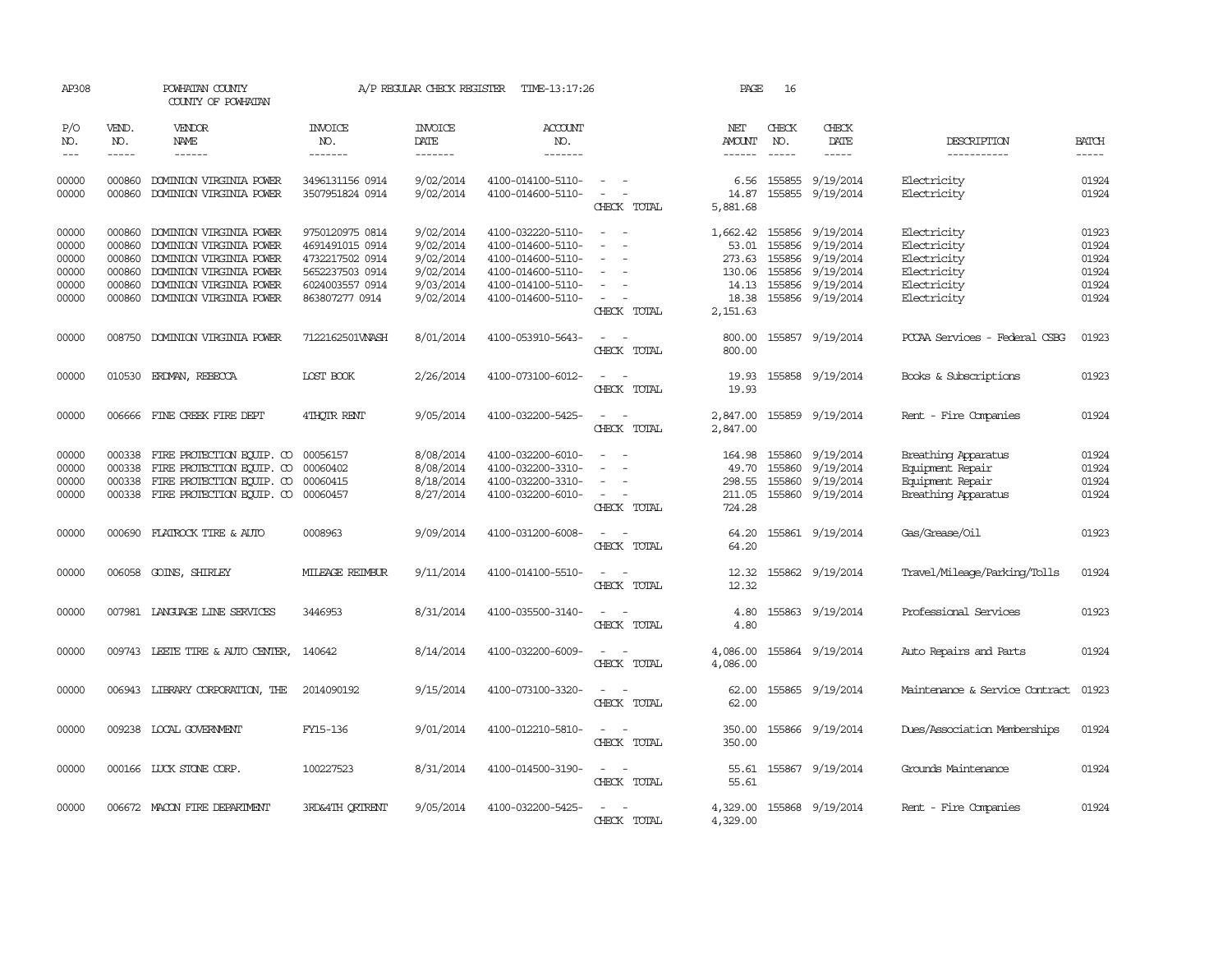AP308 POWHATAN COUNTY A/P REGULAR CHECK REGISTER TIME-13:17:26 PAGE 16

COUNTY OF POWHATAN

| P/O NO. | VEND. NO. | VENDOR NAME | INVOICE NO. | INVOICE DATE | ACCOUNT NO. | | NET AMOUNT | CHECK NO. | CHECK DATE | DESCRIPTION | BATCH |
|---|---|---|---|---|---|---|---|---|---|---|---|
| --- | ----- | ------ | ------- | ------- | ------- | | ------ | ----- | ----- | ----------- | ----- |
| 00000 | 000860 | DOMINION VIRGINIA POWER | 3496131156 0914 | 9/02/2014 | 4100-014100-5110- | - - | 6.56 | 155855 | 9/19/2014 | Electricity | 01924 |
| 00000 | 000860 | DOMINION VIRGINIA POWER | 3507951824 0914 | 9/02/2014 | 4100-014600-5110- | - - | 14.87 | 155855 | 9/19/2014 | Electricity | 01924 |
| | | | | | | CHECK TOTAL | 5,881.68 | | | | |
| 00000 | 000860 | DOMINION VIRGINIA POWER | 9750120975 0814 | 9/02/2014 | 4100-032220-5110- | - - | 1,662.42 | 155856 | 9/19/2014 | Electricity | 01923 |
| 00000 | 000860 | DOMINION VIRGINIA POWER | 4691491015 0914 | 9/02/2014 | 4100-014600-5110- | - - | 53.01 | 155856 | 9/19/2014 | Electricity | 01924 |
| 00000 | 000860 | DOMINION VIRGINIA POWER | 4732217502 0914 | 9/02/2014 | 4100-014600-5110- | - - | 273.63 | 155856 | 9/19/2014 | Electricity | 01924 |
| 00000 | 000860 | DOMINION VIRGINIA POWER | 5652237503 0914 | 9/02/2014 | 4100-014600-5110- | - - | 130.06 | 155856 | 9/19/2014 | Electricity | 01924 |
| 00000 | 000860 | DOMINION VIRGINIA POWER | 6024003557 0914 | 9/03/2014 | 4100-014100-5110- | - - | 14.13 | 155856 | 9/19/2014 | Electricity | 01924 |
| 00000 | 000860 | DOMINION VIRGINIA POWER | 863807277 0914 | 9/02/2014 | 4100-014600-5110- | - - | 18.38 | 155856 | 9/19/2014 | Electricity | 01924 |
| | | | | | | CHECK TOTAL | 2,151.63 | | | | |
| 00000 | 008750 | DOMINION VIRGINIA POWER | 7122162501VNASH | 8/01/2014 | 4100-053910-5643- | - - | 800.00 | 155857 | 9/19/2014 | PCCAA Services - Federal CSBG | 01923 |
| | | | | | | CHECK TOTAL | 800.00 | | | | |
| 00000 | 010530 | ERDMAN, REBECCA | LOST BOOK | 2/26/2014 | 4100-073100-6012- | - - | 19.93 | 155858 | 9/19/2014 | Books & Subscriptions | 01923 |
| | | | | | | CHECK TOTAL | 19.93 | | | | |
| 00000 | 006666 | FINE CREEK FIRE DEPT | 4THQTR RENT | 9/05/2014 | 4100-032200-5425- | - - | 2,847.00 | 155859 | 9/19/2014 | Rent - Fire Companies | 01924 |
| | | | | | | CHECK TOTAL | 2,847.00 | | | | |
| 00000 | 000338 | FIRE PROTECTION EQUIP. CO | 00056157 | 8/08/2014 | 4100-032200-6010- | - - | 164.98 | 155860 | 9/19/2014 | Breathing Apparatus | 01924 |
| 00000 | 000338 | FIRE PROTECTION EQUIP. CO | 00060402 | 8/08/2014 | 4100-032200-3310- | - - | 49.70 | 155860 | 9/19/2014 | Equipment Repair | 01924 |
| 00000 | 000338 | FIRE PROTECTION EQUIP. CO | 00060415 | 8/18/2014 | 4100-032200-3310- | - - | 298.55 | 155860 | 9/19/2014 | Equipment Repair | 01924 |
| 00000 | 000338 | FIRE PROTECTION EQUIP. CO | 00060457 | 8/27/2014 | 4100-032200-6010- | - - | 211.05 | 155860 | 9/19/2014 | Breathing Apparatus | 01924 |
| | | | | | | CHECK TOTAL | 724.28 | | | | |
| 00000 | 000690 | FLATROCK TIRE & AUTO | 0008963 | 9/09/2014 | 4100-031200-6008- | - - | 64.20 | 155861 | 9/19/2014 | Gas/Grease/Oil | 01923 |
| | | | | | | CHECK TOTAL | 64.20 | | | | |
| 00000 | 006058 | GOINS, SHIRLEY | MILEAGE REIMBUR | 9/11/2014 | 4100-014100-5510- | - - | 12.32 | 155862 | 9/19/2014 | Travel/Mileage/Parking/Tolls | 01924 |
| | | | | | | CHECK TOTAL | 12.32 | | | | |
| 00000 | 007981 | LANGUAGE LINE SERVICES | 3446953 | 8/31/2014 | 4100-035500-3140- | - - | 4.80 | 155863 | 9/19/2014 | Professional Services | 01923 |
| | | | | | | CHECK TOTAL | 4.80 | | | | |
| 00000 | 009743 | LEETE TIRE & AUTO CENTER, | 140642 | 8/14/2014 | 4100-032200-6009- | - - | 4,086.00 | 155864 | 9/19/2014 | Auto Repairs and Parts | 01924 |
| | | | | | | CHECK TOTAL | 4,086.00 | | | | |
| 00000 | 006943 | LIBRARY CORPORATION, THE | 2014090192 | 9/15/2014 | 4100-073100-3320- | - - | 62.00 | 155865 | 9/19/2014 | Maintenance & Service Contract | 01923 |
| | | | | | | CHECK TOTAL | 62.00 | | | | |
| 00000 | 009238 | LOCAL GOVERNMENT | FY15-136 | 9/01/2014 | 4100-012210-5810- | - - | 350.00 | 155866 | 9/19/2014 | Dues/Association Memberships | 01924 |
| | | | | | | CHECK TOTAL | 350.00 | | | | |
| 00000 | 000166 | LUCK STONE CORP. | 100227523 | 8/31/2014 | 4100-014500-3190- | - - | 55.61 | 155867 | 9/19/2014 | Grounds Maintenance | 01924 |
| | | | | | | CHECK TOTAL | 55.61 | | | | |
| 00000 | 006672 | MACON FIRE DEPARTMENT | 3RD&4TH QRTRENT | 9/05/2014 | 4100-032200-5425- | - - | 4,329.00 | 155868 | 9/19/2014 | Rent - Fire Companies | 01924 |
| | | | | | | CHECK TOTAL | 4,329.00 | | | | |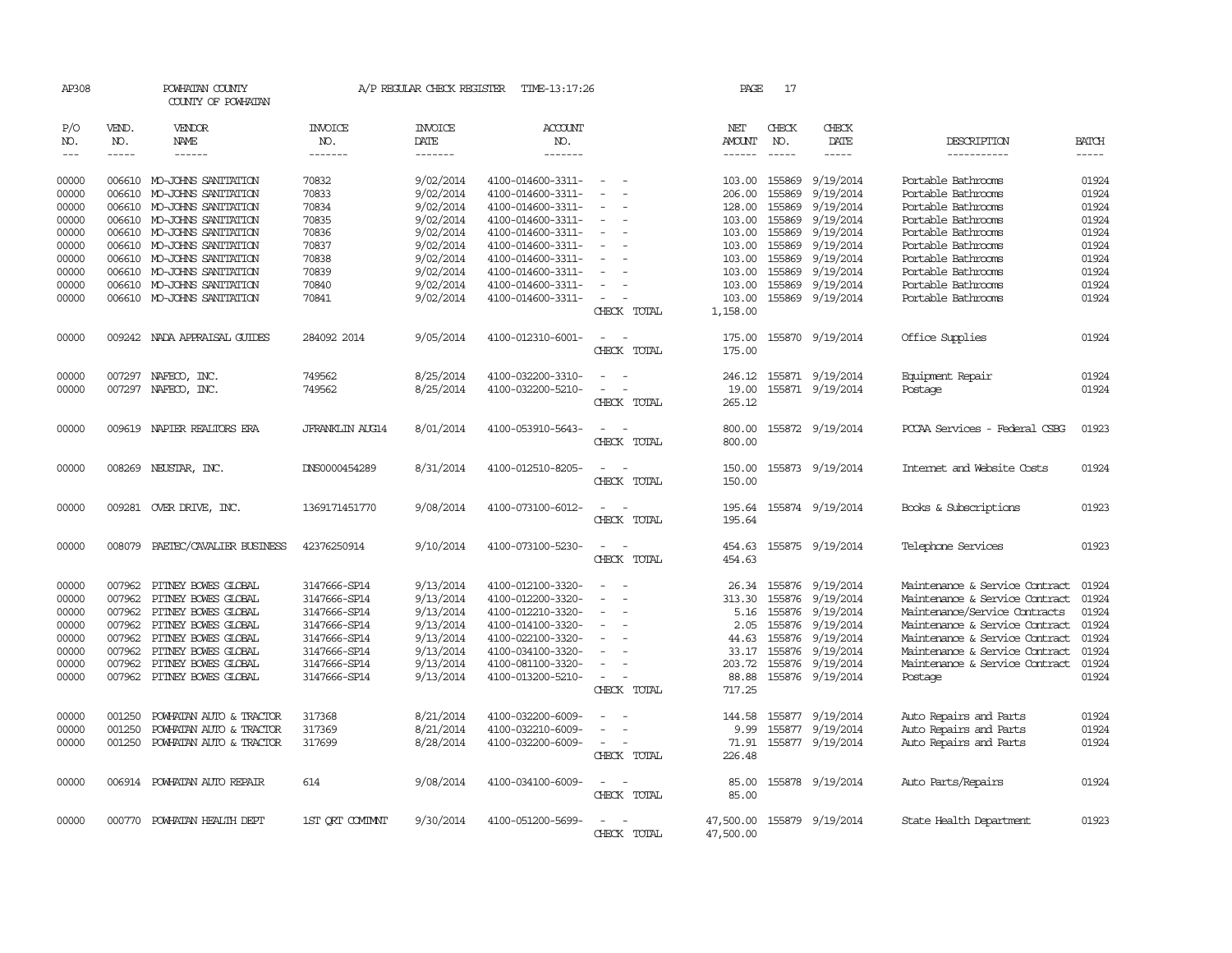AP308 POWHATAN COUNTY A/P REGULAR CHECK REGISTER TIME-13:17:26 PAGE 17

COUNTY OF POWHATAN

| P/O NO. | VEND. NO. | VENDOR NAME | INVOICE NO. | INVOICE DATE | ACCOUNT NO. | | NET AMOUNT | CHECK NO. | CHECK DATE | DESCRIPTION | BATCH |
|---|---|---|---|---|---|---|---|---|---|---|---|
| --- | ----- | ------ | ------- | ------- | ------- | | ------ | ----- | ----- | ----------- | ----- |
| 00000 | 006610 | MO-JOHNS SANITATION | 70832 | 9/02/2014 | 4100-014600-3311- | - - | 103.00 | 155869 | 9/19/2014 | Portable Bathrooms | 01924 |
| 00000 | 006610 | MO-JOHNS SANITATION | 70833 | 9/02/2014 | 4100-014600-3311- | - - | 206.00 | 155869 | 9/19/2014 | Portable Bathrooms | 01924 |
| 00000 | 006610 | MO-JOHNS SANITATION | 70834 | 9/02/2014 | 4100-014600-3311- | - - | 128.00 | 155869 | 9/19/2014 | Portable Bathrooms | 01924 |
| 00000 | 006610 | MO-JOHNS SANITATION | 70835 | 9/02/2014 | 4100-014600-3311- | - - | 103.00 | 155869 | 9/19/2014 | Portable Bathrooms | 01924 |
| 00000 | 006610 | MO-JOHNS SANITATION | 70836 | 9/02/2014 | 4100-014600-3311- | - - | 103.00 | 155869 | 9/19/2014 | Portable Bathrooms | 01924 |
| 00000 | 006610 | MO-JOHNS SANITATION | 70837 | 9/02/2014 | 4100-014600-3311- | - - | 103.00 | 155869 | 9/19/2014 | Portable Bathrooms | 01924 |
| 00000 | 006610 | MO-JOHNS SANITATION | 70838 | 9/02/2014 | 4100-014600-3311- | - - | 103.00 | 155869 | 9/19/2014 | Portable Bathrooms | 01924 |
| 00000 | 006610 | MO-JOHNS SANITATION | 70839 | 9/02/2014 | 4100-014600-3311- | - - | 103.00 | 155869 | 9/19/2014 | Portable Bathrooms | 01924 |
| 00000 | 006610 | MO-JOHNS SANITATION | 70840 | 9/02/2014 | 4100-014600-3311- | - - | 103.00 | 155869 | 9/19/2014 | Portable Bathrooms | 01924 |
| 00000 | 006610 | MO-JOHNS SANITATION | 70841 | 9/02/2014 | 4100-014600-3311- | - - | 103.00 | 155869 | 9/19/2014 | Portable Bathrooms | 01924 |
| | | | | | | CHECK TOTAL | 1,158.00 | | | | |
| 00000 | 009242 | NADA APPRAISAL GUIDES | 284092 2014 | 9/05/2014 | 4100-012310-6001- | - - | 175.00 | 155870 | 9/19/2014 | Office Supplies | 01924 |
| | | | | | | CHECK TOTAL | 175.00 | | | | |
| 00000 | 007297 | NAFECO, INC. | 749562 | 8/25/2014 | 4100-032200-3310- | - - | 246.12 | 155871 | 9/19/2014 | Equipment Repair | 01924 |
| 00000 | 007297 | NAFECO, INC. | 749562 | 8/25/2014 | 4100-032200-5210- | - - | 19.00 | 155871 | 9/19/2014 | Postage | 01924 |
| | | | | | | CHECK TOTAL | 265.12 | | | | |
| 00000 | 009619 | NAPIER REALTORS ERA | JFRANKLIN AUG14 | 8/01/2014 | 4100-053910-5643- | - - | 800.00 | 155872 | 9/19/2014 | PCCAA Services - Federal CSBG | 01923 |
| | | | | | | CHECK TOTAL | 800.00 | | | | |
| 00000 | 008269 | NEUSTAR, INC. | DNS0000454289 | 8/31/2014 | 4100-012510-8205- | - - | 150.00 | 155873 | 9/19/2014 | Internet and Website Costs | 01924 |
| | | | | | | CHECK TOTAL | 150.00 | | | | |
| 00000 | 009281 | OVER DRIVE, INC. | 1369171451770 | 9/08/2014 | 4100-073100-6012- | - - | 195.64 | 155874 | 9/19/2014 | Books & Subscriptions | 01923 |
| | | | | | | CHECK TOTAL | 195.64 | | | | |
| 00000 | 008079 | PAETEC/CAVALIER BUSINESS | 42376250914 | 9/10/2014 | 4100-073100-5230- | - - | 454.63 | 155875 | 9/19/2014 | Telephone Services | 01923 |
| | | | | | | CHECK TOTAL | 454.63 | | | | |
| 00000 | 007962 | PITNEY BOWES GLOBAL | 3147666-SP14 | 9/13/2014 | 4100-012100-3320- | - - | 26.34 | 155876 | 9/19/2014 | Maintenance & Service Contract | 01924 |
| 00000 | 007962 | PITNEY BOWES GLOBAL | 3147666-SP14 | 9/13/2014 | 4100-012200-3320- | - - | 313.30 | 155876 | 9/19/2014 | Maintenance & Service Contract | 01924 |
| 00000 | 007962 | PITNEY BOWES GLOBAL | 3147666-SP14 | 9/13/2014 | 4100-012210-3320- | - - | 5.16 | 155876 | 9/19/2014 | Maintenance/Service Contracts | 01924 |
| 00000 | 007962 | PITNEY BOWES GLOBAL | 3147666-SP14 | 9/13/2014 | 4100-014100-3320- | - - | 2.05 | 155876 | 9/19/2014 | Maintenance & Service Contract | 01924 |
| 00000 | 007962 | PITNEY BOWES GLOBAL | 3147666-SP14 | 9/13/2014 | 4100-022100-3320- | - - | 44.63 | 155876 | 9/19/2014 | Maintenance & Service Contract | 01924 |
| 00000 | 007962 | PITNEY BOWES GLOBAL | 3147666-SP14 | 9/13/2014 | 4100-034100-3320- | - - | 33.17 | 155876 | 9/19/2014 | Maintenance & Service Contract | 01924 |
| 00000 | 007962 | PITNEY BOWES GLOBAL | 3147666-SP14 | 9/13/2014 | 4100-081100-3320- | - - | 203.72 | 155876 | 9/19/2014 | Maintenance & Service Contract | 01924 |
| 00000 | 007962 | PITNEY BOWES GLOBAL | 3147666-SP14 | 9/13/2014 | 4100-013200-5210- | - - | 88.88 | 155876 | 9/19/2014 | Postage | 01924 |
| | | | | | | CHECK TOTAL | 717.25 | | | | |
| 00000 | 001250 | POWHATAN AUTO & TRACTOR | 317368 | 8/21/2014 | 4100-032200-6009- | - - | 144.58 | 155877 | 9/19/2014 | Auto Repairs and Parts | 01924 |
| 00000 | 001250 | POWHATAN AUTO & TRACTOR | 317369 | 8/21/2014 | 4100-032210-6009- | - - | 9.99 | 155877 | 9/19/2014 | Auto Repairs and Parts | 01924 |
| 00000 | 001250 | POWHATAN AUTO & TRACTOR | 317699 | 8/28/2014 | 4100-032200-6009- | - - | 71.91 | 155877 | 9/19/2014 | Auto Repairs and Parts | 01924 |
| | | | | | | CHECK TOTAL | 226.48 | | | | |
| 00000 | 006914 | POWHATAN AUTO REPAIR | 614 | 9/08/2014 | 4100-034100-6009- | - - | 85.00 | 155878 | 9/19/2014 | Auto Parts/Repairs | 01924 |
| | | | | | | CHECK TOTAL | 85.00 | | | | |
| 00000 | 000770 | POWHATAN HEALTH DEPT | 1ST QRT COMIMNT | 9/30/2014 | 4100-051200-5699- | - - | 47,500.00 | 155879 | 9/19/2014 | State Health Department | 01923 |
| | | | | | | CHECK TOTAL | 47,500.00 | | | | |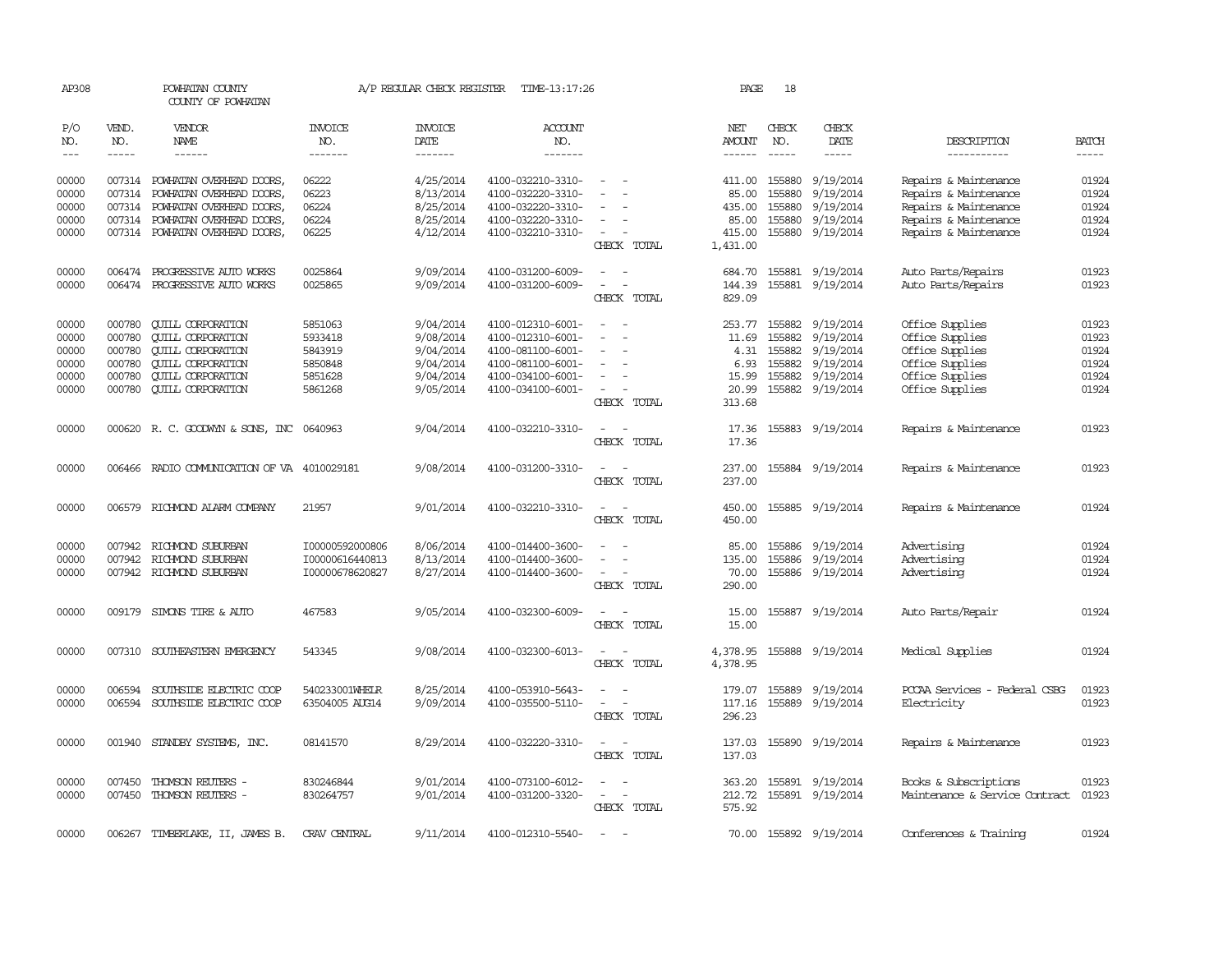AP308 POWHATAN COUNTY A/P REGULAR CHECK REGISTER TIME-13:17:26

COUNTY OF POWHATAN

| P/O NO. | VEND. NO. | VENDOR NAME | INVOICE NO. | INVOICE DATE | ACCOUNT NO. | | NET AMOUNT | CHECK NO. | CHECK DATE | DESCRIPTION | BATCH |
|---|---|---|---|---|---|---|---|---|---|---|---|
| 00000 | 007314 | POWHATAN OVERHEAD DOORS, | 06222 | 4/25/2014 | 4100-032210-3310- | - - | 411.00 | 155880 | 9/19/2014 | Repairs & Maintenance | 01924 |
| 00000 | 007314 | POWHATAN OVERHEAD DOORS, | 06223 | 8/13/2014 | 4100-032220-3310- | - - | 85.00 | 155880 | 9/19/2014 | Repairs & Maintenance | 01924 |
| 00000 | 007314 | POWHATAN OVERHEAD DOORS, | 06224 | 8/25/2014 | 4100-032220-3310- | - - | 435.00 | 155880 | 9/19/2014 | Repairs & Maintenance | 01924 |
| 00000 | 007314 | POWHATAN OVERHEAD DOORS, | 06224 | 8/25/2014 | 4100-032220-3310- | - - | 85.00 | 155880 | 9/19/2014 | Repairs & Maintenance | 01924 |
| 00000 | 007314 | POWHATAN OVERHEAD DOORS, | 06225 | 4/12/2014 | 4100-032210-3310- | - - | 415.00 | 155880 | 9/19/2014 | Repairs & Maintenance | 01924 |
| | | | | | | CHECK TOTAL | 1,431.00 | | | | |
| 00000 | 006474 | PROGRESSIVE AUTO WORKS | 0025864 | 9/09/2014 | 4100-031200-6009- | - - | 684.70 | 155881 | 9/19/2014 | Auto Parts/Repairs | 01923 |
| 00000 | 006474 | PROGRESSIVE AUTO WORKS | 0025865 | 9/09/2014 | 4100-031200-6009- | - - | 144.39 | 155881 | 9/19/2014 | Auto Parts/Repairs | 01923 |
| | | | | | | CHECK TOTAL | 829.09 | | | | |
| 00000 | 000780 | QUILL CORPORATION | 5851063 | 9/04/2014 | 4100-012310-6001- | - - | 253.77 | 155882 | 9/19/2014 | Office Supplies | 01923 |
| 00000 | 000780 | QUILL CORPORATION | 5933418 | 9/08/2014 | 4100-012310-6001- | - - | 11.69 | 155882 | 9/19/2014 | Office Supplies | 01923 |
| 00000 | 000780 | QUILL CORPORATION | 5843919 | 9/04/2014 | 4100-081100-6001- | - - | 4.31 | 155882 | 9/19/2014 | Office Supplies | 01924 |
| 00000 | 000780 | QUILL CORPORATION | 5850848 | 9/04/2014 | 4100-081100-6001- | - - | 6.93 | 155882 | 9/19/2014 | Office Supplies | 01924 |
| 00000 | 000780 | QUILL CORPORATION | 5851628 | 9/04/2014 | 4100-034100-6001- | - - | 15.99 | 155882 | 9/19/2014 | Office Supplies | 01924 |
| 00000 | 000780 | QUILL CORPORATION | 5861268 | 9/05/2014 | 4100-034100-6001- | - - | 20.99 | 155882 | 9/19/2014 | Office Supplies | 01924 |
| | | | | | | CHECK TOTAL | 313.68 | | | | |
| 00000 | 000620 | R. C. GOODWYN & SONS, INC | 0640963 | 9/04/2014 | 4100-032210-3310- | - - | 17.36 | 155883 | 9/19/2014 | Repairs & Maintenance | 01923 |
| | | | | | | CHECK TOTAL | 17.36 | | | | |
| 00000 | 006466 | RADIO COMMUNICATION OF VA | 4010029181 | 9/08/2014 | 4100-031200-3310- | - - | 237.00 | 155884 | 9/19/2014 | Repairs & Maintenance | 01923 |
| | | | | | | CHECK TOTAL | 237.00 | | | | |
| 00000 | 006579 | RICHMOND ALARM COMPANY | 21957 | 9/01/2014 | 4100-032210-3310- | - - | 450.00 | 155885 | 9/19/2014 | Repairs & Maintenance | 01924 |
| | | | | | | CHECK TOTAL | 450.00 | | | | |
| 00000 | 007942 | RICHMOND SUBURBAN | I00000592000806 | 8/06/2014 | 4100-014400-3600- | - - | 85.00 | 155886 | 9/19/2014 | Advertising | 01924 |
| 00000 | 007942 | RICHMOND SUBURBAN | I00000616440813 | 8/13/2014 | 4100-014400-3600- | - - | 135.00 | 155886 | 9/19/2014 | Advertising | 01924 |
| 00000 | 007942 | RICHMOND SUBURBAN | I00000678620827 | 8/27/2014 | 4100-014400-3600- | - - | 70.00 | 155886 | 9/19/2014 | Advertising | 01924 |
| | | | | | | CHECK TOTAL | 290.00 | | | | |
| 00000 | 009179 | SIMONS TIRE & AUTO | 467583 | 9/05/2014 | 4100-032300-6009- | - - | 15.00 | 155887 | 9/19/2014 | Auto Parts/Repair | 01924 |
| | | | | | | CHECK TOTAL | 15.00 | | | | |
| 00000 | 007310 | SOUTHEASTERN EMERGENCY | 543345 | 9/08/2014 | 4100-032300-6013- | - - | 4,378.95 | 155888 | 9/19/2014 | Medical Supplies | 01924 |
| | | | | | | CHECK TOTAL | 4,378.95 | | | | |
| 00000 | 006594 | SOUTHSIDE ELECTRIC COOP | 540233001WHELR | 8/25/2014 | 4100-053910-5643- | - - | 179.07 | 155889 | 9/19/2014 | PCCAA Services - Federal CSBG | 01923 |
| 00000 | 006594 | SOUTHSIDE ELECTRIC COOP | 63504005 AUG14 | 9/09/2014 | 4100-035500-5110- | - - | 117.16 | 155889 | 9/19/2014 | Electricity | 01923 |
| | | | | | | CHECK TOTAL | 296.23 | | | | |
| 00000 | 001940 | STANDBY SYSTEMS, INC. | 08141570 | 8/29/2014 | 4100-032220-3310- | - - | 137.03 | 155890 | 9/19/2014 | Repairs & Maintenance | 01923 |
| | | | | | | CHECK TOTAL | 137.03 | | | | |
| 00000 | 007450 | THOMSON REUTERS - | 830246844 | 9/01/2014 | 4100-073100-6012- | - - | 363.20 | 155891 | 9/19/2014 | Books & Subscriptions | 01923 |
| 00000 | 007450 | THOMSON REUTERS - | 830264757 | 9/01/2014 | 4100-031200-3320- | - - | 212.72 | 155891 | 9/19/2014 | Maintenance & Service Contract | 01923 |
| | | | | | | CHECK TOTAL | 575.92 | | | | |
| 00000 | 006267 | TIMBERLAKE, II, JAMES B. | CRAV CENTRAL | 9/11/2014 | 4100-012310-5540- | - - | 70.00 | 155892 | 9/19/2014 | Conferences & Training | 01924 |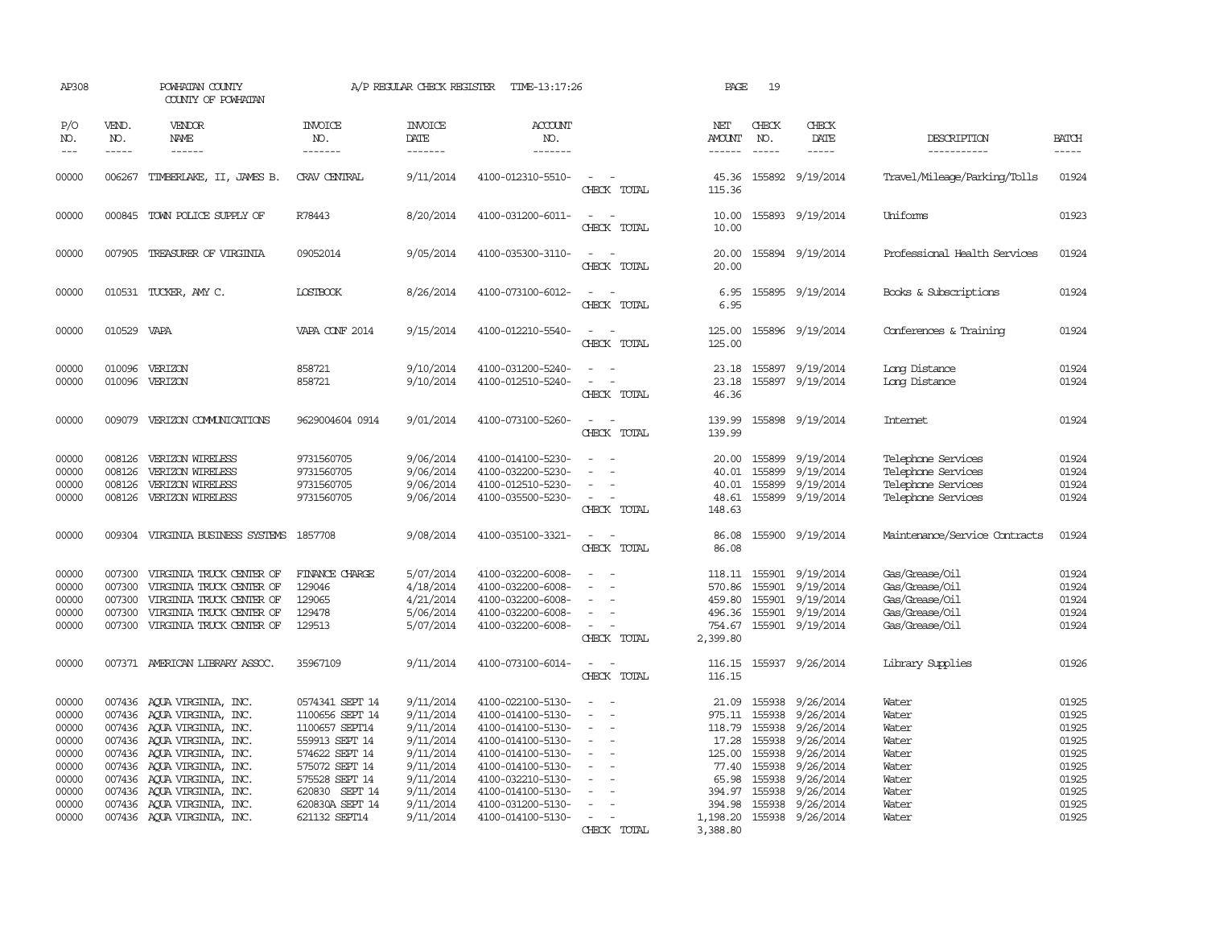AP308 POWHATAN COUNTY A/P REGULAR CHECK REGISTER TIME-13:17:26

COUNTY OF POWHATAN

| P/O NO. | VEND. NO. | VENDOR NAME | INVOICE NO. | INVOICE DATE | ACCOUNT NO. | | NET AMOUNT | CHECK NO. | CHECK DATE | DESCRIPTION | BATCH |
|---|---|---|---|---|---|---|---|---|---|---|---|
| 00000 | 006267 | TIMBERLAKE, II, JAMES B. | CRAV CENTRAL | 9/11/2014 | 4100-012310-5510- | - - | 45.36 | 155892 | 9/19/2014 | Travel/Mileage/Parking/Tolls | 01924 |
| | | | | | | CHECK TOTAL | 115.36 | | | | |
| 00000 | 000845 | TOWN POLICE SUPPLY OF | R78443 | 8/20/2014 | 4100-031200-6011- | - - | 10.00 | 155893 | 9/19/2014 | Uniforms | 01923 |
| | | | | | | CHECK TOTAL | 10.00 | | | | |
| 00000 | 007905 | TREASURER OF VIRGINIA | 09052014 | 9/05/2014 | 4100-035300-3110- | - - | 20.00 | 155894 | 9/19/2014 | Professional Health Services | 01924 |
| | | | | | | CHECK TOTAL | 20.00 | | | | |
| 00000 | 010531 | TUCKER, AMY C. | LOSTBOOK | 8/26/2014 | 4100-073100-6012- | - - | 6.95 | 155895 | 9/19/2014 | Books & Subscriptions | 01924 |
| | | | | | | CHECK TOTAL | 6.95 | | | | |
| 00000 | 010529 | VAPA | VAPA CONF 2014 | 9/15/2014 | 4100-012210-5540- | - - | 125.00 | 155896 | 9/19/2014 | Conferences & Training | 01924 |
| | | | | | | CHECK TOTAL | 125.00 | | | | |
| 00000 | 010096 | VERIZON | 858721 | 9/10/2014 | 4100-031200-5240- | - - | 23.18 | 155897 | 9/19/2014 | Long Distance | 01924 |
| 00000 | 010096 | VERIZON | 858721 | 9/10/2014 | 4100-012510-5240- | - - | 23.18 | 155897 | 9/19/2014 | Long Distance | 01924 |
| | | | | | | CHECK TOTAL | 46.36 | | | | |
| 00000 | 009079 | VERIZON COMMUNICATIONS | 9629004604 0914 | 9/01/2014 | 4100-073100-5260- | - - | 139.99 | 155898 | 9/19/2014 | Internet | 01924 |
| | | | | | | CHECK TOTAL | 139.99 | | | | |
| 00000 | 008126 | VERIZON WIRELESS | 9731560705 | 9/06/2014 | 4100-014100-5230- | - - | 20.00 | 155899 | 9/19/2014 | Telephone Services | 01924 |
| 00000 | 008126 | VERIZON WIRELESS | 9731560705 | 9/06/2014 | 4100-032200-5230- | - - | 40.01 | 155899 | 9/19/2014 | Telephone Services | 01924 |
| 00000 | 008126 | VERIZON WIRELESS | 9731560705 | 9/06/2014 | 4100-012510-5230- | - - | 40.01 | 155899 | 9/19/2014 | Telephone Services | 01924 |
| 00000 | 008126 | VERIZON WIRELESS | 9731560705 | 9/06/2014 | 4100-035500-5230- | - - | 48.61 | 155899 | 9/19/2014 | Telephone Services | 01924 |
| | | | | | | CHECK TOTAL | 148.63 | | | | |
| 00000 | 009304 | VIRGINIA BUSINESS SYSTEMS | 1857708 | 9/08/2014 | 4100-035100-3321- | - - | 86.08 | 155900 | 9/19/2014 | Maintenance/Service Contracts | 01924 |
| | | | | | | CHECK TOTAL | 86.08 | | | | |
| 00000 | 007300 | VIRGINIA TRUCK CENTER OF | FINANCE CHARGE | 5/07/2014 | 4100-032200-6008- | - - | 118.11 | 155901 | 9/19/2014 | Gas/Grease/Oil | 01924 |
| 00000 | 007300 | VIRGINIA TRUCK CENTER OF | 129046 | 4/18/2014 | 4100-032200-6008- | - - | 570.86 | 155901 | 9/19/2014 | Gas/Grease/Oil | 01924 |
| 00000 | 007300 | VIRGINIA TRUCK CENTER OF | 129065 | 4/21/2014 | 4100-032200-6008- | - - | 459.80 | 155901 | 9/19/2014 | Gas/Grease/Oil | 01924 |
| 00000 | 007300 | VIRGINIA TRUCK CENTER OF | 129478 | 5/06/2014 | 4100-032200-6008- | - - | 496.36 | 155901 | 9/19/2014 | Gas/Grease/Oil | 01924 |
| 00000 | 007300 | VIRGINIA TRUCK CENTER OF | 129513 | 5/07/2014 | 4100-032200-6008- | - - | 754.67 | 155901 | 9/19/2014 | Gas/Grease/Oil | 01924 |
| | | | | | | CHECK TOTAL | 2,399.80 | | | | |
| 00000 | 007371 | AMERICAN LIBRARY ASSOC. | 35967109 | 9/11/2014 | 4100-073100-6014- | - - | 116.15 | 155937 | 9/26/2014 | Library Supplies | 01926 |
| | | | | | | CHECK TOTAL | 116.15 | | | | |
| 00000 | 007436 | AQUA VIRGINIA, INC. | 0574341 SEPT 14 | 9/11/2014 | 4100-022100-5130- | - - | 21.09 | 155938 | 9/26/2014 | Water | 01925 |
| 00000 | 007436 | AQUA VIRGINIA, INC. | 1100656 SEPT 14 | 9/11/2014 | 4100-014100-5130- | - - | 975.11 | 155938 | 9/26/2014 | Water | 01925 |
| 00000 | 007436 | AQUA VIRGINIA, INC. | 1100657 SEPT14 | 9/11/2014 | 4100-014100-5130- | - - | 118.79 | 155938 | 9/26/2014 | Water | 01925 |
| 00000 | 007436 | AQUA VIRGINIA, INC. | 559913 SEPT 14 | 9/11/2014 | 4100-014100-5130- | - - | 17.28 | 155938 | 9/26/2014 | Water | 01925 |
| 00000 | 007436 | AQUA VIRGINIA, INC. | 574622 SEPT 14 | 9/11/2014 | 4100-014100-5130- | - - | 125.00 | 155938 | 9/26/2014 | Water | 01925 |
| 00000 | 007436 | AQUA VIRGINIA, INC. | 575072 SEPT 14 | 9/11/2014 | 4100-014100-5130- | - - | 77.40 | 155938 | 9/26/2014 | Water | 01925 |
| 00000 | 007436 | AQUA VIRGINIA, INC. | 575528 SEPT 14 | 9/11/2014 | 4100-032210-5130- | - - | 65.98 | 155938 | 9/26/2014 | Water | 01925 |
| 00000 | 007436 | AQUA VIRGINIA, INC. | 620830 SEPT 14 | 9/11/2014 | 4100-014100-5130- | - - | 394.97 | 155938 | 9/26/2014 | Water | 01925 |
| 00000 | 007436 | AQUA VIRGINIA, INC. | 620830A SEPT 14 | 9/11/2014 | 4100-031200-5130- | - - | 394.98 | 155938 | 9/26/2014 | Water | 01925 |
| 00000 | 007436 | AQUA VIRGINIA, INC. | 621132 SEPT14 | 9/11/2014 | 4100-014100-5130- | - - | 1,198.20 | 155938 | 9/26/2014 | Water | 01925 |
| | | | | | | CHECK TOTAL | 3,388.80 | | | | |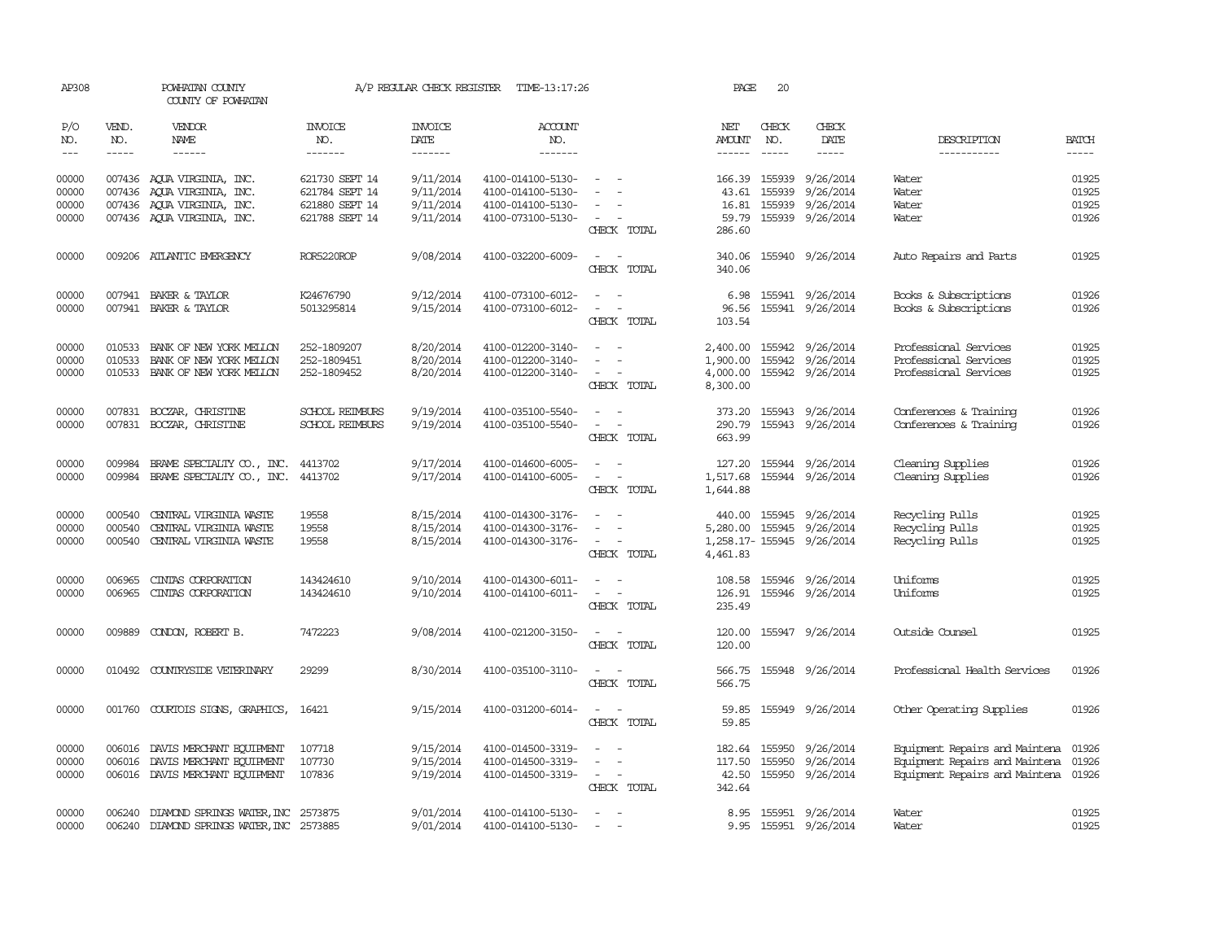AP308 POWHATAN COUNTY A/P REGULAR CHECK REGISTER TIME-13:17:26 PAGE 20

COUNTY OF POWHATAN

| P/O NO. | VEND. NO. | VENDOR NAME | INVOICE NO. | INVOICE DATE | ACCOUNT NO. | | NET AMOUNT | CHECK NO. | CHECK DATE | DESCRIPTION | BATCH |
|---|---|---|---|---|---|---|---|---|---|---|---|
| 00000 | 007436 | AQUA VIRGINIA, INC. | 621730 SEPT 14 | 9/11/2014 | 4100-014100-5130- | - - | 166.39 | 155939 | 9/26/2014 | Water | 01925 |
| 00000 | 007436 | AQUA VIRGINIA, INC. | 621784 SEPT 14 | 9/11/2014 | 4100-014100-5130- | - - | 43.61 | 155939 | 9/26/2014 | Water | 01925 |
| 00000 | 007436 | AQUA VIRGINIA, INC. | 621880 SEPT 14 | 9/11/2014 | 4100-014100-5130- | - - | 16.81 | 155939 | 9/26/2014 | Water | 01925 |
| 00000 | 007436 | AQUA VIRGINIA, INC. | 621788 SEPT 14 | 9/11/2014 | 4100-073100-5130- | - - | 59.79 | 155939 | 9/26/2014 | Water | 01926 |
| | | | | | | CHECK TOTAL | 286.60 | | | | |
| 00000 | 009206 | ATLANTIC EMERGENCY | ROR5220ROP | 9/08/2014 | 4100-032200-6009- | - - | 340.06 | 155940 | 9/26/2014 | Auto Repairs and Parts | 01925 |
| | | | | | | CHECK TOTAL | 340.06 | | | | |
| 00000 | 007941 | BAKER & TAYLOR | K24676790 | 9/12/2014 | 4100-073100-6012- | - - | 6.98 | 155941 | 9/26/2014 | Books & Subscriptions | 01926 |
| 00000 | 007941 | BAKER & TAYLOR | 5013295814 | 9/15/2014 | 4100-073100-6012- | - - | 96.56 | 155941 | 9/26/2014 | Books & Subscriptions | 01926 |
| | | | | | | CHECK TOTAL | 103.54 | | | | |
| 00000 | 010533 | BANK OF NEW YORK MELLON | 252-1809207 | 8/20/2014 | 4100-012200-3140- | - - | 2,400.00 | 155942 | 9/26/2014 | Professional Services | 01925 |
| 00000 | 010533 | BANK OF NEW YORK MELLON | 252-1809451 | 8/20/2014 | 4100-012200-3140- | - - | 1,900.00 | 155942 | 9/26/2014 | Professional Services | 01925 |
| 00000 | 010533 | BANK OF NEW YORK MELLON | 252-1809452 | 8/20/2014 | 4100-012200-3140- | - - | 4,000.00 | 155942 | 9/26/2014 | Professional Services | 01925 |
| | | | | | | CHECK TOTAL | 8,300.00 | | | | |
| 00000 | 007831 | BOCZAR, CHRISTINE | SCHOOL REIMBURS | 9/19/2014 | 4100-035100-5540- | - - | 373.20 | 155943 | 9/26/2014 | Conferences & Training | 01926 |
| 00000 | 007831 | BOCZAR, CHRISTINE | SCHOOL REIMBURS | 9/19/2014 | 4100-035100-5540- | - - | 290.79 | 155943 | 9/26/2014 | Conferences & Training | 01926 |
| | | | | | | CHECK TOTAL | 663.99 | | | | |
| 00000 | 009984 | BRAME SPECIALTY CO., INC. | 4413702 | 9/17/2014 | 4100-014600-6005- | - - | 127.20 | 155944 | 9/26/2014 | Cleaning Supplies | 01926 |
| 00000 | 009984 | BRAME SPECIALTY CO., INC. | 4413702 | 9/17/2014 | 4100-014100-6005- | - - | 1,517.68 | 155944 | 9/26/2014 | Cleaning Supplies | 01926 |
| | | | | | | CHECK TOTAL | 1,644.88 | | | | |
| 00000 | 000540 | CENTRAL VIRGINIA WASTE | 19558 | 8/15/2014 | 4100-014300-3176- | - - | 440.00 | 155945 | 9/26/2014 | Recycling Pulls | 01925 |
| 00000 | 000540 | CENTRAL VIRGINIA WASTE | 19558 | 8/15/2014 | 4100-014300-3176- | - - | 5,280.00 | 155945 | 9/26/2014 | Recycling Pulls | 01925 |
| 00000 | 000540 | CENTRAL VIRGINIA WASTE | 19558 | 8/15/2014 | 4100-014300-3176- | - - | 1,258.17- | 155945 | 9/26/2014 | Recycling Pulls | 01925 |
| | | | | | | CHECK TOTAL | 4,461.83 | | | | |
| 00000 | 006965 | CINTAS CORPORATION | 143424610 | 9/10/2014 | 4100-014300-6011- | - - | 108.58 | 155946 | 9/26/2014 | Uniforms | 01925 |
| 00000 | 006965 | CINTAS CORPORATION | 143424610 | 9/10/2014 | 4100-014100-6011- | - - | 126.91 | 155946 | 9/26/2014 | Uniforms | 01925 |
| | | | | | | CHECK TOTAL | 235.49 | | | | |
| 00000 | 009889 | CONDON, ROBERT B. | 7472223 | 9/08/2014 | 4100-021200-3150- | - - | 120.00 | 155947 | 9/26/2014 | Outside Counsel | 01925 |
| | | | | | | CHECK TOTAL | 120.00 | | | | |
| 00000 | 010492 | COUNTRYSIDE VETERINARY | 29299 | 8/30/2014 | 4100-035100-3110- | - - | 566.75 | 155948 | 9/26/2014 | Professional Health Services | 01926 |
| | | | | | | CHECK TOTAL | 566.75 | | | | |
| 00000 | 001760 | COURTOIS SIGNS, GRAPHICS, | 16421 | 9/15/2014 | 4100-031200-6014- | - - | 59.85 | 155949 | 9/26/2014 | Other Operating Supplies | 01926 |
| | | | | | | CHECK TOTAL | 59.85 | | | | |
| 00000 | 006016 | DAVIS MERCHANT EQUIPMENT | 107718 | 9/15/2014 | 4100-014500-3319- | - - | 182.64 | 155950 | 9/26/2014 | Equipment Repairs and Maintena | 01926 |
| 00000 | 006016 | DAVIS MERCHANT EQUIPMENT | 107730 | 9/15/2014 | 4100-014500-3319- | - - | 117.50 | 155950 | 9/26/2014 | Equipment Repairs and Maintena | 01926 |
| 00000 | 006016 | DAVIS MERCHANT EQUIPMENT | 107836 | 9/19/2014 | 4100-014500-3319- | - - | 42.50 | 155950 | 9/26/2014 | Equipment Repairs and Maintena | 01926 |
| | | | | | | CHECK TOTAL | 342.64 | | | | |
| 00000 | 006240 | DIAMOND SPRINGS WATER, INC | 2573875 | 9/01/2014 | 4100-014100-5130- | - - | 8.95 | 155951 | 9/26/2014 | Water | 01925 |
| 00000 | 006240 | DIAMOND SPRINGS WATER, INC | 2573885 | 9/01/2014 | 4100-014100-5130- | - - | 9.95 | 155951 | 9/26/2014 | Water | 01925 |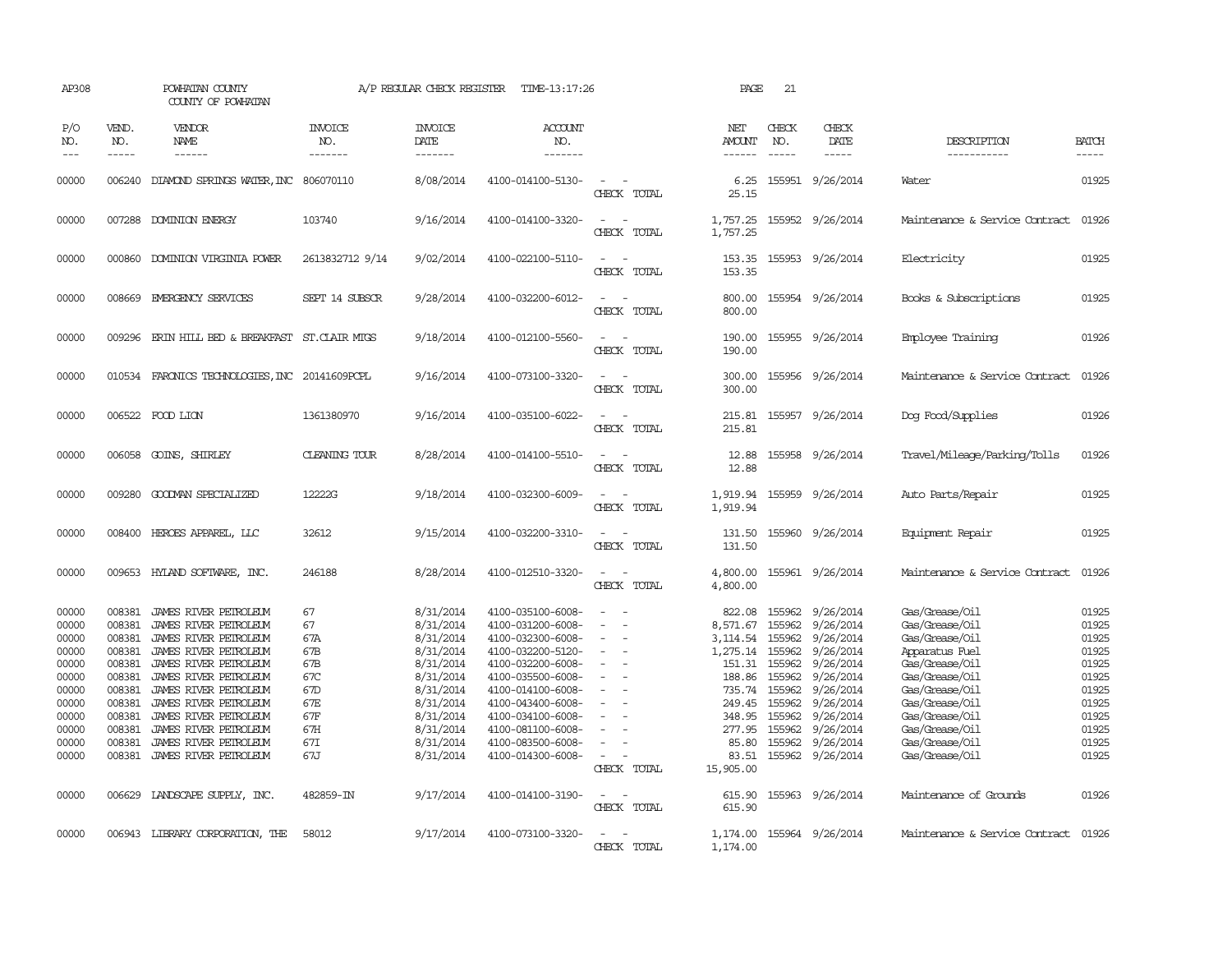AP308 POWHATAN COUNTY A/P REGULAR CHECK REGISTER TIME-13:17:26 PAGE 21
COUNTY OF POWHATAN

| P/O NO. | VEND. NO. | VENDOR NAME | INVOICE NO. | INVOICE DATE | ACCOUNT NO. | | NET AMOUNT | CHECK NO. | CHECK DATE | DESCRIPTION | BATCH |
|---|---|---|---|---|---|---|---|---|---|---|---|
| 00000 | 006240 | DIAMOND SPRINGS WATER,INC | 806070110 | 8/08/2014 | 4100-014100-5130- | - - | 6.25 | 155951 | 9/26/2014 | Water | 01925 |
| | | | | | | CHECK TOTAL | 25.15 | | | | |
| 00000 | 007288 | DOMINION ENERGY | 103740 | 9/16/2014 | 4100-014100-3320- | - - | 1,757.25 | 155952 | 9/26/2014 | Maintenance & Service Contract | 01926 |
| | | | | | | CHECK TOTAL | 1,757.25 | | | | |
| 00000 | 000860 | DOMINION VIRGINIA POWER | 2613832712 9/14 | 9/02/2014 | 4100-022100-5110- | - - | 153.35 | 155953 | 9/26/2014 | Electricity | 01925 |
| | | | | | | CHECK TOTAL | 153.35 | | | | |
| 00000 | 008669 | EMERGENCY SERVICES | SEPT 14 SUBSCR | 9/28/2014 | 4100-032200-6012- | - - | 800.00 | 155954 | 9/26/2014 | Books & Subscriptions | 01925 |
| | | | | | | CHECK TOTAL | 800.00 | | | | |
| 00000 | 009296 | ERIN HILL BED & BREAKFAST | ST.CLAIR MTGS | 9/18/2014 | 4100-012100-5560- | - - | 190.00 | 155955 | 9/26/2014 | Employee Training | 01926 |
| | | | | | | CHECK TOTAL | 190.00 | | | | |
| 00000 | 010534 | FARONICS TECHNOLOGIES,INC | 20141609PCPL | 9/16/2014 | 4100-073100-3320- | - - | 300.00 | 155956 | 9/26/2014 | Maintenance & Service Contract | 01926 |
| | | | | | | CHECK TOTAL | 300.00 | | | | |
| 00000 | 006522 | FOOD LION | 1361380970 | 9/16/2014 | 4100-035100-6022- | - - | 215.81 | 155957 | 9/26/2014 | Dog Food/Supplies | 01926 |
| | | | | | | CHECK TOTAL | 215.81 | | | | |
| 00000 | 006058 | GOINS, SHIRLEY | CLEANING TOUR | 8/28/2014 | 4100-014100-5510- | - - | 12.88 | 155958 | 9/26/2014 | Travel/Mileage/Parking/Tolls | 01926 |
| | | | | | | CHECK TOTAL | 12.88 | | | | |
| 00000 | 009280 | GOODMAN SPECIALIZED | 12222G | 9/18/2014 | 4100-032300-6009- | - - | 1,919.94 | 155959 | 9/26/2014 | Auto Parts/Repair | 01925 |
| | | | | | | CHECK TOTAL | 1,919.94 | | | | |
| 00000 | 008400 | HEROES APPAREL, LLC | 32612 | 9/15/2014 | 4100-032200-3310- | - - | 131.50 | 155960 | 9/26/2014 | Equipment Repair | 01925 |
| | | | | | | CHECK TOTAL | 131.50 | | | | |
| 00000 | 009653 | HYLAND SOFTWARE, INC. | 246188 | 8/28/2014 | 4100-012510-3320- | - - | 4,800.00 | 155961 | 9/26/2014 | Maintenance & Service Contract | 01926 |
| | | | | | | CHECK TOTAL | 4,800.00 | | | | |
| 00000 | 008381 | JAMES RIVER PETROLEUM | 67 | 8/31/2014 | 4100-035100-6008- | - - | 822.08 | 155962 | 9/26/2014 | Gas/Grease/Oil | 01925 |
| 00000 | 008381 | JAMES RIVER PETROLEUM | 67 | 8/31/2014 | 4100-031200-6008- | - - | 8,571.67 | 155962 | 9/26/2014 | Gas/Grease/Oil | 01925 |
| 00000 | 008381 | JAMES RIVER PETROLEUM | 67A | 8/31/2014 | 4100-032300-6008- | - - | 3,114.54 | 155962 | 9/26/2014 | Gas/Grease/Oil | 01925 |
| 00000 | 008381 | JAMES RIVER PETROLEUM | 67B | 8/31/2014 | 4100-032200-5120- | - - | 1,275.14 | 155962 | 9/26/2014 | Apparatus Fuel | 01925 |
| 00000 | 008381 | JAMES RIVER PETROLEUM | 67B | 8/31/2014 | 4100-032200-6008- | - - | 151.31 | 155962 | 9/26/2014 | Gas/Grease/Oil | 01925 |
| 00000 | 008381 | JAMES RIVER PETROLEUM | 67C | 8/31/2014 | 4100-035500-6008- | - - | 188.86 | 155962 | 9/26/2014 | Gas/Grease/Oil | 01925 |
| 00000 | 008381 | JAMES RIVER PETROLEUM | 67D | 8/31/2014 | 4100-014100-6008- | - - | 735.74 | 155962 | 9/26/2014 | Gas/Grease/Oil | 01925 |
| 00000 | 008381 | JAMES RIVER PETROLEUM | 67E | 8/31/2014 | 4100-043400-6008- | - - | 249.45 | 155962 | 9/26/2014 | Gas/Grease/Oil | 01925 |
| 00000 | 008381 | JAMES RIVER PETROLEUM | 67F | 8/31/2014 | 4100-034100-6008- | - - | 348.95 | 155962 | 9/26/2014 | Gas/Grease/Oil | 01925 |
| 00000 | 008381 | JAMES RIVER PETROLEUM | 67H | 8/31/2014 | 4100-081100-6008- | - - | 277.95 | 155962 | 9/26/2014 | Gas/Grease/Oil | 01925 |
| 00000 | 008381 | JAMES RIVER PETROLEUM | 67I | 8/31/2014 | 4100-083500-6008- | - - | 85.80 | 155962 | 9/26/2014 | Gas/Grease/Oil | 01925 |
| 00000 | 008381 | JAMES RIVER PETROLEUM | 67J | 8/31/2014 | 4100-014300-6008- | - - | 83.51 | 155962 | 9/26/2014 | Gas/Grease/Oil | 01925 |
| | | | | | | CHECK TOTAL | 15,905.00 | | | | |
| 00000 | 006629 | LANDSCAPE SUPPLY, INC. | 482859-IN | 9/17/2014 | 4100-014100-3190- | - - | 615.90 | 155963 | 9/26/2014 | Maintenance of Grounds | 01926 |
| | | | | | | CHECK TOTAL | 615.90 | | | | |
| 00000 | 006943 | LIBRARY CORPORATION, THE | 58012 | 9/17/2014 | 4100-073100-3320- | - - | 1,174.00 | 155964 | 9/26/2014 | Maintenance & Service Contract | 01926 |
| | | | | | | CHECK TOTAL | 1,174.00 | | | | |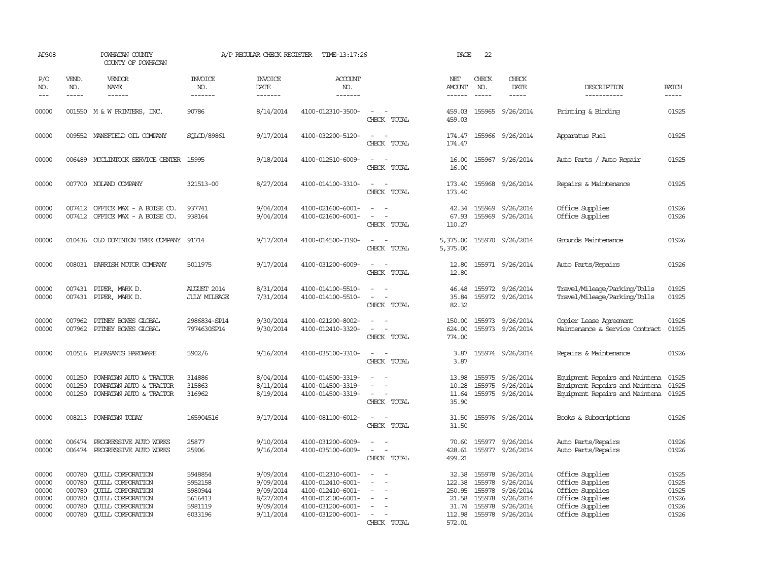AP308 POWHATAN COUNTY A/P REGULAR CHECK REGISTER TIME-13:17:26 PAGE 22

COUNTY OF POWHATAN

| P/O NO. | VEND. NO. | VENDOR NAME | INVOICE NO. | INVOICE DATE | ACCOUNT NO. | | NET AMOUNT | CHECK NO. | CHECK DATE | DESCRIPTION | BATCH |
|---|---|---|---|---|---|---|---|---|---|---|---|
| 00000 | 001550 | M & W PRINTERS, INC. | 90786 | 8/14/2014 | 4100-012310-3500- | - - | 459.03 | 155965 | 9/26/2014 | Printing & Binding | 01925 |
| | | | | | | CHECK TOTAL | 459.03 | | | | |
| 00000 | 009552 | MANSFIELD OIL COMPANY | SQLCD/89861 | 9/17/2014 | 4100-032200-5120- | - - | 174.47 | 155966 | 9/26/2014 | Apparatus Fuel | 01925 |
| | | | | | | CHECK TOTAL | 174.47 | | | | |
| 00000 | 006489 | MCCLINTOCK SERVICE CENTER | 15995 | 9/18/2014 | 4100-012510-6009- | - - | 16.00 | 155967 | 9/26/2014 | Auto Parts / Auto Repair | 01925 |
| | | | | | | CHECK TOTAL | 16.00 | | | | |
| 00000 | 007700 | NOLAND COMPANY | 321513-00 | 8/27/2014 | 4100-014100-3310- | - - | 173.40 | 155968 | 9/26/2014 | Repairs & Maintenance | 01925 |
| | | | | | | CHECK TOTAL | 173.40 | | | | |
| 00000 | 007412 | OFFICE MAX - A BOISE CO. | 937741 | 9/04/2014 | 4100-021600-6001- | - - | 42.34 | 155969 | 9/26/2014 | Office Supplies | 01926 |
| 00000 | 007412 | OFFICE MAX - A BOISE CO. | 938164 | 9/04/2014 | 4100-021600-6001- | - - | 67.93 | 155969 | 9/26/2014 | Office Supplies | 01926 |
| | | | | | | CHECK TOTAL | 110.27 | | | | |
| 00000 | 010436 | OLD DOMINION TREE COMPANY | 91714 | 9/17/2014 | 4100-014500-3190- | - - | 5,375.00 | 155970 | 9/26/2014 | Grounds Maintenance | 01926 |
| | | | | | | CHECK TOTAL | 5,375.00 | | | | |
| 00000 | 008031 | PARRISH MOTOR COMPANY | 5011975 | 9/17/2014 | 4100-031200-6009- | - - | 12.80 | 155971 | 9/26/2014 | Auto Parts/Repairs | 01926 |
| | | | | | | CHECK TOTAL | 12.80 | | | | |
| 00000 | 007431 | PIPER, MARK D. | AUGUST 2014 | 8/31/2014 | 4100-014100-5510- | - - | 46.48 | 155972 | 9/26/2014 | Travel/Mileage/Parking/Tolls | 01925 |
| 00000 | 007431 | PIPER, MARK D. | JULY MILEAGE | 7/31/2014 | 4100-014100-5510- | - - | 35.84 | 155972 | 9/26/2014 | Travel/Mileage/Parking/Tolls | 01925 |
| | | | | | | CHECK TOTAL | 82.32 | | | | |
| 00000 | 007962 | PITNEY BOWES GLOBAL | 2986834-SP14 | 9/30/2014 | 4100-021200-8002- | - - | 150.00 | 155973 | 9/26/2014 | Copier Lease Agreement | 01925 |
| 00000 | 007962 | PITNEY BOWES GLOBAL | 7974630SP14 | 9/30/2014 | 4100-012410-3320- | - - | 624.00 | 155973 | 9/26/2014 | Maintenance & Service Contract | 01925 |
| | | | | | | CHECK TOTAL | 774.00 | | | | |
| 00000 | 010516 | PLEASANTS HARDWARE | 5902/6 | 9/16/2014 | 4100-035100-3310- | - - | 3.87 | 155974 | 9/26/2014 | Repairs & Maintenance | 01926 |
| | | | | | | CHECK TOTAL | 3.87 | | | | |
| 00000 | 001250 | POWHATAN AUTO & TRACTOR | 314886 | 8/04/2014 | 4100-014500-3319- | - - | 13.98 | 155975 | 9/26/2014 | Equipment Repairs and Maintena | 01925 |
| 00000 | 001250 | POWHATAN AUTO & TRACTOR | 315863 | 8/11/2014 | 4100-014500-3319- | - - | 10.28 | 155975 | 9/26/2014 | Equipment Repairs and Maintena | 01925 |
| 00000 | 001250 | POWHATAN AUTO & TRACTOR | 316962 | 8/19/2014 | 4100-014500-3319- | - - | 11.64 | 155975 | 9/26/2014 | Equipment Repairs and Maintena | 01925 |
| | | | | | | CHECK TOTAL | 35.90 | | | | |
| 00000 | 008213 | POWHATAN TODAY | 165904516 | 9/17/2014 | 4100-081100-6012- | - - | 31.50 | 155976 | 9/26/2014 | Books & Subscriptions | 01926 |
| | | | | | | CHECK TOTAL | 31.50 | | | | |
| 00000 | 006474 | PROGRESSIVE AUTO WORKS | 25877 | 9/10/2014 | 4100-031200-6009- | - - | 70.60 | 155977 | 9/26/2014 | Auto Parts/Repairs | 01926 |
| 00000 | 006474 | PROGRESSIVE AUTO WORKS | 25906 | 9/16/2014 | 4100-035100-6009- | - - | 428.61 | 155977 | 9/26/2014 | Auto Parts/Repairs | 01926 |
| | | | | | | CHECK TOTAL | 499.21 | | | | |
| 00000 | 000780 | QUILL CORPORATION | 5948854 | 9/09/2014 | 4100-012310-6001- | - - | 32.38 | 155978 | 9/26/2014 | Office Supplies | 01925 |
| 00000 | 000780 | QUILL CORPORATION | 5952158 | 9/09/2014 | 4100-012410-6001- | - - | 122.38 | 155978 | 9/26/2014 | Office Supplies | 01925 |
| 00000 | 000780 | QUILL CORPORATION | 5980944 | 9/09/2014 | 4100-012410-6001- | - - | 250.95 | 155978 | 9/26/2014 | Office Supplies | 01925 |
| 00000 | 000780 | QUILL CORPORATION | 5616413 | 8/27/2014 | 4100-012100-6001- | - - | 21.58 | 155978 | 9/26/2014 | Office Supplies | 01926 |
| 00000 | 000780 | QUILL CORPORATION | 5981119 | 9/09/2014 | 4100-031200-6001- | - - | 31.74 | 155978 | 9/26/2014 | Office Supplies | 01926 |
| 00000 | 000780 | QUILL CORPORATION | 6033196 | 9/11/2014 | 4100-031200-6001- | - - | 112.98 | 155978 | 9/26/2014 | Office Supplies | 01926 |
| | | | | | | CHECK TOTAL | 572.01 | | | | |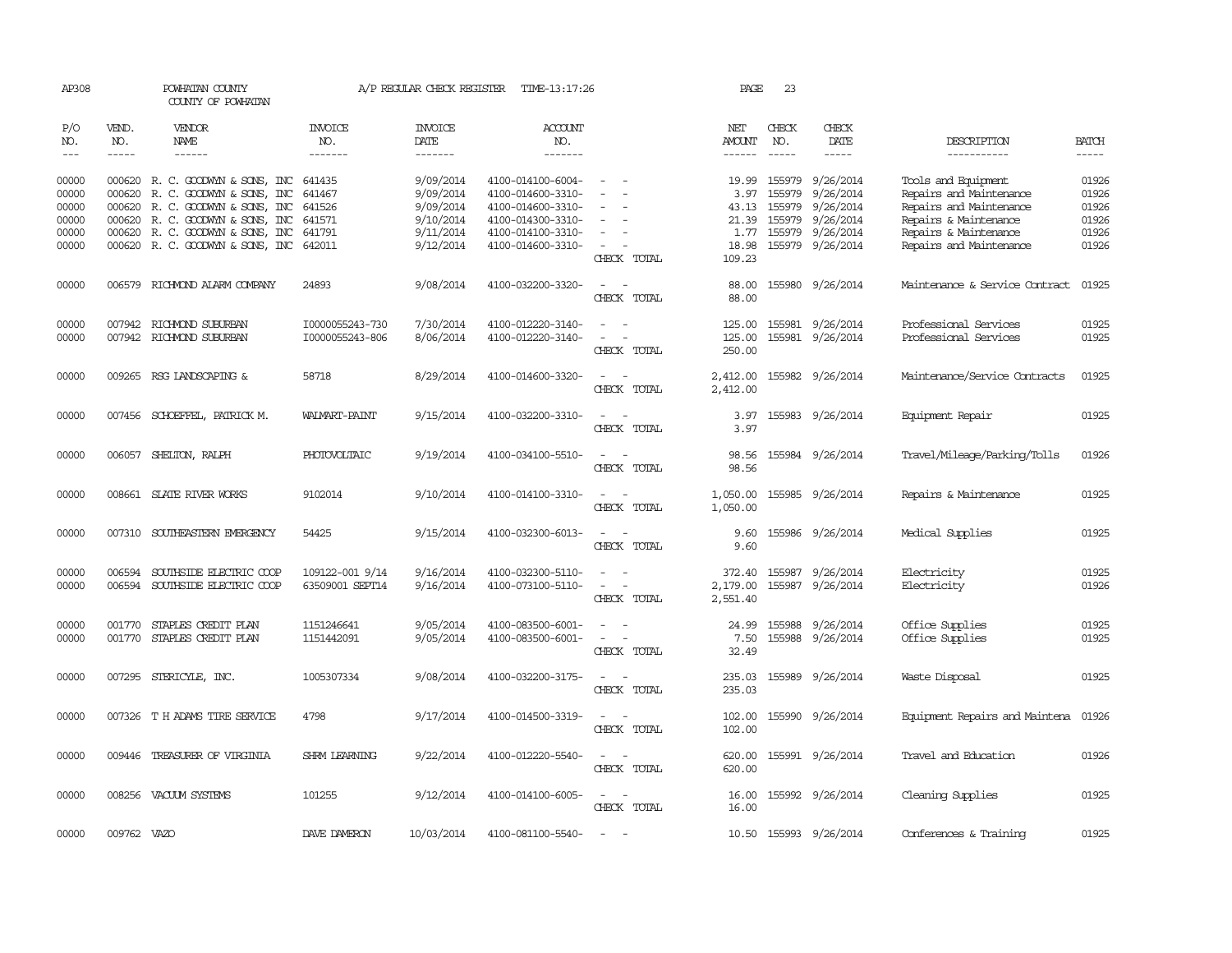AP308 POWHATAN COUNTY A/P REGULAR CHECK REGISTER TIME-13:17:26 PAGE 23

COUNTY OF POWHATAN

| P/O NO. | VEND. NO. | VENDOR NAME | INVOICE NO. | INVOICE DATE | ACCOUNT NO. | | NET AMOUNT | CHECK NO. | CHECK DATE | DESCRIPTION | BATCH |
|---|---|---|---|---|---|---|---|---|---|---|---|
| --- | ----- | ------ | ------- | ------- | ------- | | ------ | ----- | ----- | ----------- | ----- |
| 00000 | 000620 | R. C. GOODWYN & SONS, INC | 641435 | 9/09/2014 | 4100-014100-6004- | - - | 19.99 | 155979 | 9/26/2014 | Tools and Equipment | 01926 |
| 00000 | 000620 | R. C. GOODWYN & SONS, INC | 641467 | 9/09/2014 | 4100-014600-3310- | - - | 3.97 | 155979 | 9/26/2014 | Repairs and Maintenance | 01926 |
| 00000 | 000620 | R. C. GOODWYN & SONS, INC | 641526 | 9/09/2014 | 4100-014600-3310- | - - | 43.13 | 155979 | 9/26/2014 | Repairs and Maintenance | 01926 |
| 00000 | 000620 | R. C. GOODWYN & SONS, INC | 641571 | 9/10/2014 | 4100-014300-3310- | - - | 21.39 | 155979 | 9/26/2014 | Repairs & Maintenance | 01926 |
| 00000 | 000620 | R. C. GOODWYN & SONS, INC | 641791 | 9/11/2014 | 4100-014100-3310- | - - | 1.77 | 155979 | 9/26/2014 | Repairs & Maintenance | 01926 |
| 00000 | 000620 | R. C. GOODWYN & SONS, INC | 642011 | 9/12/2014 | 4100-014600-3310- | - - | 18.98 | 155979 | 9/26/2014 | Repairs and Maintenance | 01926 |
| | | | | | | CHECK TOTAL | 109.23 | | | | |
| 00000 | 006579 | RICHMOND ALARM COMPANY | 24893 | 9/08/2014 | 4100-032200-3320- | - - | 88.00 | 155980 | 9/26/2014 | Maintenance & Service Contract | 01925 |
| | | | | | | CHECK TOTAL | 88.00 | | | | |
| 00000 | 007942 | RICHMOND SUBURBAN | I0000055243-730 | 7/30/2014 | 4100-012220-3140- | - - | 125.00 | 155981 | 9/26/2014 | Professional Services | 01925 |
| 00000 | 007942 | RICHMOND SUBURBAN | I0000055243-806 | 8/06/2014 | 4100-012220-3140- | - - | 125.00 | 155981 | 9/26/2014 | Professional Services | 01925 |
| | | | | | | CHECK TOTAL | 250.00 | | | | |
| 00000 | 009265 | RSG LANDSCAPING & | 58718 | 8/29/2014 | 4100-014600-3320- | - - | 2,412.00 | 155982 | 9/26/2014 | Maintenance/Service Contracts | 01925 |
| | | | | | | CHECK TOTAL | 2,412.00 | | | | |
| 00000 | 007456 | SCHOEFFEL, PATRICK M. | WALMART-PAINT | 9/15/2014 | 4100-032200-3310- | - - | 3.97 | 155983 | 9/26/2014 | Equipment Repair | 01925 |
| | | | | | | CHECK TOTAL | 3.97 | | | | |
| 00000 | 006057 | SHELTON, RALPH | PHOTOVOLTAIC | 9/19/2014 | 4100-034100-5510- | - - | 98.56 | 155984 | 9/26/2014 | Travel/Mileage/Parking/Tolls | 01926 |
| | | | | | | CHECK TOTAL | 98.56 | | | | |
| 00000 | 008661 | SLATE RIVER WORKS | 9102014 | 9/10/2014 | 4100-014100-3310- | - - | 1,050.00 | 155985 | 9/26/2014 | Repairs & Maintenance | 01925 |
| | | | | | | CHECK TOTAL | 1,050.00 | | | | |
| 00000 | 007310 | SOUTHEASTERN EMERGENCY | 54425 | 9/15/2014 | 4100-032300-6013- | - - | 9.60 | 155986 | 9/26/2014 | Medical Supplies | 01925 |
| | | | | | | CHECK TOTAL | 9.60 | | | | |
| 00000 | 006594 | SOUTHSIDE ELECTRIC COOP | 109122-001 9/14 | 9/16/2014 | 4100-032300-5110- | - - | 372.40 | 155987 | 9/26/2014 | Electricity | 01925 |
| 00000 | 006594 | SOUTHSIDE ELECTRIC COOP | 63509001 SEPT14 | 9/16/2014 | 4100-073100-5110- | - - | 2,179.00 | 155987 | 9/26/2014 | Electricity | 01926 |
| | | | | | | CHECK TOTAL | 2,551.40 | | | | |
| 00000 | 001770 | STAPLES CREDIT PLAN | 1151246641 | 9/05/2014 | 4100-083500-6001- | - - | 24.99 | 155988 | 9/26/2014 | Office Supplies | 01925 |
| 00000 | 001770 | STAPLES CREDIT PLAN | 1151442091 | 9/05/2014 | 4100-083500-6001- | - - | 7.50 | 155988 | 9/26/2014 | Office Supplies | 01925 |
| | | | | | | CHECK TOTAL | 32.49 | | | | |
| 00000 | 007295 | STERICYLE, INC. | 1005307334 | 9/08/2014 | 4100-032200-3175- | - - | 235.03 | 155989 | 9/26/2014 | Waste Disposal | 01925 |
| | | | | | | CHECK TOTAL | 235.03 | | | | |
| 00000 | 007326 | T H ADAMS TIRE SERVICE | 4798 | 9/17/2014 | 4100-014500-3319- | - - | 102.00 | 155990 | 9/26/2014 | Equipment Repairs and Maintena | 01926 |
| | | | | | | CHECK TOTAL | 102.00 | | | | |
| 00000 | 009446 | TREASURER OF VIRGINIA | SHRM LEARNING | 9/22/2014 | 4100-012220-5540- | - - | 620.00 | 155991 | 9/26/2014 | Travel and Education | 01926 |
| | | | | | | CHECK TOTAL | 620.00 | | | | |
| 00000 | 008256 | VACUUM SYSTEMS | 101255 | 9/12/2014 | 4100-014100-6005- | - - | 16.00 | 155992 | 9/26/2014 | Cleaning Supplies | 01925 |
| | | | | | | CHECK TOTAL | 16.00 | | | | |
| 00000 | 009762 | VAZO | DAVE DAMERON | 10/03/2014 | 4100-081100-5540- | - - | 10.50 | 155993 | 9/26/2014 | Conferences & Training | 01925 |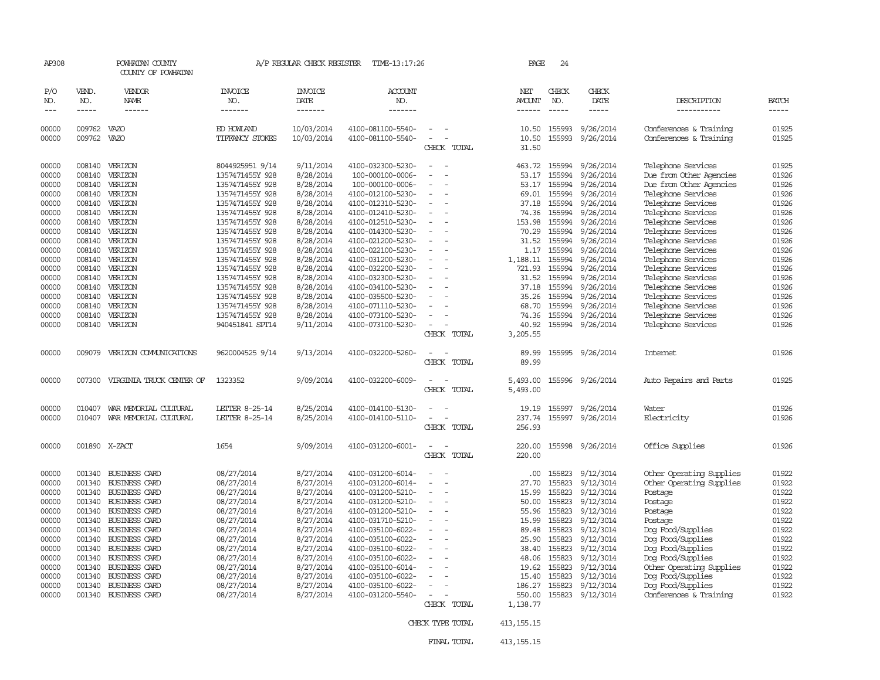AP308 POWHATAN COUNTY A/P REGULAR CHECK REGISTER TIME-13:17:26

COUNTY OF POWHATAN

| P/O NO. | VEND. NO. | VENDOR NAME | INVOICE NO. | INVOICE DATE | ACCOUNT NO. | | NET AMOUNT | CHECK NO. | CHECK DATE | DESCRIPTION | BATCH |
|---|---|---|---|---|---|---|---|---|---|---|---|
| 00000 | 009762 | VAZO | ED HOWLAND | 10/03/2014 | 4100-081100-5540- | - - | 10.50 | 155993 | 9/26/2014 | Conferences & Training | 01925 |
| 00000 | 009762 | VAZO | TIFFANCY STOKES | 10/03/2014 | 4100-081100-5540- | - - | 10.50 | 155993 | 9/26/2014 | Conferences & Training | 01925 |
| | | | | | | CHECK TOTAL | 31.50 | | | | |
| 00000 | 008140 | VERIZON | 8044925951 9/14 | 9/11/2014 | 4100-032300-5230- | - - | 463.72 | 155994 | 9/26/2014 | Telephone Services | 01925 |
| 00000 | 008140 | VERIZON | 1357471455Y 928 | 8/28/2014 | 100-000100-0006- | - - | 53.17 | 155994 | 9/26/2014 | Due from Other Agencies | 01926 |
| 00000 | 008140 | VERIZON | 1357471455Y 928 | 8/28/2014 | 100-000100-0006- | - - | 53.17 | 155994 | 9/26/2014 | Due from Other Agencies | 01926 |
| 00000 | 008140 | VERIZON | 1357471455Y 928 | 8/28/2014 | 4100-012100-5230- | - - | 69.01 | 155994 | 9/26/2014 | Telephone Services | 01926 |
| 00000 | 008140 | VERIZON | 1357471455Y 928 | 8/28/2014 | 4100-012310-5230- | - - | 37.18 | 155994 | 9/26/2014 | Telephone Services | 01926 |
| 00000 | 008140 | VERIZON | 1357471455Y 928 | 8/28/2014 | 4100-012410-5230- | - - | 74.36 | 155994 | 9/26/2014 | Telephone Services | 01926 |
| 00000 | 008140 | VERIZON | 1357471455Y 928 | 8/28/2014 | 4100-012510-5230- | - - | 153.98 | 155994 | 9/26/2014 | Telephone Services | 01926 |
| 00000 | 008140 | VERIZON | 1357471455Y 928 | 8/28/2014 | 4100-014300-5230- | - - | 70.29 | 155994 | 9/26/2014 | Telephone Services | 01926 |
| 00000 | 008140 | VERIZON | 1357471455Y 928 | 8/28/2014 | 4100-021200-5230- | - - | 31.52 | 155994 | 9/26/2014 | Telephone Services | 01926 |
| 00000 | 008140 | VERIZON | 1357471455Y 928 | 8/28/2014 | 4100-022100-5230- | - - | 1.17 | 155994 | 9/26/2014 | Telephone Services | 01926 |
| 00000 | 008140 | VERIZON | 1357471455Y 928 | 8/28/2014 | 4100-031200-5230- | - - | 1,188.11 | 155994 | 9/26/2014 | Telephone Services | 01926 |
| 00000 | 008140 | VERIZON | 1357471455Y 928 | 8/28/2014 | 4100-032200-5230- | - - | 721.93 | 155994 | 9/26/2014 | Telephone Services | 01926 |
| 00000 | 008140 | VERIZON | 1357471455Y 928 | 8/28/2014 | 4100-032300-5230- | - - | 31.52 | 155994 | 9/26/2014 | Telephone Services | 01926 |
| 00000 | 008140 | VERIZON | 1357471455Y 928 | 8/28/2014 | 4100-034100-5230- | - - | 37.18 | 155994 | 9/26/2014 | Telephone Services | 01926 |
| 00000 | 008140 | VERIZON | 1357471455Y 928 | 8/28/2014 | 4100-035500-5230- | - - | 35.26 | 155994 | 9/26/2014 | Telephone Services | 01926 |
| 00000 | 008140 | VERIZON | 1357471455Y 928 | 8/28/2014 | 4100-071110-5230- | - - | 68.70 | 155994 | 9/26/2014 | Telephone Services | 01926 |
| 00000 | 008140 | VERIZON | 1357471455Y 928 | 8/28/2014 | 4100-073100-5230- | - - | 74.36 | 155994 | 9/26/2014 | Telephone Services | 01926 |
| 00000 | 008140 | VERIZON | 940451841 SPT14 | 9/11/2014 | 4100-073100-5230- | - - | 40.92 | 155994 | 9/26/2014 | Telephone Services | 01926 |
| | | | | | | CHECK TOTAL | 3,205.55 | | | | |
| 00000 | 009079 | VERIZON COMMUNICATIONS | 9620004525 9/14 | 9/13/2014 | 4100-032200-5260- | - - | 89.99 | 155995 | 9/26/2014 | Internet | 01926 |
| | | | | | | CHECK TOTAL | 89.99 | | | | |
| 00000 | 007300 | VIRGINIA TRUCK CENTER OF | 1323352 | 9/09/2014 | 4100-032200-6009- | - - | 5,493.00 | 155996 | 9/26/2014 | Auto Repairs and Parts | 01925 |
| | | | | | | CHECK TOTAL | 5,493.00 | | | | |
| 00000 | 010407 | WAR MEMORIAL CULTURAL | LETTER 8-25-14 | 8/25/2014 | 4100-014100-5130- | - - | 19.19 | 155997 | 9/26/2014 | Water | 01926 |
| 00000 | 010407 | WAR MEMORIAL CULTURAL | LETTER 8-25-14 | 8/25/2014 | 4100-014100-5110- | - - | 237.74 | 155997 | 9/26/2014 | Electricity | 01926 |
| | | | | | | CHECK TOTAL | 256.93 | | | | |
| 00000 | 001890 | X-ZACT | 1654 | 9/09/2014 | 4100-031200-6001- | - - | 220.00 | 155998 | 9/26/2014 | Office Supplies | 01926 |
| | | | | | | CHECK TOTAL | 220.00 | | | | |
| 00000 | 001340 | BUSINESS CARD | 08/27/2014 | 8/27/2014 | 4100-031200-6014- | - - | .00 | 155823 | 9/12/3014 | Other Operating Supplies | 01922 |
| 00000 | 001340 | BUSINESS CARD | 08/27/2014 | 8/27/2014 | 4100-031200-6014- | - - | 27.70 | 155823 | 9/12/3014 | Other Operating Supplies | 01922 |
| 00000 | 001340 | BUSINESS CARD | 08/27/2014 | 8/27/2014 | 4100-031200-5210- | - - | 15.99 | 155823 | 9/12/3014 | Postage | 01922 |
| 00000 | 001340 | BUSINESS CARD | 08/27/2014 | 8/27/2014 | 4100-031200-5210- | - - | 50.00 | 155823 | 9/12/3014 | Postage | 01922 |
| 00000 | 001340 | BUSINESS CARD | 08/27/2014 | 8/27/2014 | 4100-031200-5210- | - - | 55.96 | 155823 | 9/12/3014 | Postage | 01922 |
| 00000 | 001340 | BUSINESS CARD | 08/27/2014 | 8/27/2014 | 4100-031710-5210- | - - | 15.99 | 155823 | 9/12/3014 | Postage | 01922 |
| 00000 | 001340 | BUSINESS CARD | 08/27/2014 | 8/27/2014 | 4100-035100-6022- | - - | 89.48 | 155823 | 9/12/3014 | Dog Food/Supplies | 01922 |
| 00000 | 001340 | BUSINESS CARD | 08/27/2014 | 8/27/2014 | 4100-035100-6022- | - - | 25.90 | 155823 | 9/12/3014 | Dog Food/Supplies | 01922 |
| 00000 | 001340 | BUSINESS CARD | 08/27/2014 | 8/27/2014 | 4100-035100-6022- | - - | 38.40 | 155823 | 9/12/3014 | Dog Food/Supplies | 01922 |
| 00000 | 001340 | BUSINESS CARD | 08/27/2014 | 8/27/2014 | 4100-035100-6022- | - - | 48.06 | 155823 | 9/12/3014 | Dog Food/Supplies | 01922 |
| 00000 | 001340 | BUSINESS CARD | 08/27/2014 | 8/27/2014 | 4100-035100-6014- | - - | 19.62 | 155823 | 9/12/3014 | Other Operating Supplies | 01922 |
| 00000 | 001340 | BUSINESS CARD | 08/27/2014 | 8/27/2014 | 4100-035100-6022- | - - | 15.40 | 155823 | 9/12/3014 | Dog Food/Supplies | 01922 |
| 00000 | 001340 | BUSINESS CARD | 08/27/2014 | 8/27/2014 | 4100-035100-6022- | - - | 186.27 | 155823 | 9/12/3014 | Dog Food/Supplies | 01922 |
| 00000 | 001340 | BUSINESS CARD | 08/27/2014 | 8/27/2014 | 4100-031200-5540- | - - | 550.00 | 155823 | 9/12/3014 | Conferences & Training | 01922 |
| | | | | | | CHECK TOTAL | 1,138.77 | | | | |
| | | | | | | CHECK TYPE TOTAL | 413,155.15 | | | | |
| | | | | | | FINAL TOTAL | 413,155.15 | | | | |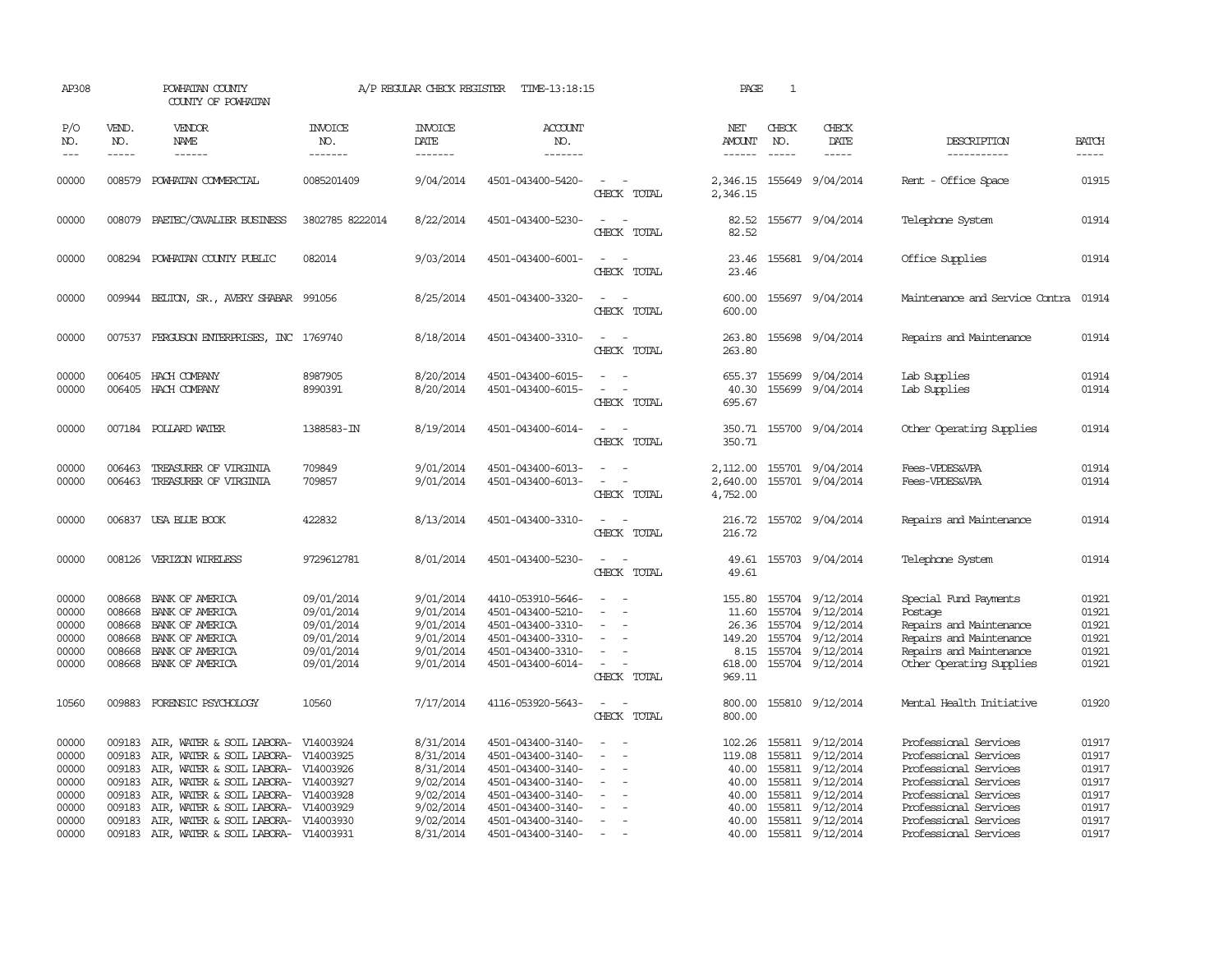AP308 POWHATAN COUNTY A/P REGULAR CHECK REGISTER TIME-13:18:15 PAGE 1

COUNTY OF POWHATAN

| P/O NO. | VEND. NO. | VENDOR NAME | INVOICE NO. | INVOICE DATE | ACCOUNT NO. | | NET AMOUNT | CHECK NO. | CHECK DATE | DESCRIPTION | BATCH |
|---|---|---|---|---|---|---|---|---|---|---|---|
| 00000 | 008579 | POWHATAN COMMERCIAL | 0085201409 | 9/04/2014 | 4501-043400-5420- | - - | 2,346.15 | 155649 | 9/04/2014 | Rent - Office Space | 01915 |
| | | | | | | CHECK TOTAL | 2,346.15 | | | | |
| 00000 | 008079 | PAETEC/CAVALIER BUSINESS | 3802785 8222014 | 8/22/2014 | 4501-043400-5230- | - - | 82.52 | 155677 | 9/04/2014 | Telephone System | 01914 |
| | | | | | | CHECK TOTAL | 82.52 | | | | |
| 00000 | 008294 | POWHATAN COUNTY PUBLIC | 082014 | 9/03/2014 | 4501-043400-6001- | - - | 23.46 | 155681 | 9/04/2014 | Office Supplies | 01914 |
| | | | | | | CHECK TOTAL | 23.46 | | | | |
| 00000 | 009944 | BELTON, SR., AVERY SHABAR | 991056 | 8/25/2014 | 4501-043400-3320- | - - | 600.00 | 155697 | 9/04/2014 | Maintenance and Service Contra | 01914 |
| | | | | | | CHECK TOTAL | 600.00 | | | | |
| 00000 | 007537 | FERGUSON ENTERPRISES, INC | 1769740 | 8/18/2014 | 4501-043400-3310- | - - | 263.80 | 155698 | 9/04/2014 | Repairs and Maintenance | 01914 |
| | | | | | | CHECK TOTAL | 263.80 | | | | |
| 00000 | 006405 | HACH COMPANY | 8987905 | 8/20/2014 | 4501-043400-6015- | - - | 655.37 | 155699 | 9/04/2014 | Lab Supplies | 01914 |
| 00000 | 006405 | HACH COMPANY | 8990391 | 8/20/2014 | 4501-043400-6015- | - - | 40.30 | 155699 | 9/04/2014 | Lab Supplies | 01914 |
| | | | | | | CHECK TOTAL | 695.67 | | | | |
| 00000 | 007184 | POLLARD WATER | 1388583-IN | 8/19/2014 | 4501-043400-6014- | - - | 350.71 | 155700 | 9/04/2014 | Other Operating Supplies | 01914 |
| | | | | | | CHECK TOTAL | 350.71 | | | | |
| 00000 | 006463 | TREASURER OF VIRGINIA | 709849 | 9/01/2014 | 4501-043400-6013- | - - | 2,112.00 | 155701 | 9/04/2014 | Fees-VPDES&VPA | 01914 |
| 00000 | 006463 | TREASURER OF VIRGINIA | 709857 | 9/01/2014 | 4501-043400-6013- | - - | 2,640.00 | 155701 | 9/04/2014 | Fees-VPDES&VPA | 01914 |
| | | | | | | CHECK TOTAL | 4,752.00 | | | | |
| 00000 | 006837 | USA BLUE BOOK | 422832 | 8/13/2014 | 4501-043400-3310- | - - | 216.72 | 155702 | 9/04/2014 | Repairs and Maintenance | 01914 |
| | | | | | | CHECK TOTAL | 216.72 | | | | |
| 00000 | 008126 | VERIZON WIRELESS | 9729612781 | 8/01/2014 | 4501-043400-5230- | - - | 49.61 | 155703 | 9/04/2014 | Telephone System | 01914 |
| | | | | | | CHECK TOTAL | 49.61 | | | | |
| 00000 | 008668 | BANK OF AMERICA | 09/01/2014 | 9/01/2014 | 4410-053910-5646- | - - | 155.80 | 155704 | 9/12/2014 | Special Fund Payments | 01921 |
| 00000 | 008668 | BANK OF AMERICA | 09/01/2014 | 9/01/2014 | 4501-043400-5210- | - - | 11.60 | 155704 | 9/12/2014 | Postage | 01921 |
| 00000 | 008668 | BANK OF AMERICA | 09/01/2014 | 9/01/2014 | 4501-043400-3310- | - - | 26.36 | 155704 | 9/12/2014 | Repairs and Maintenance | 01921 |
| 00000 | 008668 | BANK OF AMERICA | 09/01/2014 | 9/01/2014 | 4501-043400-3310- | - - | 149.20 | 155704 | 9/12/2014 | Repairs and Maintenance | 01921 |
| 00000 | 008668 | BANK OF AMERICA | 09/01/2014 | 9/01/2014 | 4501-043400-3310- | - - | 8.15 | 155704 | 9/12/2014 | Repairs and Maintenance | 01921 |
| 00000 | 008668 | BANK OF AMERICA | 09/01/2014 | 9/01/2014 | 4501-043400-6014- | - - | 618.00 | 155704 | 9/12/2014 | Other Operating Supplies | 01921 |
| | | | | | | CHECK TOTAL | 969.11 | | | | |
| 10560 | 009883 | FORENSIC PSYCHOLOGY | 10560 | 7/17/2014 | 4116-053920-5643- | - - | 800.00 | 155810 | 9/12/2014 | Mental Health Initiative | 01920 |
| | | | | | | CHECK TOTAL | 800.00 | | | | |
| 00000 | 009183 | AIR, WATER & SOIL LABORA- | V14003924 | 8/31/2014 | 4501-043400-3140- | - - | 102.26 | 155811 | 9/12/2014 | Professional Services | 01917 |
| 00000 | 009183 | AIR, WATER & SOIL LABORA- | V14003925 | 8/31/2014 | 4501-043400-3140- | - - | 119.08 | 155811 | 9/12/2014 | Professional Services | 01917 |
| 00000 | 009183 | AIR, WATER & SOIL LABORA- | V14003926 | 8/31/2014 | 4501-043400-3140- | - - | 40.00 | 155811 | 9/12/2014 | Professional Services | 01917 |
| 00000 | 009183 | AIR, WATER & SOIL LABORA- | V14003927 | 9/02/2014 | 4501-043400-3140- | - - | 40.00 | 155811 | 9/12/2014 | Professional Services | 01917 |
| 00000 | 009183 | AIR, WATER & SOIL LABORA- | V14003928 | 9/02/2014 | 4501-043400-3140- | - - | 40.00 | 155811 | 9/12/2014 | Professional Services | 01917 |
| 00000 | 009183 | AIR, WATER & SOIL LABORA- | V14003929 | 9/02/2014 | 4501-043400-3140- | - - | 40.00 | 155811 | 9/12/2014 | Professional Services | 01917 |
| 00000 | 009183 | AIR, WATER & SOIL LABORA- | V14003930 | 9/02/2014 | 4501-043400-3140- | - - | 40.00 | 155811 | 9/12/2014 | Professional Services | 01917 |
| 00000 | 009183 | AIR, WATER & SOIL LABORA- | V14003931 | 8/31/2014 | 4501-043400-3140- | - - | 40.00 | 155811 | 9/12/2014 | Professional Services | 01917 |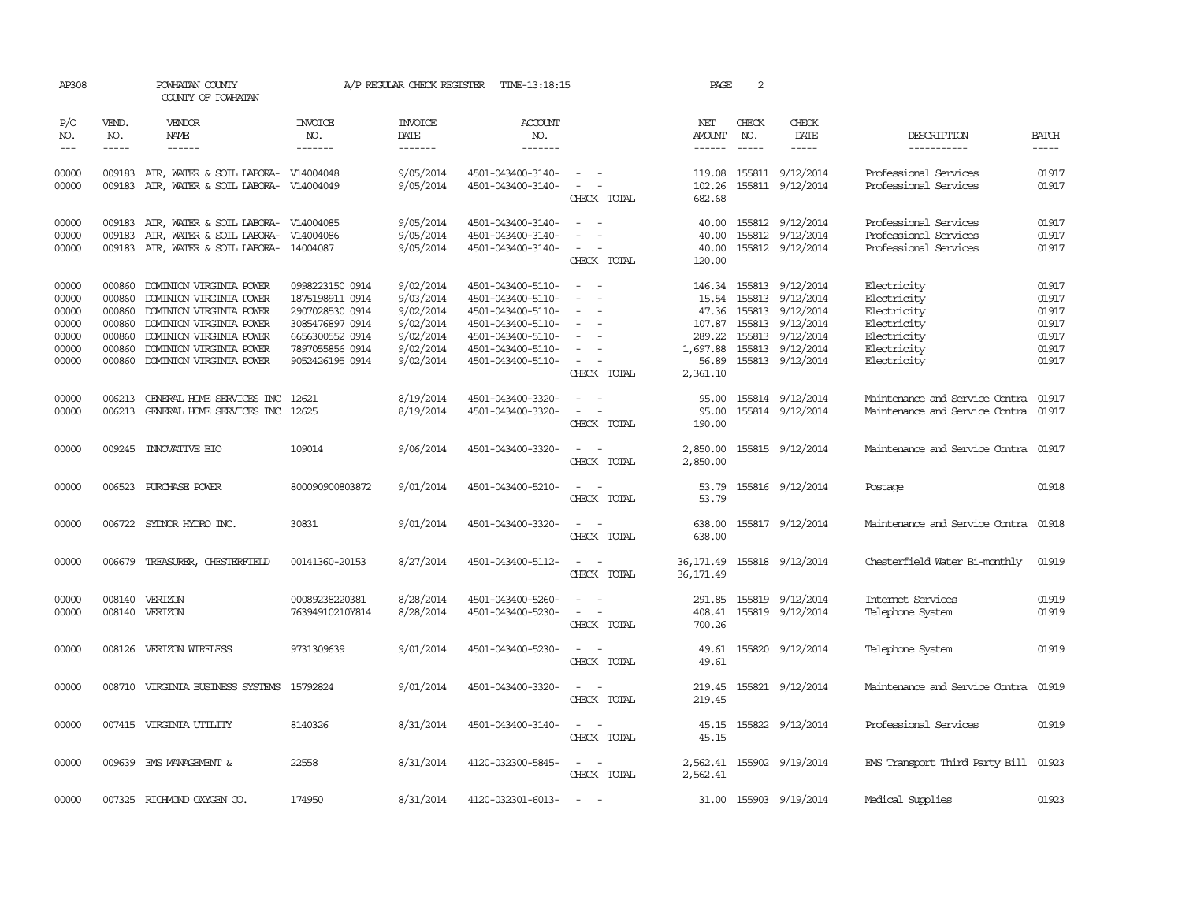AP308 POWHATAN COUNTY COUNTY OF POWHATAN A/P REGULAR CHECK REGISTER TIME-13:18:15 PAGE 2

| P/O NO. | VEND. NO. | VENDOR NAME | INVOICE NO. | INVOICE DATE | ACCOUNT NO. | | NET AMOUNT | CHECK NO. | CHECK DATE | DESCRIPTION | BATCH |
|---|---|---|---|---|---|---|---|---|---|---|---|
| 00000 | 009183 | AIR, WATER & SOIL LABORA- | V14004048 | 9/05/2014 | 4501-043400-3140- | - - | 119.08 | 155811 | 9/12/2014 | Professional Services | 01917 |
| 00000 | 009183 | AIR, WATER & SOIL LABORA- | V14004049 | 9/05/2014 | 4501-043400-3140- | - - | 102.26 | 155811 | 9/12/2014 | Professional Services | 01917 |
| | | | | | | CHECK TOTAL | 682.68 | | | | |
| 00000 | 009183 | AIR, WATER & SOIL LABORA- | V14004085 | 9/05/2014 | 4501-043400-3140- | - - | 40.00 | 155812 | 9/12/2014 | Professional Services | 01917 |
| 00000 | 009183 | AIR, WATER & SOIL LABORA- | V14004086 | 9/05/2014 | 4501-043400-3140- | - - | 40.00 | 155812 | 9/12/2014 | Professional Services | 01917 |
| 00000 | 009183 | AIR, WATER & SOIL LABORA- | 14004087 | 9/05/2014 | 4501-043400-3140- | - - | 40.00 | 155812 | 9/12/2014 | Professional Services | 01917 |
| | | | | | | CHECK TOTAL | 120.00 | | | | |
| 00000 | 000860 | DOMINION VIRGINIA POWER | 0998223150 0914 | 9/02/2014 | 4501-043400-5110- | - - | 146.34 | 155813 | 9/12/2014 | Electricity | 01917 |
| 00000 | 000860 | DOMINION VIRGINIA POWER | 1875198911 0914 | 9/03/2014 | 4501-043400-5110- | - - | 15.54 | 155813 | 9/12/2014 | Electricity | 01917 |
| 00000 | 000860 | DOMINION VIRGINIA POWER | 2907028530 0914 | 9/02/2014 | 4501-043400-5110- | - - | 47.36 | 155813 | 9/12/2014 | Electricity | 01917 |
| 00000 | 000860 | DOMINION VIRGINIA POWER | 3085476897 0914 | 9/02/2014 | 4501-043400-5110- | - - | 107.87 | 155813 | 9/12/2014 | Electricity | 01917 |
| 00000 | 000860 | DOMINION VIRGINIA POWER | 6656300552 0914 | 9/02/2014 | 4501-043400-5110- | - - | 289.22 | 155813 | 9/12/2014 | Electricity | 01917 |
| 00000 | 000860 | DOMINION VIRGINIA POWER | 7897055856 0914 | 9/02/2014 | 4501-043400-5110- | - - | 1,697.88 | 155813 | 9/12/2014 | Electricity | 01917 |
| 00000 | 000860 | DOMINION VIRGINIA POWER | 9052426195 0914 | 9/02/2014 | 4501-043400-5110- | - - | 56.89 | 155813 | 9/12/2014 | Electricity | 01917 |
| | | | | | | CHECK TOTAL | 2,361.10 | | | | |
| 00000 | 006213 | GENERAL HOME SERVICES INC | 12621 | 8/19/2014 | 4501-043400-3320- | - - | 95.00 | 155814 | 9/12/2014 | Maintenance and Service Contra | 01917 |
| 00000 | 006213 | GENERAL HOME SERVICES INC | 12625 | 8/19/2014 | 4501-043400-3320- | - - | 95.00 | 155814 | 9/12/2014 | Maintenance and Service Contra | 01917 |
| | | | | | | CHECK TOTAL | 190.00 | | | | |
| 00000 | 009245 | INNOVATIVE BIO | 109014 | 9/06/2014 | 4501-043400-3320- | - - | 2,850.00 | 155815 | 9/12/2014 | Maintenance and Service Contra | 01917 |
| | | | | | | CHECK TOTAL | 2,850.00 | | | | |
| 00000 | 006523 | PURCHASE POWER | 800090900803872 | 9/01/2014 | 4501-043400-5210- | - - | 53.79 | 155816 | 9/12/2014 | Postage | 01918 |
| | | | | | | CHECK TOTAL | 53.79 | | | | |
| 00000 | 006722 | SYDNOR HYDRO INC. | 30831 | 9/01/2014 | 4501-043400-3320- | - - | 638.00 | 155817 | 9/12/2014 | Maintenance and Service Contra | 01918 |
| | | | | | | CHECK TOTAL | 638.00 | | | | |
| 00000 | 006679 | TREASURER, CHESTERFIELD | 00141360-20153 | 8/27/2014 | 4501-043400-5112- | - - | 36,171.49 | 155818 | 9/12/2014 | Chesterfield Water Bi-monthly | 01919 |
| | | | | | | CHECK TOTAL | 36,171.49 | | | | |
| 00000 | 008140 | VERIZON | 00089238220381 | 8/28/2014 | 4501-043400-5260- | - - | 291.85 | 155819 | 9/12/2014 | Internet Services | 01919 |
| 00000 | 008140 | VERIZON | 76394910210Y814 | 8/28/2014 | 4501-043400-5230- | - - | 408.41 | 155819 | 9/12/2014 | Telephone System | 01919 |
| | | | | | | CHECK TOTAL | 700.26 | | | | |
| 00000 | 008126 | VERIZON WIRELESS | 9731309639 | 9/01/2014 | 4501-043400-5230- | - - | 49.61 | 155820 | 9/12/2014 | Telephone System | 01919 |
| | | | | | | CHECK TOTAL | 49.61 | | | | |
| 00000 | 008710 | VIRGINIA BUSINESS SYSTEMS | 15792824 | 9/01/2014 | 4501-043400-3320- | - - | 219.45 | 155821 | 9/12/2014 | Maintenance and Service Contra | 01919 |
| | | | | | | CHECK TOTAL | 219.45 | | | | |
| 00000 | 007415 | VIRGINIA UTILITY | 8140326 | 8/31/2014 | 4501-043400-3140- | - - | 45.15 | 155822 | 9/12/2014 | Professional Services | 01919 |
| | | | | | | CHECK TOTAL | 45.15 | | | | |
| 00000 | 009639 | EMS MANAGEMENT & | 22558 | 8/31/2014 | 4120-032300-5845- | - - | 2,562.41 | 155902 | 9/19/2014 | EMS Transport Third Party Bill | 01923 |
| | | | | | | CHECK TOTAL | 2,562.41 | | | | |
| 00000 | 007325 | RICHMOND OXYGEN CO. | 174950 | 8/31/2014 | 4120-032301-6013- | - - | 31.00 | 155903 | 9/19/2014 | Medical Supplies | 01923 |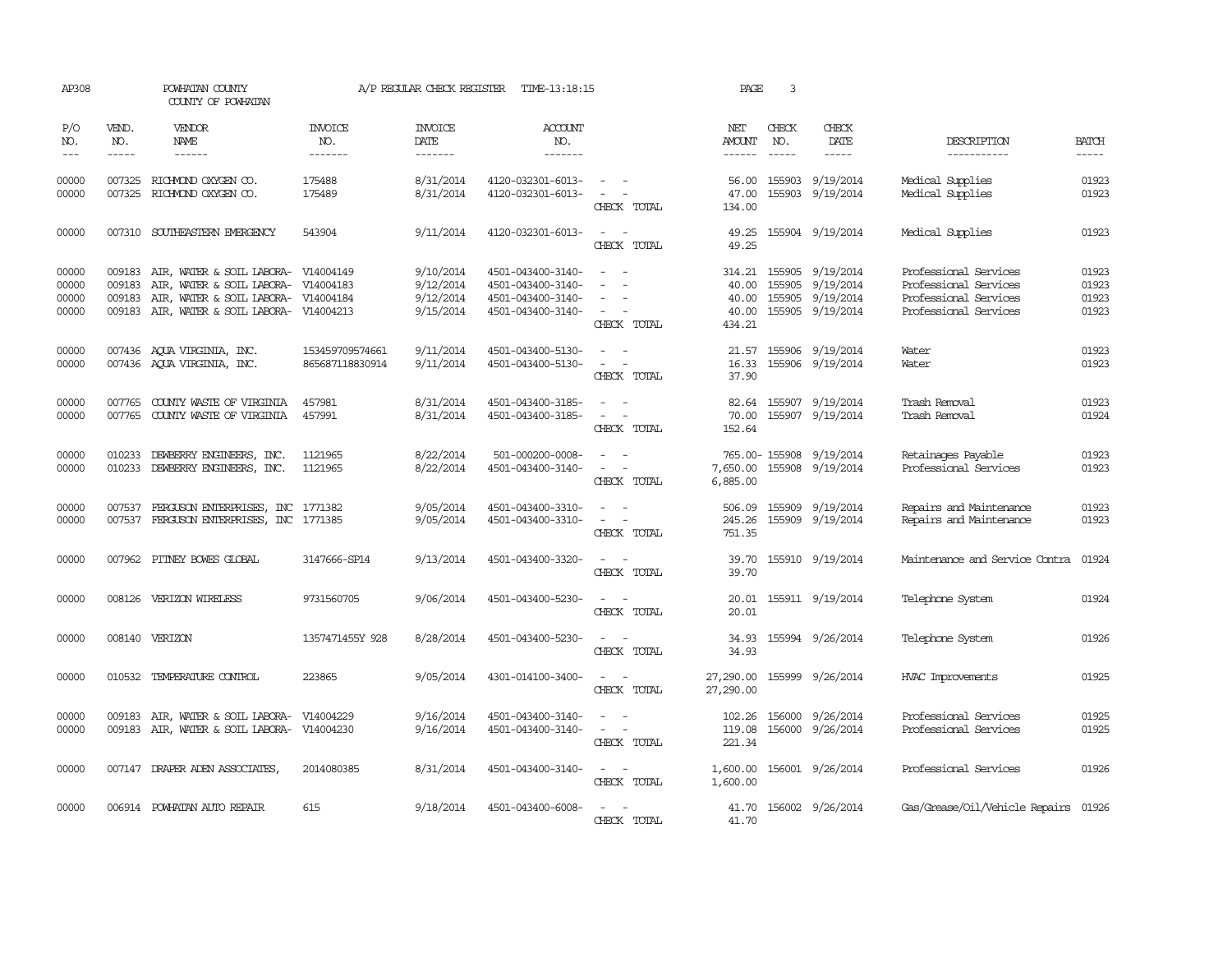AP308 POWHATAN COUNTY A/P REGULAR CHECK REGISTER TIME-13:18:15 PAGE 3

COUNTY OF POWHATAN

| P/O NO. | VEND. NO. | VENDOR NAME | INVOICE NO. | INVOICE DATE | ACCOUNT NO. | | NET AMOUNT | CHECK NO. | CHECK DATE | DESCRIPTION | BATCH |
|---|---|---|---|---|---|---|---|---|---|---|---|
| 00000 | 007325 | RICHMOND OXYGEN CO. | 175488 | 8/31/2014 | 4120-032301-6013- | - - | 56.00 | 155903 | 9/19/2014 | Medical Supplies | 01923 |
| 00000 | 007325 | RICHMOND OXYGEN CO. | 175489 | 8/31/2014 | 4120-032301-6013- | - - | 47.00 | 155903 | 9/19/2014 | Medical Supplies | 01923 |
| | | | | | | CHECK TOTAL | 134.00 | | | | |
| 00000 | 007310 | SOUTHEASTERN EMERGENCY | 543904 | 9/11/2014 | 4120-032301-6013- | - - | 49.25 | 155904 | 9/19/2014 | Medical Supplies | 01923 |
| | | | | | | CHECK TOTAL | 49.25 | | | | |
| 00000 | 009183 | AIR, WATER & SOIL LABORA- | V14004149 | 9/10/2014 | 4501-043400-3140- | - - | 314.21 | 155905 | 9/19/2014 | Professional Services | 01923 |
| 00000 | 009183 | AIR, WATER & SOIL LABORA- | V14004183 | 9/12/2014 | 4501-043400-3140- | - - | 40.00 | 155905 | 9/19/2014 | Professional Services | 01923 |
| 00000 | 009183 | AIR, WATER & SOIL LABORA- | V14004184 | 9/12/2014 | 4501-043400-3140- | - - | 40.00 | 155905 | 9/19/2014 | Professional Services | 01923 |
| 00000 | 009183 | AIR, WATER & SOIL LABORA- | V14004213 | 9/15/2014 | 4501-043400-3140- | - - | 40.00 | 155905 | 9/19/2014 | Professional Services | 01923 |
| | | | | | | CHECK TOTAL | 434.21 | | | | |
| 00000 | 007436 | AQUA VIRGINIA, INC. | 153459709574661 | 9/11/2014 | 4501-043400-5130- | - - | 21.57 | 155906 | 9/19/2014 | Water | 01923 |
| 00000 | 007436 | AQUA VIRGINIA, INC. | 865687118830914 | 9/11/2014 | 4501-043400-5130- | - - | 16.33 | 155906 | 9/19/2014 | Water | 01923 |
| | | | | | | CHECK TOTAL | 37.90 | | | | |
| 00000 | 007765 | COUNTY WASTE OF VIRGINIA | 457981 | 8/31/2014 | 4501-043400-3185- | - - | 82.64 | 155907 | 9/19/2014 | Trash Removal | 01923 |
| 00000 | 007765 | COUNTY WASTE OF VIRGINIA | 457991 | 8/31/2014 | 4501-043400-3185- | - - | 70.00 | 155907 | 9/19/2014 | Trash Removal | 01924 |
| | | | | | | CHECK TOTAL | 152.64 | | | | |
| 00000 | 010233 | DEWBERRY ENGINEERS, INC. | 1121965 | 8/22/2014 | 501-000200-0008- | - - | 765.00- | 155908 | 9/19/2014 | Retainages Payable | 01923 |
| 00000 | 010233 | DEWBERRY ENGINEERS, INC. | 1121965 | 8/22/2014 | 4501-043400-3140- | - - | 7,650.00 | 155908 | 9/19/2014 | Professional Services | 01923 |
| | | | | | | CHECK TOTAL | 6,885.00 | | | | |
| 00000 | 007537 | FERGUSON ENTERPRISES, INC | 1771382 | 9/05/2014 | 4501-043400-3310- | - - | 506.09 | 155909 | 9/19/2014 | Repairs and Maintenance | 01923 |
| 00000 | 007537 | FERGUSON ENTERPRISES, INC | 1771385 | 9/05/2014 | 4501-043400-3310- | - - | 245.26 | 155909 | 9/19/2014 | Repairs and Maintenance | 01923 |
| | | | | | | CHECK TOTAL | 751.35 | | | | |
| 00000 | 007962 | PITNEY BOWES GLOBAL | 3147666-SP14 | 9/13/2014 | 4501-043400-3320- | - - | 39.70 | 155910 | 9/19/2014 | Maintenance and Service Contra | 01924 |
| | | | | | | CHECK TOTAL | 39.70 | | | | |
| 00000 | 008126 | VERIZON WIRELESS | 9731560705 | 9/06/2014 | 4501-043400-5230- | - - | 20.01 | 155911 | 9/19/2014 | Telephone System | 01924 |
| | | | | | | CHECK TOTAL | 20.01 | | | | |
| 00000 | 008140 | VERIZON | 1357471455Y 928 | 8/28/2014 | 4501-043400-5230- | - - | 34.93 | 155994 | 9/26/2014 | Telephone System | 01926 |
| | | | | | | CHECK TOTAL | 34.93 | | | | |
| 00000 | 010532 | TEMPERATURE CONTROL | 223865 | 9/05/2014 | 4301-014100-3400- | - - | 27,290.00 | 155999 | 9/26/2014 | HVAC Improvements | 01925 |
| | | | | | | CHECK TOTAL | 27,290.00 | | | | |
| 00000 | 009183 | AIR, WATER & SOIL LABORA- | V14004229 | 9/16/2014 | 4501-043400-3140- | - - | 102.26 | 156000 | 9/26/2014 | Professional Services | 01925 |
| 00000 | 009183 | AIR, WATER & SOIL LABORA- | V14004230 | 9/16/2014 | 4501-043400-3140- | - - | 119.08 | 156000 | 9/26/2014 | Professional Services | 01925 |
| | | | | | | CHECK TOTAL | 221.34 | | | | |
| 00000 | 007147 | DRAPER ADEN ASSOCIATES, | 2014080385 | 8/31/2014 | 4501-043400-3140- | - - | 1,600.00 | 156001 | 9/26/2014 | Professional Services | 01926 |
| | | | | | | CHECK TOTAL | 1,600.00 | | | | |
| 00000 | 006914 | POWHATAN AUTO REPAIR | 615 | 9/18/2014 | 4501-043400-6008- | - - | 41.70 | 156002 | 9/26/2014 | Gas/Grease/Oil/Vehicle Repairs | 01926 |
| | | | | | | CHECK TOTAL | 41.70 | | | | |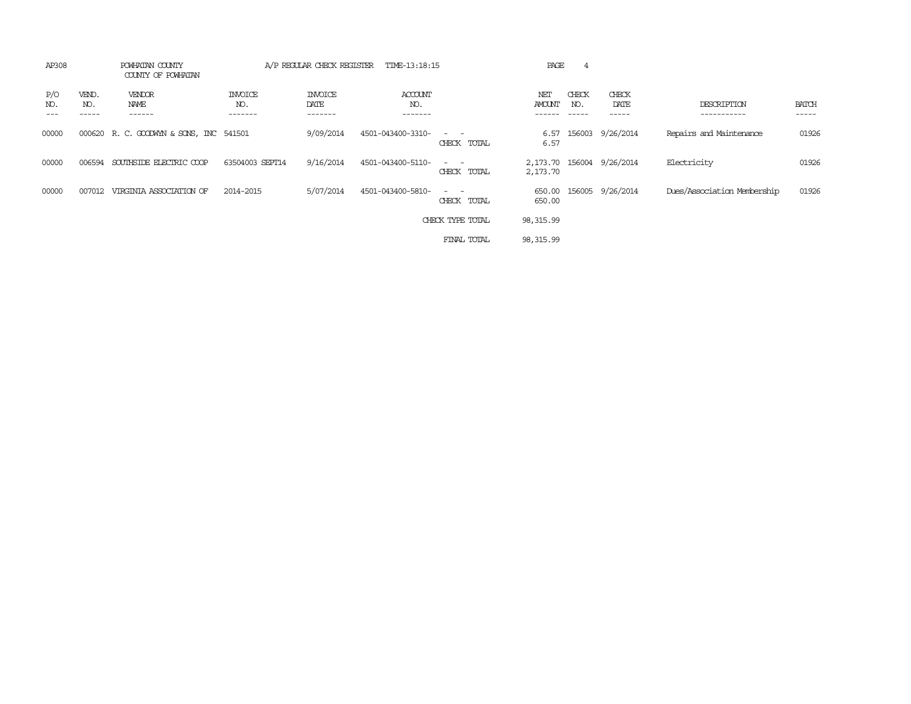AP308 POWHATAN COUNTY A/P REGULAR CHECK REGISTER TIME-13:18:15 PAGE 4

COUNTY OF POWHATAN

| P/O NO. | VEND. NO. | VENDOR NAME | INVOICE NO. | INVOICE DATE | ACCOUNT NO. | | NET AMOUNT | CHECK NO. | CHECK DATE | DESCRIPTION | BATCH |
|---|---|---|---|---|---|---|---|---|---|---|---|
| 00000 | 000620 | R. C. GOODWYN & SONS, INC | 541501 | 9/09/2014 | 4501-043400-3310- | - - | 6.57 | 156003 | 9/26/2014 | Repairs and Maintenance | 01926 |
| | | | | | | CHECK TOTAL | 6.57 | | | | |
| 00000 | 006594 | SOUTHSIDE ELECTRIC COOP | 63504003 SEPT14 | 9/16/2014 | 4501-043400-5110- | - - | 2,173.70 | 156004 | 9/26/2014 | Electricity | 01926 |
| | | | | | | CHECK TOTAL | 2,173.70 | | | | |
| 00000 | 007012 | VIRGINIA ASSOCIATION OF | 2014-2015 | 5/07/2014 | 4501-043400-5810- | - - | 650.00 | 156005 | 9/26/2014 | Dues/Association Membership | 01926 |
| | | | | | | CHECK TOTAL | 650.00 | | | | |
| | | | | | | CHECK TYPE TOTAL | 98,315.99 | | | | |
| | | | | | | FINAL TOTAL | 98,315.99 | | | | |